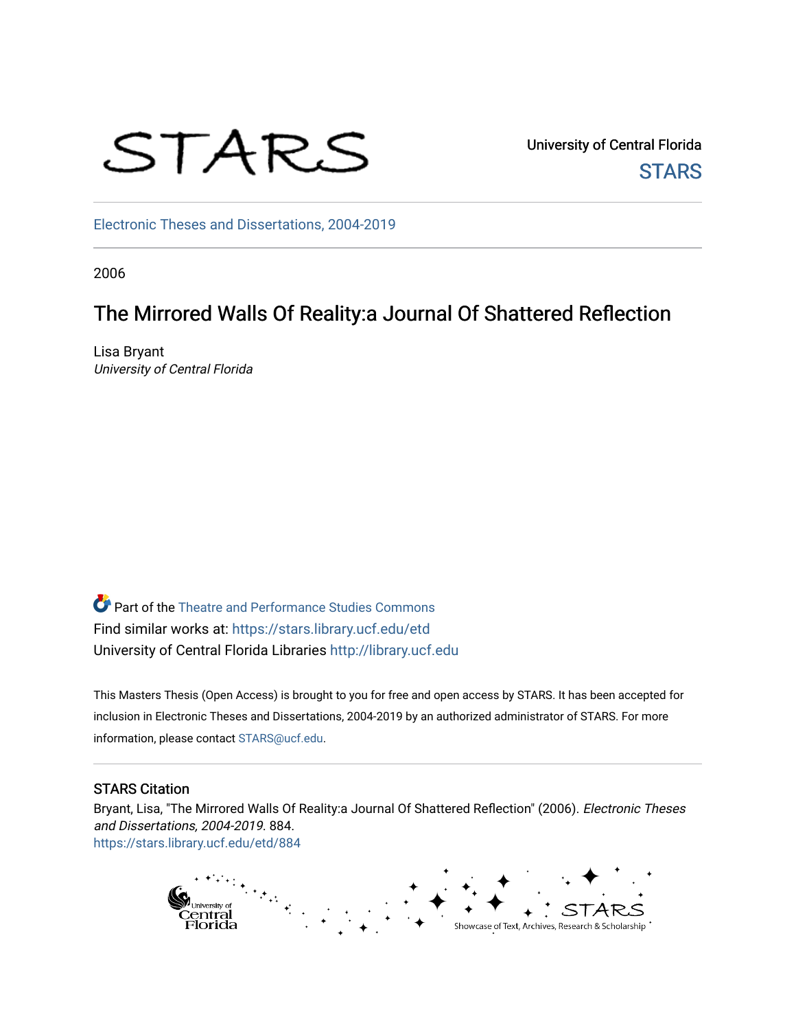University of Central Florida

STARS

Electronic Theses and Dissertations, 2004-2019

2006

# The Mirrored Walls Of Reality:a Journal Of Shattered Reflection

Lisa Bryant
*University of Central Florida*

Part of the Theatre and Performance Studies Commons
Find similar works at: https://stars.library.ucf.edu/etd
University of Central Florida Libraries http://library.ucf.edu

This Masters Thesis (Open Access) is brought to you for free and open access by STARS. It has been accepted for inclusion in Electronic Theses and Dissertations, 2004-2019 by an authorized administrator of STARS. For more information, please contact STARS@ucf.edu.

## STARS Citation

Bryant, Lisa, "The Mirrored Walls Of Reality:a Journal Of Shattered Reflection" (2006). *Electronic Theses and Dissertations, 2004-2019*. 884.
https://stars.library.ucf.edu/etd/884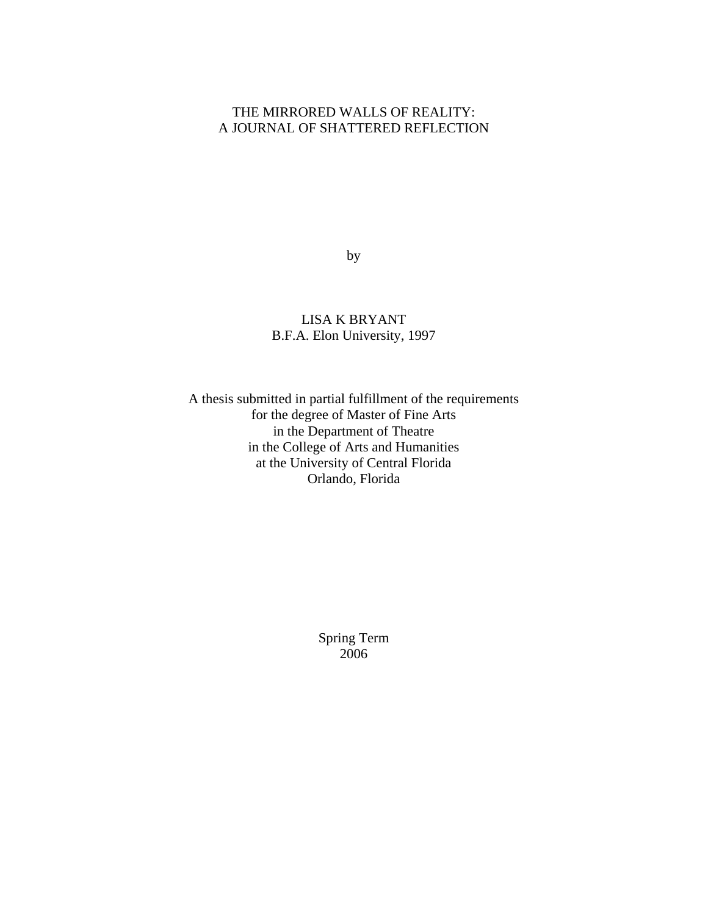# THE MIRRORED WALLS OF REALITY: A JOURNAL OF SHATTERED REFLECTION

by

LISA K BRYANT
B.F.A. Elon University, 1997

A thesis submitted in partial fulfillment of the requirements
for the degree of Master of Fine Arts
in the Department of Theatre
in the College of Arts and Humanities
at the University of Central Florida
Orlando, Florida

Spring Term
2006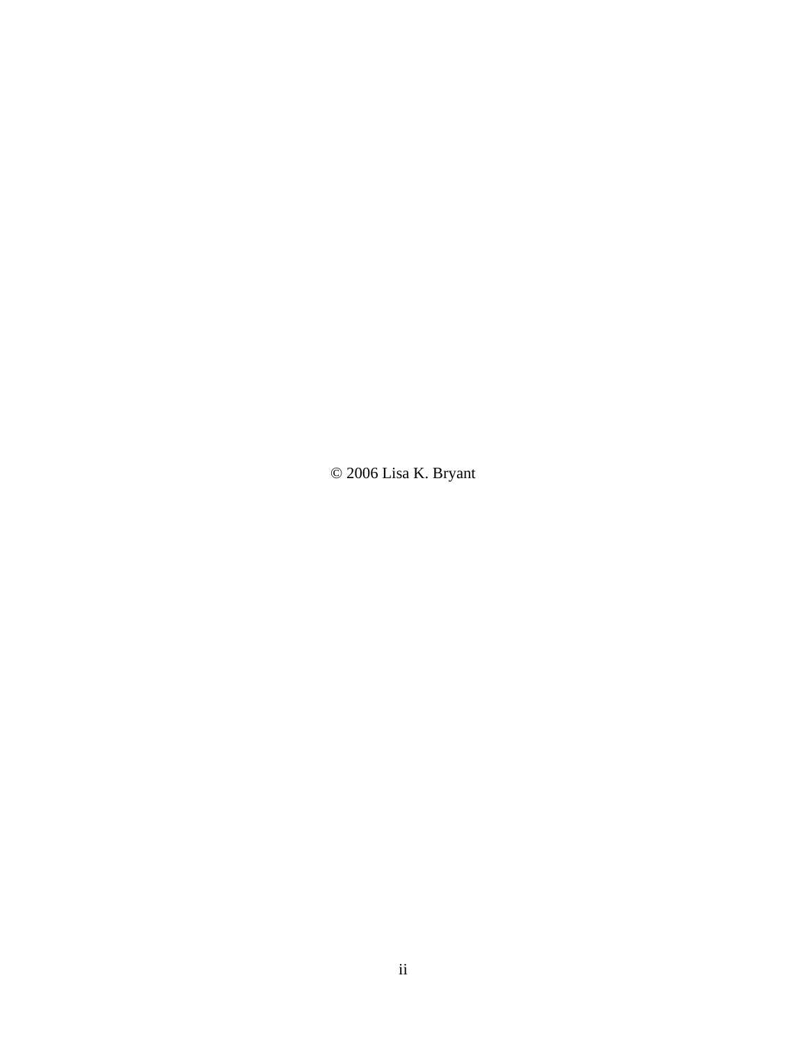© 2006 Lisa K. Bryant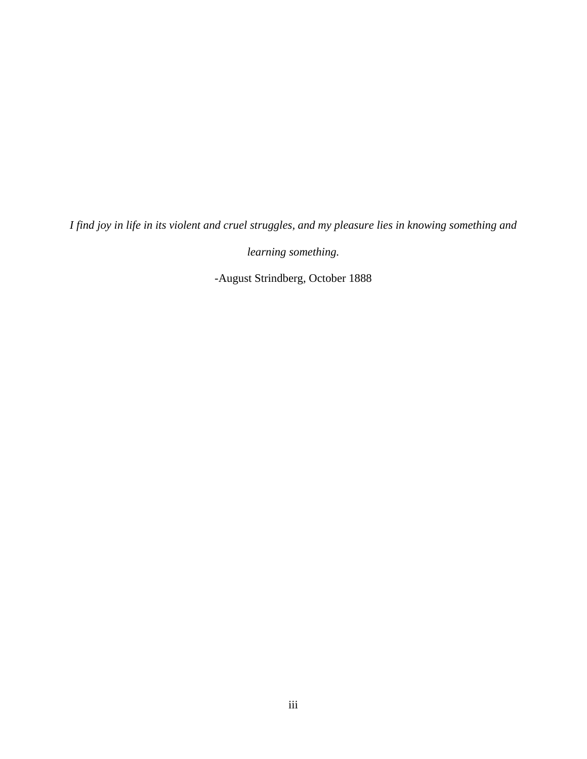*I find joy in life in its violent and cruel struggles, and my pleasure lies in knowing something and learning something.*

-August Strindberg, October 1888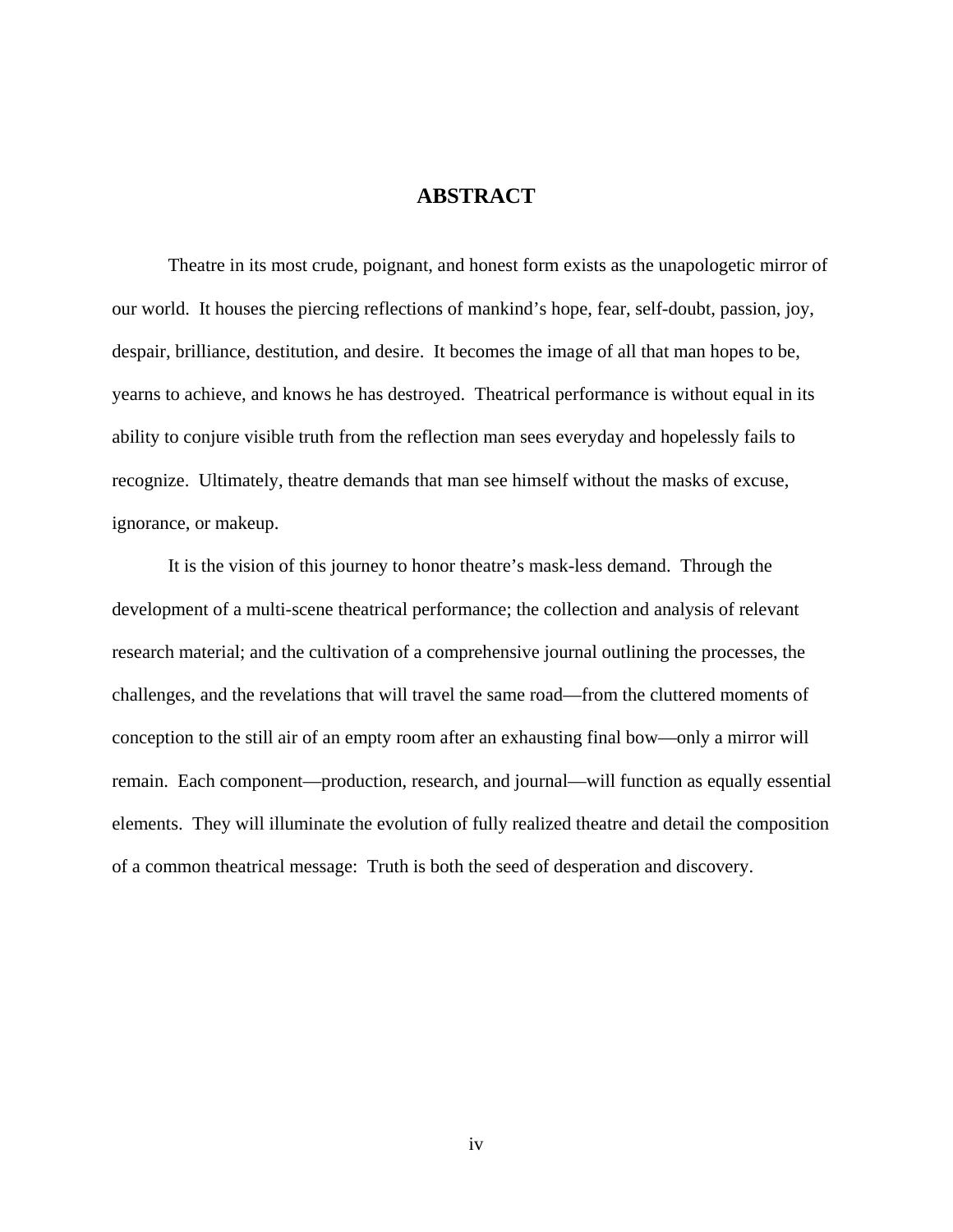# ABSTRACT

Theatre in its most crude, poignant, and honest form exists as the unapologetic mirror of our world. It houses the piercing reflections of mankind's hope, fear, self-doubt, passion, joy, despair, brilliance, destitution, and desire. It becomes the image of all that man hopes to be, yearns to achieve, and knows he has destroyed. Theatrical performance is without equal in its ability to conjure visible truth from the reflection man sees everyday and hopelessly fails to recognize. Ultimately, theatre demands that man see himself without the masks of excuse, ignorance, or makeup.

It is the vision of this journey to honor theatre's mask-less demand. Through the development of a multi-scene theatrical performance; the collection and analysis of relevant research material; and the cultivation of a comprehensive journal outlining the processes, the challenges, and the revelations that will travel the same road—from the cluttered moments of conception to the still air of an empty room after an exhausting final bow—only a mirror will remain. Each component—production, research, and journal—will function as equally essential elements. They will illuminate the evolution of fully realized theatre and detail the composition of a common theatrical message: Truth is both the seed of desperation and discovery.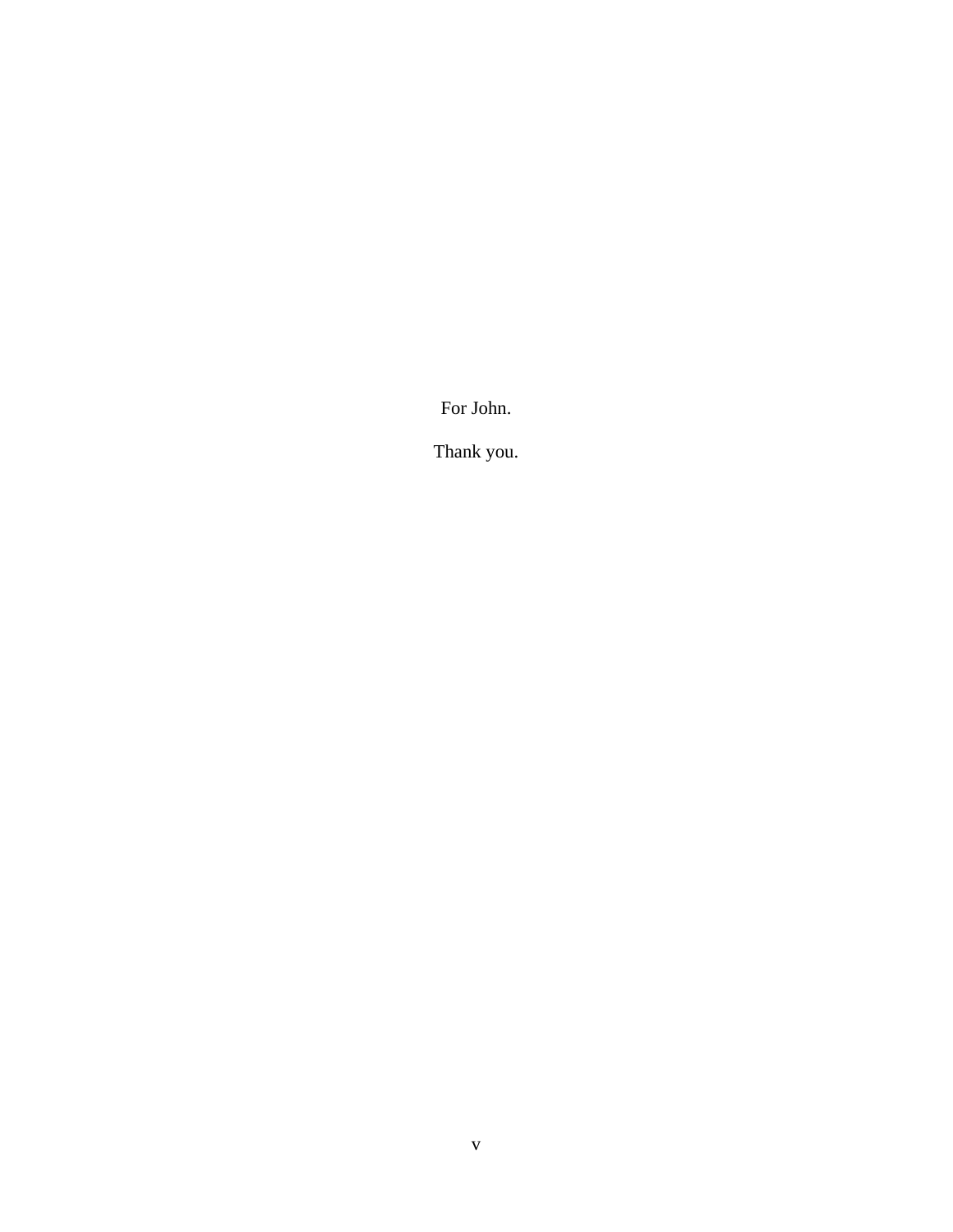For John.

Thank you.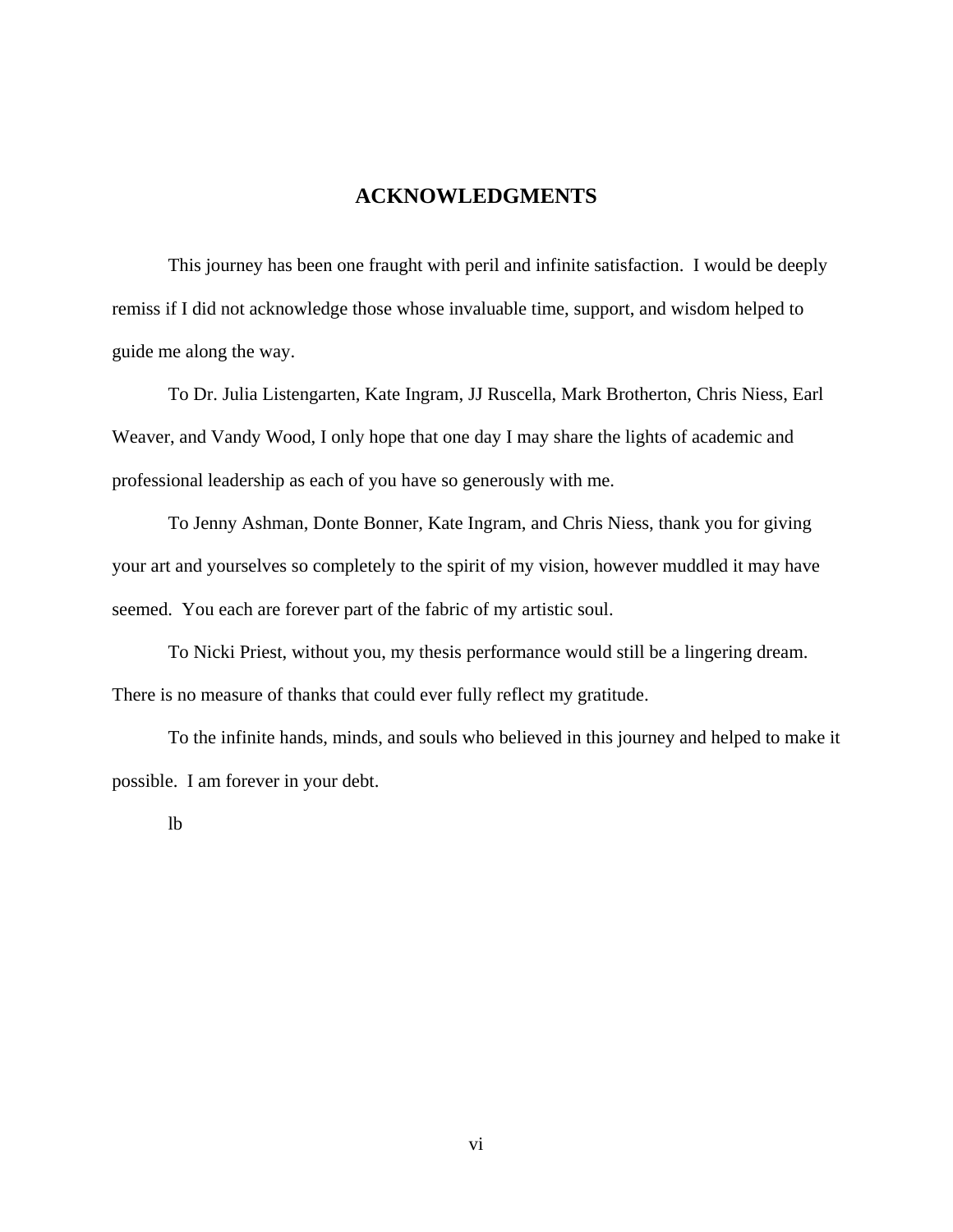# ACKNOWLEDGMENTS

This journey has been one fraught with peril and infinite satisfaction. I would be deeply remiss if I did not acknowledge those whose invaluable time, support, and wisdom helped to guide me along the way.

To Dr. Julia Listengarten, Kate Ingram, JJ Ruscella, Mark Brotherton, Chris Niess, Earl Weaver, and Vandy Wood, I only hope that one day I may share the lights of academic and professional leadership as each of you have so generously with me.

To Jenny Ashman, Donte Bonner, Kate Ingram, and Chris Niess, thank you for giving your art and yourselves so completely to the spirit of my vision, however muddled it may have seemed. You each are forever part of the fabric of my artistic soul.

To Nicki Priest, without you, my thesis performance would still be a lingering dream. There is no measure of thanks that could ever fully reflect my gratitude.

To the infinite hands, minds, and souls who believed in this journey and helped to make it possible. I am forever in your debt.

lb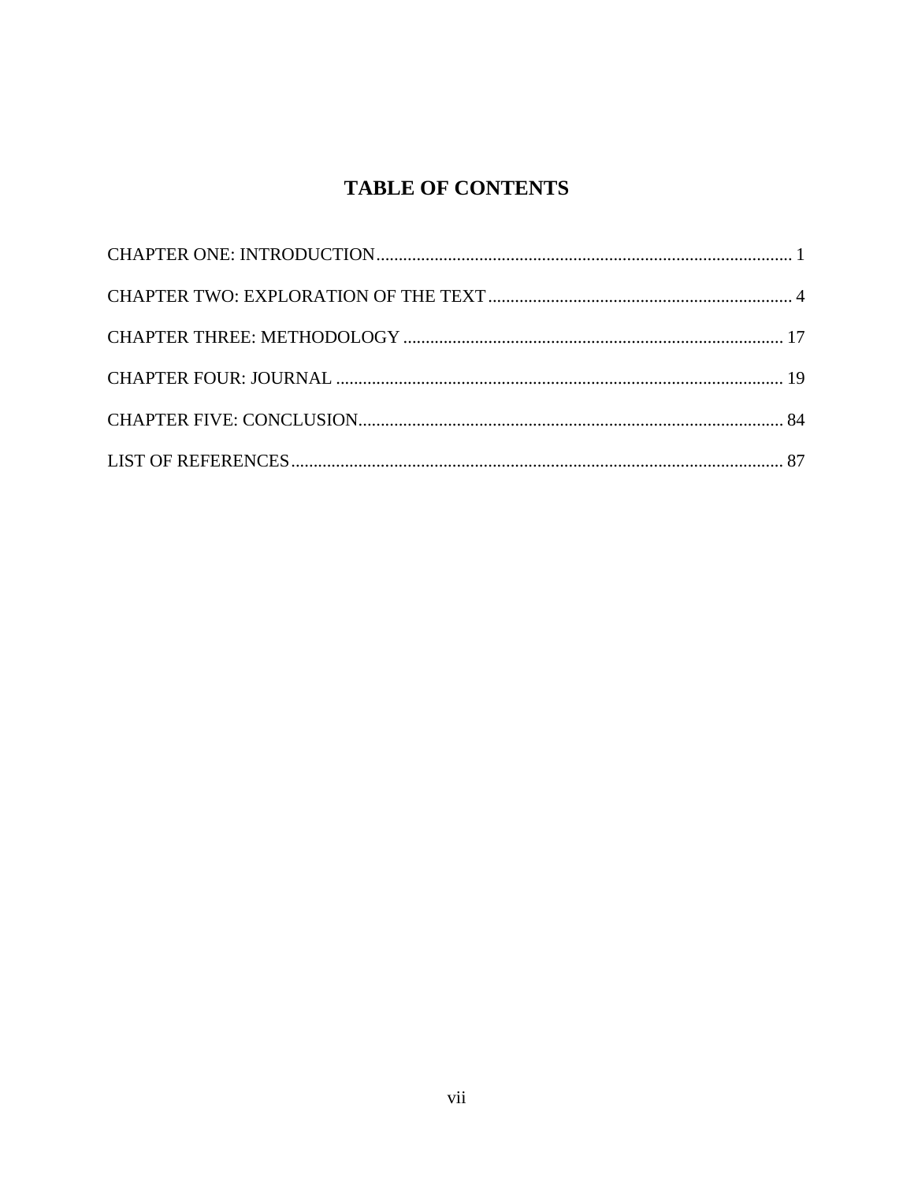# TABLE OF CONTENTS

CHAPTER ONE: INTRODUCTION ............................................................................................ 1

CHAPTER TWO: EXPLORATION OF THE TEXT .................................................................... 4

CHAPTER THREE: METHODOLOGY ..................................................................................... 17

CHAPTER FOUR: JOURNAL .................................................................................................... 19

CHAPTER FIVE: CONCLUSION .............................................................................................. 84

LIST OF REFERENCES ............................................................................................................. 87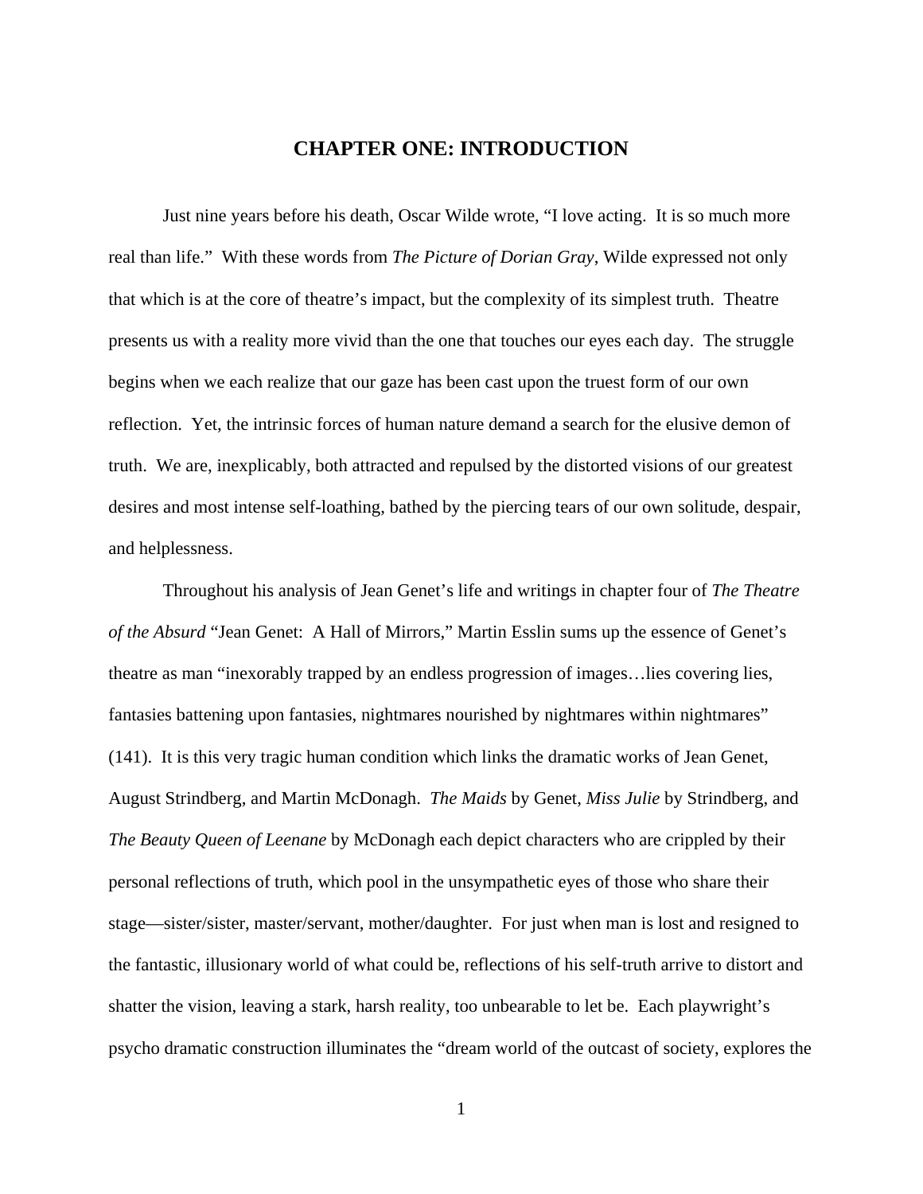# CHAPTER ONE: INTRODUCTION

Just nine years before his death, Oscar Wilde wrote, "I love acting. It is so much more real than life." With these words from *The Picture of Dorian Gray*, Wilde expressed not only that which is at the core of theatre's impact, but the complexity of its simplest truth. Theatre presents us with a reality more vivid than the one that touches our eyes each day. The struggle begins when we each realize that our gaze has been cast upon the truest form of our own reflection. Yet, the intrinsic forces of human nature demand a search for the elusive demon of truth. We are, inexplicably, both attracted and repulsed by the distorted visions of our greatest desires and most intense self-loathing, bathed by the piercing tears of our own solitude, despair, and helplessness.

Throughout his analysis of Jean Genet's life and writings in chapter four of *The Theatre of the Absurd* "Jean Genet: A Hall of Mirrors," Martin Esslin sums up the essence of Genet's theatre as man "inexorably trapped by an endless progression of images…lies covering lies, fantasies battening upon fantasies, nightmares nourished by nightmares within nightmares" (141). It is this very tragic human condition which links the dramatic works of Jean Genet, August Strindberg, and Martin McDonagh. *The Maids* by Genet, *Miss Julie* by Strindberg, and *The Beauty Queen of Leenane* by McDonagh each depict characters who are crippled by their personal reflections of truth, which pool in the unsympathetic eyes of those who share their stage—sister/sister, master/servant, mother/daughter. For just when man is lost and resigned to the fantastic, illusionary world of what could be, reflections of his self-truth arrive to distort and shatter the vision, leaving a stark, harsh reality, too unbearable to let be. Each playwright's psycho dramatic construction illuminates the "dream world of the outcast of society, explores the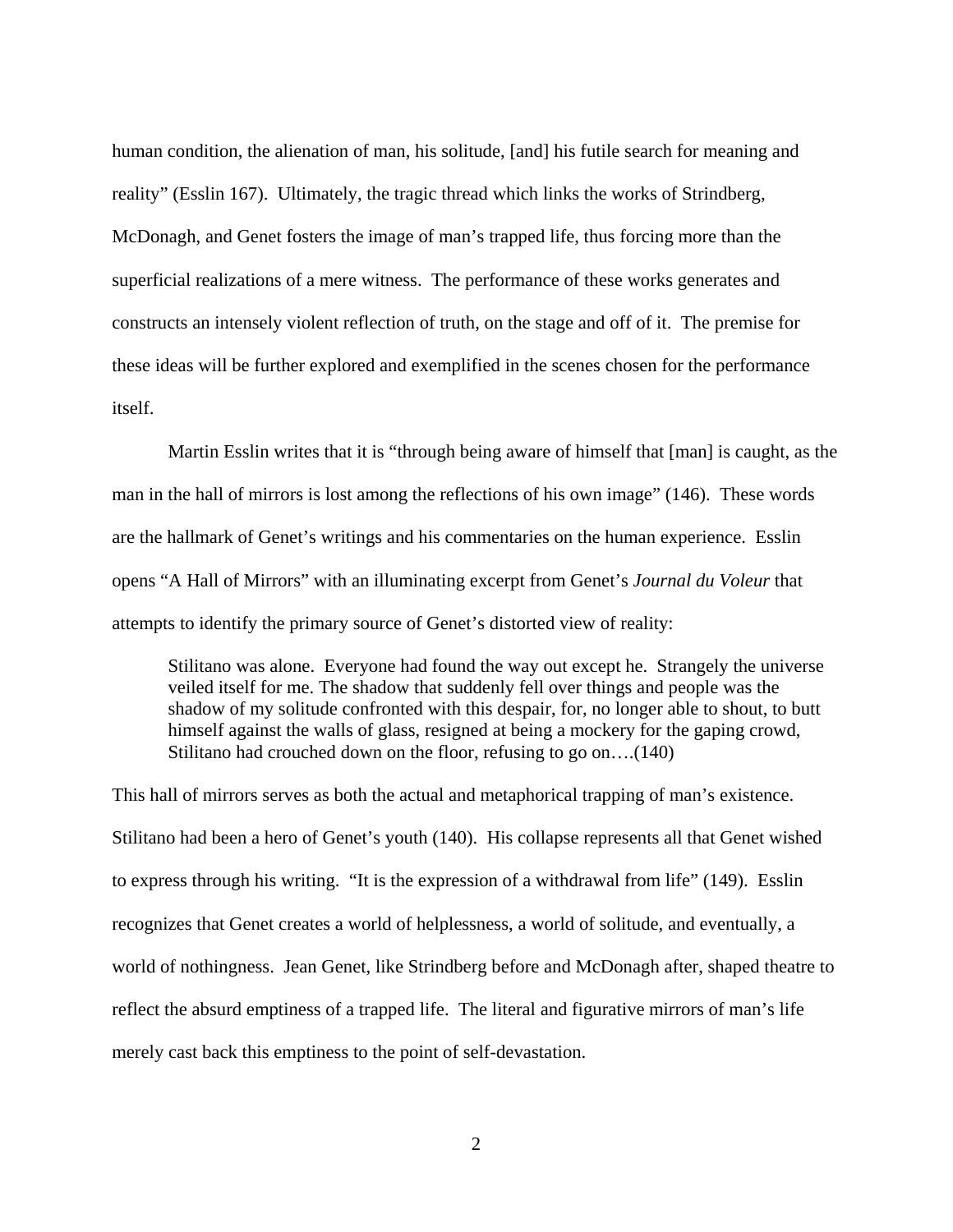human condition, the alienation of man, his solitude, [and] his futile search for meaning and reality" (Esslin 167). Ultimately, the tragic thread which links the works of Strindberg, McDonagh, and Genet fosters the image of man's trapped life, thus forcing more than the superficial realizations of a mere witness. The performance of these works generates and constructs an intensely violent reflection of truth, on the stage and off of it. The premise for these ideas will be further explored and exemplified in the scenes chosen for the performance itself.

Martin Esslin writes that it is "through being aware of himself that [man] is caught, as the man in the hall of mirrors is lost among the reflections of his own image" (146). These words are the hallmark of Genet's writings and his commentaries on the human experience. Esslin opens "A Hall of Mirrors" with an illuminating excerpt from Genet's *Journal du Voleur* that attempts to identify the primary source of Genet's distorted view of reality:

> Stilitano was alone. Everyone had found the way out except he. Strangely the universe veiled itself for me. The shadow that suddenly fell over things and people was the shadow of my solitude confronted with this despair, for, no longer able to shout, to butt himself against the walls of glass, resigned at being a mockery for the gaping crowd, Stilitano had crouched down on the floor, refusing to go on….(140)

This hall of mirrors serves as both the actual and metaphorical trapping of man's existence. Stilitano had been a hero of Genet's youth (140). His collapse represents all that Genet wished to express through his writing. "It is the expression of a withdrawal from life" (149). Esslin recognizes that Genet creates a world of helplessness, a world of solitude, and eventually, a world of nothingness. Jean Genet, like Strindberg before and McDonagh after, shaped theatre to reflect the absurd emptiness of a trapped life. The literal and figurative mirrors of man's life merely cast back this emptiness to the point of self-devastation.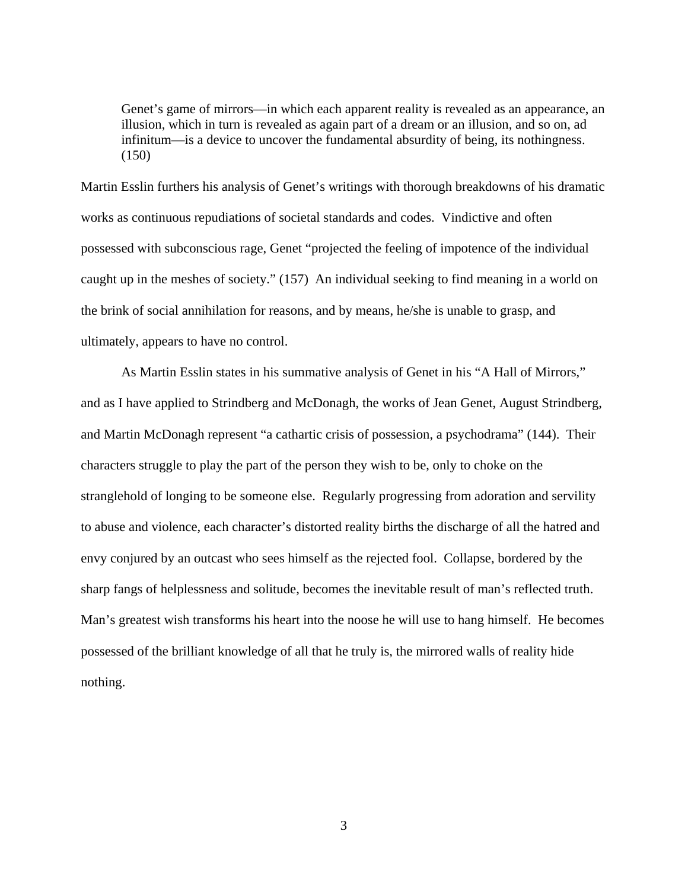> Genet's game of mirrors—in which each apparent reality is revealed as an appearance, an illusion, which in turn is revealed as again part of a dream or an illusion, and so on, ad infinitum—is a device to uncover the fundamental absurdity of being, its nothingness. (150)

Martin Esslin furthers his analysis of Genet's writings with thorough breakdowns of his dramatic works as continuous repudiations of societal standards and codes. Vindictive and often possessed with subconscious rage, Genet "projected the feeling of impotence of the individual caught up in the meshes of society." (157) An individual seeking to find meaning in a world on the brink of social annihilation for reasons, and by means, he/she is unable to grasp, and ultimately, appears to have no control.

As Martin Esslin states in his summative analysis of Genet in his "A Hall of Mirrors," and as I have applied to Strindberg and McDonagh, the works of Jean Genet, August Strindberg, and Martin McDonagh represent "a cathartic crisis of possession, a psychodrama" (144). Their characters struggle to play the part of the person they wish to be, only to choke on the stranglehold of longing to be someone else. Regularly progressing from adoration and servility to abuse and violence, each character's distorted reality births the discharge of all the hatred and envy conjured by an outcast who sees himself as the rejected fool. Collapse, bordered by the sharp fangs of helplessness and solitude, becomes the inevitable result of man's reflected truth. Man's greatest wish transforms his heart into the noose he will use to hang himself. He becomes possessed of the brilliant knowledge of all that he truly is, the mirrored walls of reality hide nothing.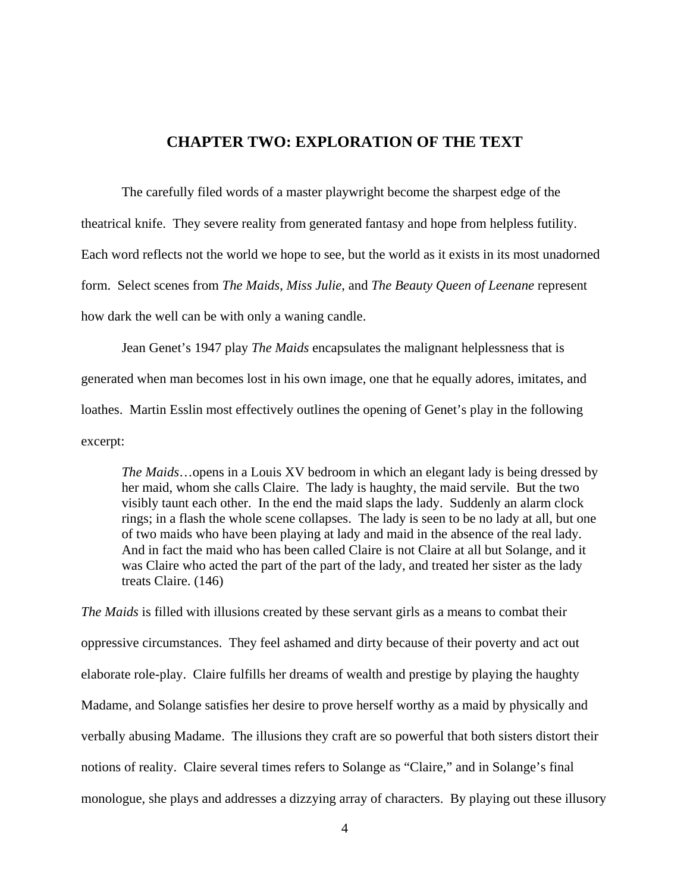# CHAPTER TWO: EXPLORATION OF THE TEXT

The carefully filed words of a master playwright become the sharpest edge of the theatrical knife. They sever reality from generated fantasy and hope from helpless futility. Each word reflects not the world we hope to see, but the world as it exists in its most unadorned form. Select scenes from *The Maids*, *Miss Julie*, and *The Beauty Queen of Leenane* represent how dark the well can be with only a waning candle.

Jean Genet's 1947 play *The Maids* encapsulates the malignant helplessness that is generated when man becomes lost in his own image, one that he equally adores, imitates, and loathes. Martin Esslin most effectively outlines the opening of Genet's play in the following excerpt:

> *The Maids*…opens in a Louis XV bedroom in which an elegant lady is being dressed by her maid, whom she calls Claire. The lady is haughty, the maid servile. But the two visibly taunt each other. In the end the maid slaps the lady. Suddenly an alarm clock rings; in a flash the whole scene collapses. The lady is seen to be no lady at all, but one of two maids who have been playing at lady and maid in the absence of the real lady. And in fact the maid who has been called Claire is not Claire at all but Solange, and it was Claire who acted the part of the part of the lady, and treated her sister as the lady treats Claire. (146)

*The Maids* is filled with illusions created by these servant girls as a means to combat their oppressive circumstances. They feel ashamed and dirty because of their poverty and act out elaborate role-play. Claire fulfills her dreams of wealth and prestige by playing the haughty Madame, and Solange satisfies her desire to prove herself worthy as a maid by physically and verbally abusing Madame. The illusions they craft are so powerful that both sisters distort their notions of reality. Claire several times refers to Solange as "Claire," and in Solange's final monologue, she plays and addresses a dizzying array of characters. By playing out these illusory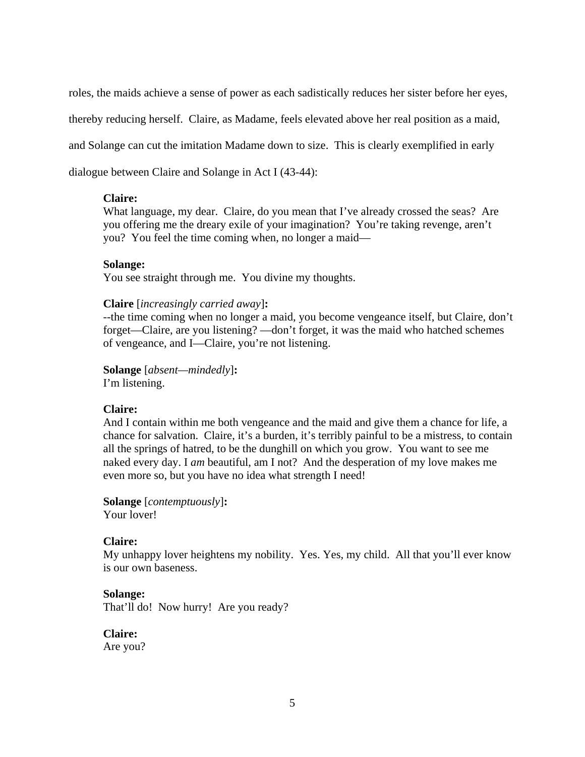roles, the maids achieve a sense of power as each sadistically reduces her sister before her eyes, thereby reducing herself. Claire, as Madame, feels elevated above her real position as a maid, and Solange can cut the imitation Madame down to size. This is clearly exemplified in early dialogue between Claire and Solange in Act I (43-44):

> **Claire:**
> What language, my dear. Claire, do you mean that I've already crossed the seas? Are you offering me the dreary exile of your imagination? You're taking revenge, aren't you? You feel the time coming when, no longer a maid—
>
> **Solange:**
> You see straight through me. You divine my thoughts.
>
> **Claire** [*increasingly carried away*]**:**
> --the time coming when no longer a maid, you become vengeance itself, but Claire, don't forget—Claire, are you listening? —don't forget, it was the maid who hatched schemes of vengeance, and I—Claire, you're not listening.
>
> **Solange** [*absent—mindedly*]**:**
> I'm listening.
>
> **Claire:**
> And I contain within me both vengeance and the maid and give them a chance for life, a chance for salvation. Claire, it's a burden, it's terribly painful to be a mistress, to contain all the springs of hatred, to be the dunghill on which you grow. You want to see me naked every day. I *am* beautiful, am I not? And the desperation of my love makes me even more so, but you have no idea what strength I need!
>
> **Solange** [*contemptuously*]**:**
> Your lover!
>
> **Claire:**
> My unhappy lover heightens my nobility. Yes. Yes, my child. All that you'll ever know is our own baseness.
>
> **Solange:**
> That'll do! Now hurry! Are you ready?
>
> **Claire:**
> Are you?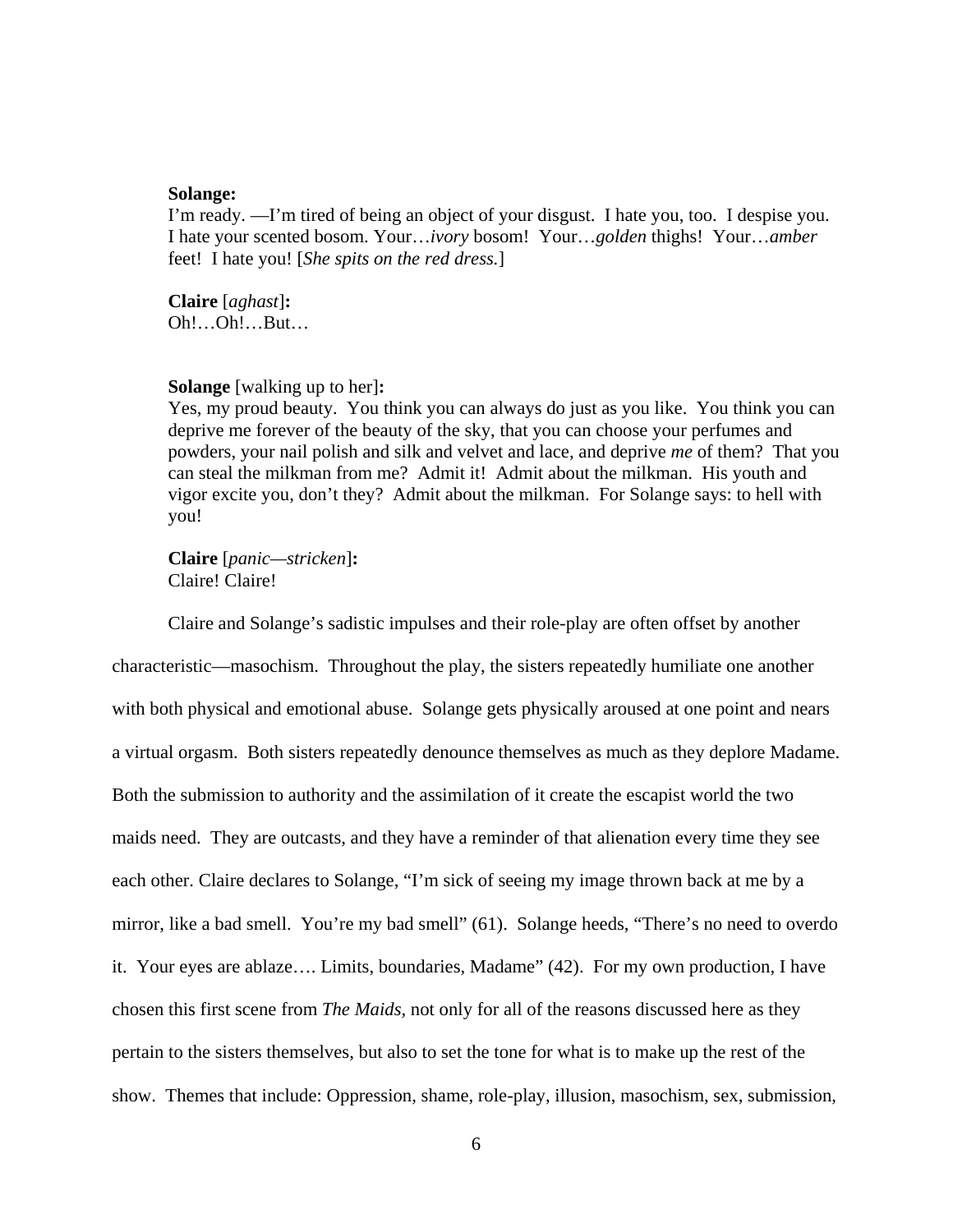**Solange:**
I'm ready. —I'm tired of being an object of your disgust. I hate you, too. I despise you. I hate your scented bosom. Your…*ivory* bosom! Your…*golden* thighs! Your…*amber* feet! I hate you! [*She spits on the red dress.*]

**Claire** [*aghast*]**:**
Oh!…Oh!…But…

**Solange** [walking up to her]**:**
Yes, my proud beauty. You think you can always do just as you like. You think you can deprive me forever of the beauty of the sky, that you can choose your perfumes and powders, your nail polish and silk and velvet and lace, and deprive *me* of them? That you can steal the milkman from me? Admit it! Admit about the milkman. His youth and vigor excite you, don't they? Admit about the milkman. For Solange says: to hell with you!

**Claire** [*panic—stricken*]**:**
Claire! Claire!

Claire and Solange's sadistic impulses and their role-play are often offset by another characteristic—masochism. Throughout the play, the sisters repeatedly humiliate one another with both physical and emotional abuse. Solange gets physically aroused at one point and nears a virtual orgasm. Both sisters repeatedly denounce themselves as much as they deplore Madame. Both the submission to authority and the assimilation of it create the escapist world the two maids need. They are outcasts, and they have a reminder of that alienation every time they see each other. Claire declares to Solange, "I'm sick of seeing my image thrown back at me by a mirror, like a bad smell. You're my bad smell" (61). Solange heeds, "There's no need to overdo it. Your eyes are ablaze…. Limits, boundaries, Madame" (42). For my own production, I have chosen this first scene from *The Maids*, not only for all of the reasons discussed here as they pertain to the sisters themselves, but also to set the tone for what is to make up the rest of the show. Themes that include: Oppression, shame, role-play, illusion, masochism, sex, submission,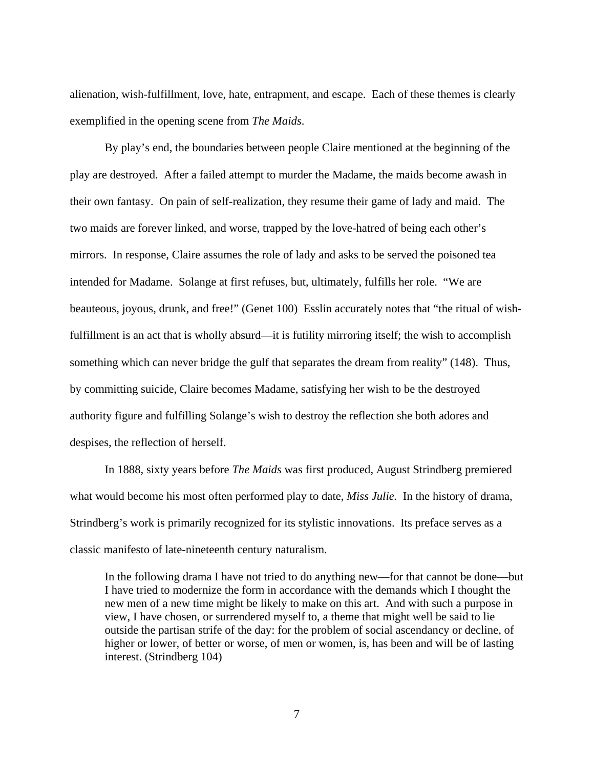alienation, wish-fulfillment, love, hate, entrapment, and escape. Each of these themes is clearly exemplified in the opening scene from *The Maids*.

By play's end, the boundaries between people Claire mentioned at the beginning of the play are destroyed. After a failed attempt to murder the Madame, the maids become awash in their own fantasy. On pain of self-realization, they resume their game of lady and maid. The two maids are forever linked, and worse, trapped by the love-hatred of being each other's mirrors. In response, Claire assumes the role of lady and asks to be served the poisoned tea intended for Madame. Solange at first refuses, but, ultimately, fulfills her role. "We are beauteous, joyous, drunk, and free!" (Genet 100) Esslin accurately notes that "the ritual of wish-fulfillment is an act that is wholly absurd—it is futility mirroring itself; the wish to accomplish something which can never bridge the gulf that separates the dream from reality" (148). Thus, by committing suicide, Claire becomes Madame, satisfying her wish to be the destroyed authority figure and fulfilling Solange's wish to destroy the reflection she both adores and despises, the reflection of herself.

In 1888, sixty years before *The Maids* was first produced, August Strindberg premiered what would become his most often performed play to date, *Miss Julie.* In the history of drama, Strindberg's work is primarily recognized for its stylistic innovations. Its preface serves as a classic manifesto of late-nineteenth century naturalism.

> In the following drama I have not tried to do anything new—for that cannot be done—but I have tried to modernize the form in accordance with the demands which I thought the new men of a new time might be likely to make on this art. And with such a purpose in view, I have chosen, or surrendered myself to, a theme that might well be said to lie outside the partisan strife of the day: for the problem of social ascendancy or decline, of higher or lower, of better or worse, of men or women, is, has been and will be of lasting interest. (Strindberg 104)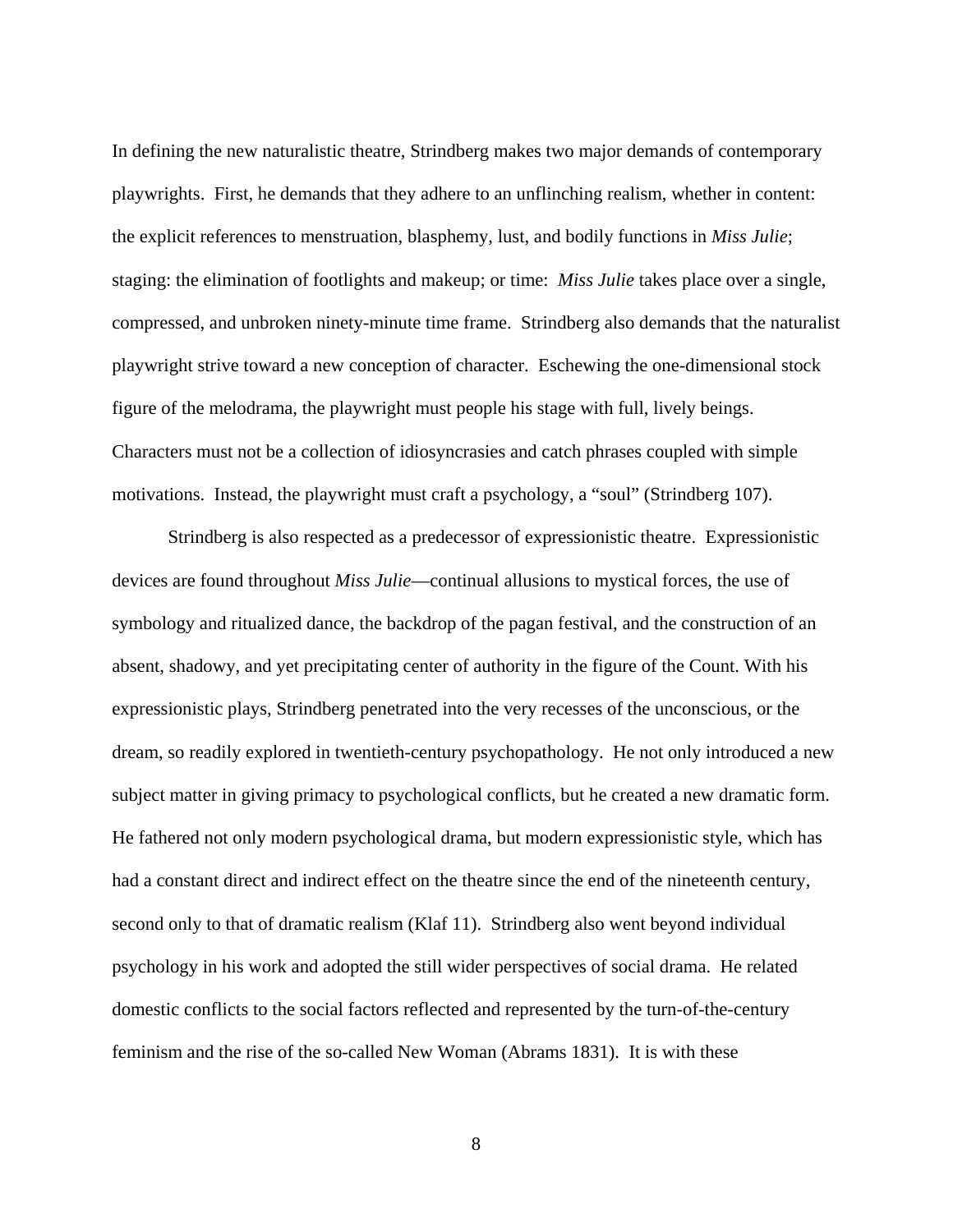In defining the new naturalistic theatre, Strindberg makes two major demands of contemporary playwrights. First, he demands that they adhere to an unflinching realism, whether in content: the explicit references to menstruation, blasphemy, lust, and bodily functions in *Miss Julie*; staging: the elimination of footlights and makeup; or time: *Miss Julie* takes place over a single, compressed, and unbroken ninety-minute time frame. Strindberg also demands that the naturalist playwright strive toward a new conception of character. Eschewing the one-dimensional stock figure of the melodrama, the playwright must people his stage with full, lively beings. Characters must not be a collection of idiosyncrasies and catch phrases coupled with simple motivations. Instead, the playwright must craft a psychology, a "soul" (Strindberg 107).

Strindberg is also respected as a predecessor of expressionistic theatre. Expressionistic devices are found throughout *Miss Julie*—continual allusions to mystical forces, the use of symbology and ritualized dance, the backdrop of the pagan festival, and the construction of an absent, shadowy, and yet precipitating center of authority in the figure of the Count. With his expressionistic plays, Strindberg penetrated into the very recesses of the unconscious, or the dream, so readily explored in twentieth-century psychopathology. He not only introduced a new subject matter in giving primacy to psychological conflicts, but he created a new dramatic form. He fathered not only modern psychological drama, but modern expressionistic style, which has had a constant direct and indirect effect on the theatre since the end of the nineteenth century, second only to that of dramatic realism (Klaf 11). Strindberg also went beyond individual psychology in his work and adopted the still wider perspectives of social drama. He related domestic conflicts to the social factors reflected and represented by the turn-of-the-century feminism and the rise of the so-called New Woman (Abrams 1831). It is with these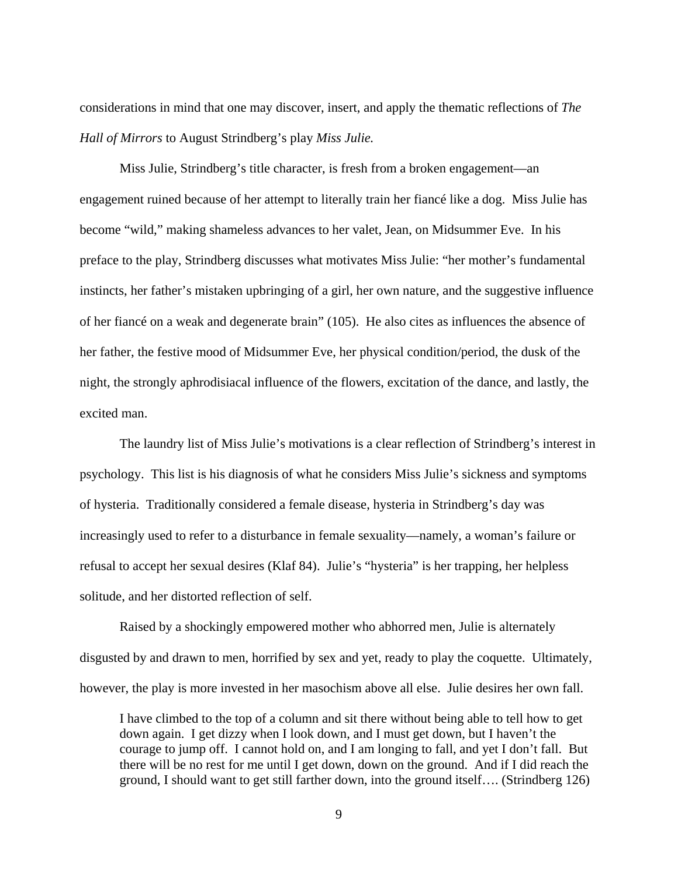considerations in mind that one may discover, insert, and apply the thematic reflections of *The Hall of Mirrors* to August Strindberg's play *Miss Julie.*

Miss Julie, Strindberg's title character, is fresh from a broken engagement—an engagement ruined because of her attempt to literally train her fiancé like a dog. Miss Julie has become "wild," making shameless advances to her valet, Jean, on Midsummer Eve. In his preface to the play, Strindberg discusses what motivates Miss Julie: "her mother's fundamental instincts, her father's mistaken upbringing of a girl, her own nature, and the suggestive influence of her fiancé on a weak and degenerate brain" (105). He also cites as influences the absence of her father, the festive mood of Midsummer Eve, her physical condition/period, the dusk of the night, the strongly aphrodisiacal influence of the flowers, excitation of the dance, and lastly, the excited man.

The laundry list of Miss Julie's motivations is a clear reflection of Strindberg's interest in psychology. This list is his diagnosis of what he considers Miss Julie's sickness and symptoms of hysteria. Traditionally considered a female disease, hysteria in Strindberg's day was increasingly used to refer to a disturbance in female sexuality—namely, a woman's failure or refusal to accept her sexual desires (Klaf 84). Julie's "hysteria" is her trapping, her helpless solitude, and her distorted reflection of self.

Raised by a shockingly empowered mother who abhorred men, Julie is alternately disgusted by and drawn to men, horrified by sex and yet, ready to play the coquette. Ultimately, however, the play is more invested in her masochism above all else. Julie desires her own fall.

> I have climbed to the top of a column and sit there without being able to tell how to get down again. I get dizzy when I look down, and I must get down, but I haven't the courage to jump off. I cannot hold on, and I am longing to fall, and yet I don't fall. But there will be no rest for me until I get down, down on the ground. And if I did reach the ground, I should want to get still farther down, into the ground itself…. (Strindberg 126)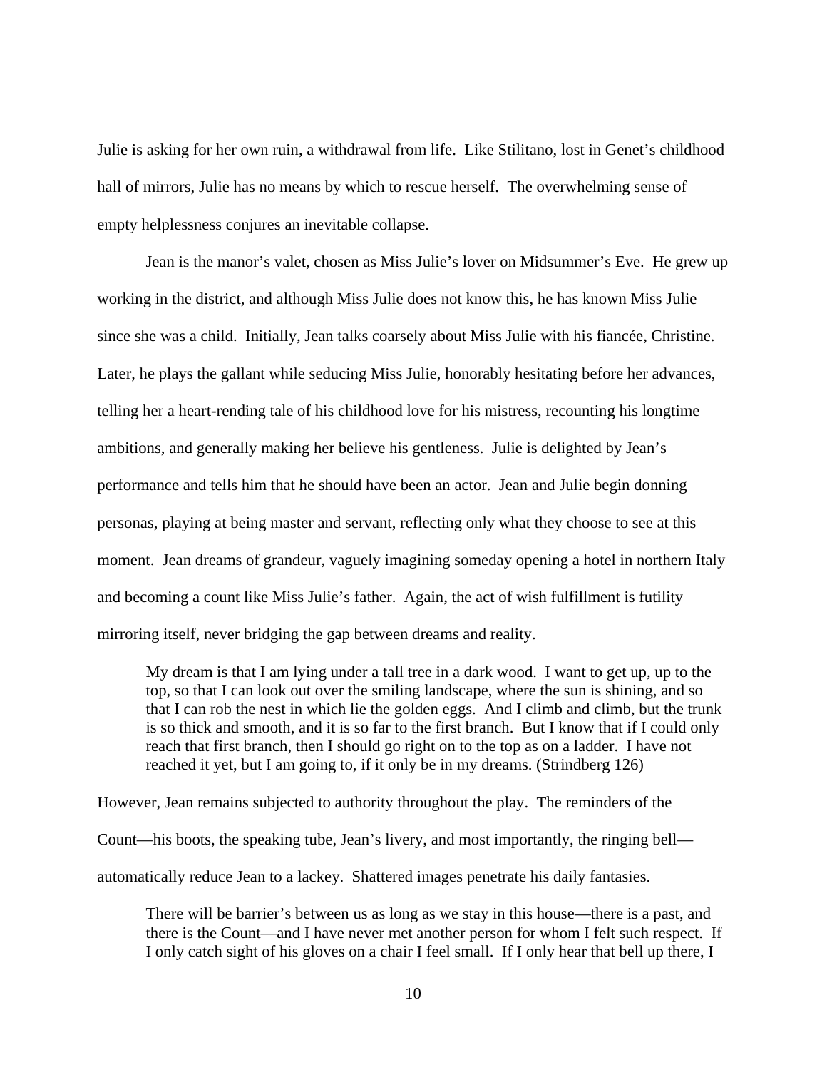Julie is asking for her own ruin, a withdrawal from life. Like Stilitano, lost in Genet's childhood hall of mirrors, Julie has no means by which to rescue herself. The overwhelming sense of empty helplessness conjures an inevitable collapse.

Jean is the manor's valet, chosen as Miss Julie's lover on Midsummer's Eve. He grew up working in the district, and although Miss Julie does not know this, he has known Miss Julie since she was a child. Initially, Jean talks coarsely about Miss Julie with his fiancée, Christine. Later, he plays the gallant while seducing Miss Julie, honorably hesitating before her advances, telling her a heart-rending tale of his childhood love for his mistress, recounting his longtime ambitions, and generally making her believe his gentleness. Julie is delighted by Jean's performance and tells him that he should have been an actor. Jean and Julie begin donning personas, playing at being master and servant, reflecting only what they choose to see at this moment. Jean dreams of grandeur, vaguely imagining someday opening a hotel in northern Italy and becoming a count like Miss Julie's father. Again, the act of wish fulfillment is futility mirroring itself, never bridging the gap between dreams and reality.

> My dream is that I am lying under a tall tree in a dark wood. I want to get up, up to the top, so that I can look out over the smiling landscape, where the sun is shining, and so that I can rob the nest in which lie the golden eggs. And I climb and climb, but the trunk is so thick and smooth, and it is so far to the first branch. But I know that if I could only reach that first branch, then I should go right on to the top as on a ladder. I have not reached it yet, but I am going to, if it only be in my dreams. (Strindberg 126)

However, Jean remains subjected to authority throughout the play. The reminders of the Count—his boots, the speaking tube, Jean's livery, and most importantly, the ringing bell—automatically reduce Jean to a lackey. Shattered images penetrate his daily fantasies.

> There will be barrier's between us as long as we stay in this house—there is a past, and there is the Count—and I have never met another person for whom I felt such respect. If I only catch sight of his gloves on a chair I feel small. If I only hear that bell up there, I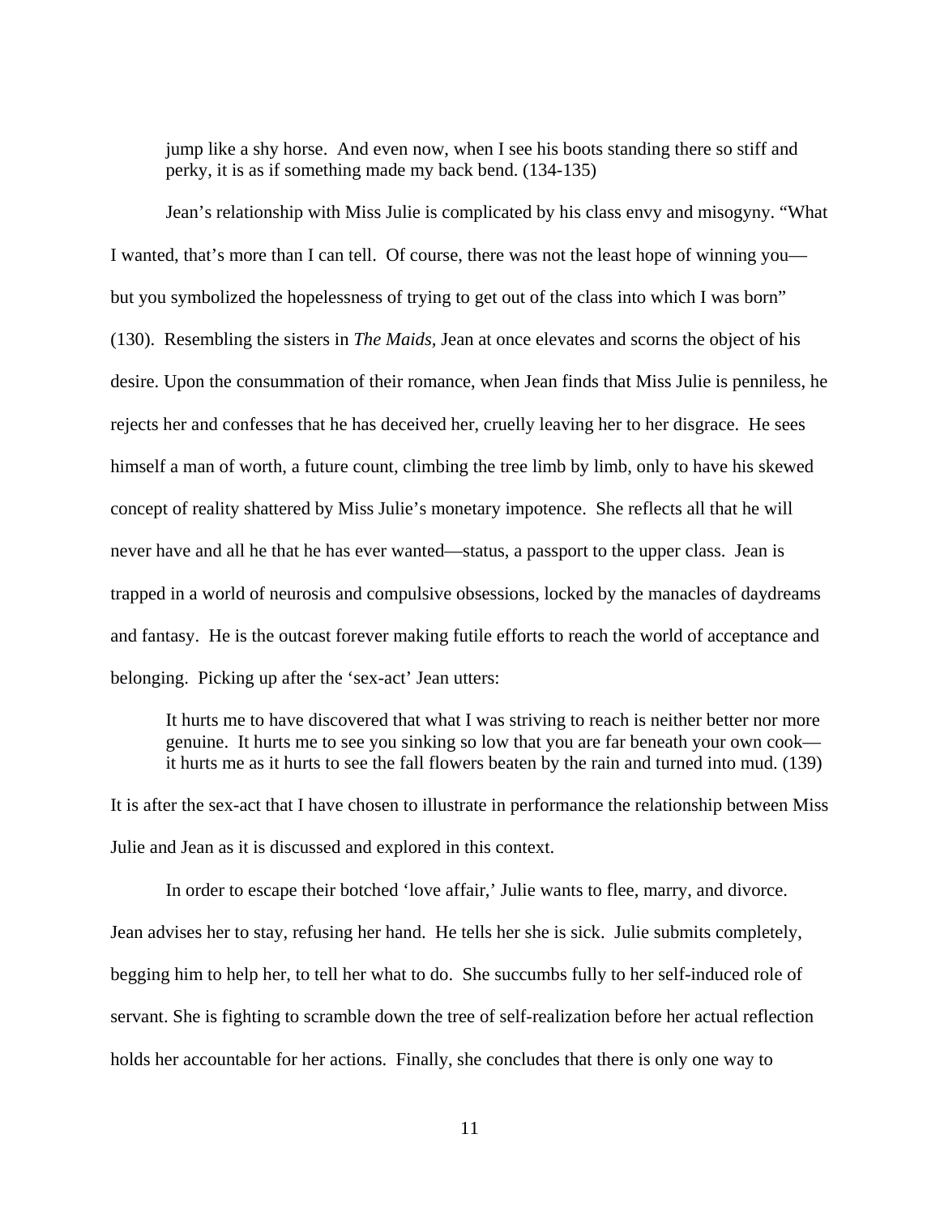> jump like a shy horse. And even now, when I see his boots standing there so stiff and perky, it is as if something made my back bend. (134-135)

Jean's relationship with Miss Julie is complicated by his class envy and misogyny. "What I wanted, that's more than I can tell. Of course, there was not the least hope of winning you—but you symbolized the hopelessness of trying to get out of the class into which I was born" (130). Resembling the sisters in *The Maids*, Jean at once elevates and scorns the object of his desire. Upon the consummation of their romance, when Jean finds that Miss Julie is penniless, he rejects her and confesses that he has deceived her, cruelly leaving her to her disgrace. He sees himself a man of worth, a future count, climbing the tree limb by limb, only to have his skewed concept of reality shattered by Miss Julie's monetary impotence. She reflects all that he will never have and all he that he has ever wanted—status, a passport to the upper class. Jean is trapped in a world of neurosis and compulsive obsessions, locked by the manacles of daydreams and fantasy. He is the outcast forever making futile efforts to reach the world of acceptance and belonging. Picking up after the 'sex-act' Jean utters:

> It hurts me to have discovered that what I was striving to reach is neither better nor more genuine. It hurts me to see you sinking so low that you are far beneath your own cook—it hurts me as it hurts to see the fall flowers beaten by the rain and turned into mud. (139)

It is after the sex-act that I have chosen to illustrate in performance the relationship between Miss Julie and Jean as it is discussed and explored in this context.

In order to escape their botched 'love affair,' Julie wants to flee, marry, and divorce. Jean advises her to stay, refusing her hand. He tells her she is sick. Julie submits completely, begging him to help her, to tell her what to do. She succumbs fully to her self-induced role of servant. She is fighting to scramble down the tree of self-realization before her actual reflection holds her accountable for her actions. Finally, she concludes that there is only one way to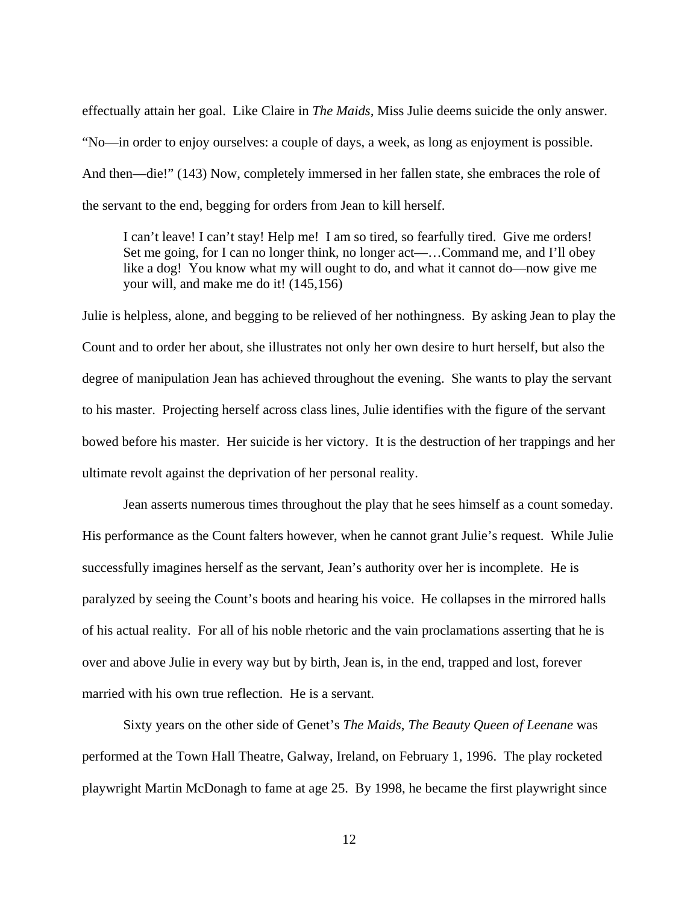effectually attain her goal. Like Claire in *The Maids,* Miss Julie deems suicide the only answer. "No—in order to enjoy ourselves: a couple of days, a week, as long as enjoyment is possible. And then—die!" (143) Now, completely immersed in her fallen state, she embraces the role of the servant to the end, begging for orders from Jean to kill herself.

> I can't leave! I can't stay! Help me! I am so tired, so fearfully tired. Give me orders! Set me going, for I can no longer think, no longer act—…Command me, and I'll obey like a dog! You know what my will ought to do, and what it cannot do—now give me your will, and make me do it! (145,156)

Julie is helpless, alone, and begging to be relieved of her nothingness. By asking Jean to play the Count and to order her about, she illustrates not only her own desire to hurt herself, but also the degree of manipulation Jean has achieved throughout the evening. She wants to play the servant to his master. Projecting herself across class lines, Julie identifies with the figure of the servant bowed before his master. Her suicide is her victory. It is the destruction of her trappings and her ultimate revolt against the deprivation of her personal reality.

Jean asserts numerous times throughout the play that he sees himself as a count someday. His performance as the Count falters however, when he cannot grant Julie's request. While Julie successfully imagines herself as the servant, Jean's authority over her is incomplete. He is paralyzed by seeing the Count's boots and hearing his voice. He collapses in the mirrored halls of his actual reality. For all of his noble rhetoric and the vain proclamations asserting that he is over and above Julie in every way but by birth, Jean is, in the end, trapped and lost, forever married with his own true reflection. He is a servant.

Sixty years on the other side of Genet's *The Maids*, *The Beauty Queen of Leenane* was performed at the Town Hall Theatre, Galway, Ireland, on February 1, 1996. The play rocketed playwright Martin McDonagh to fame at age 25. By 1998, he became the first playwright since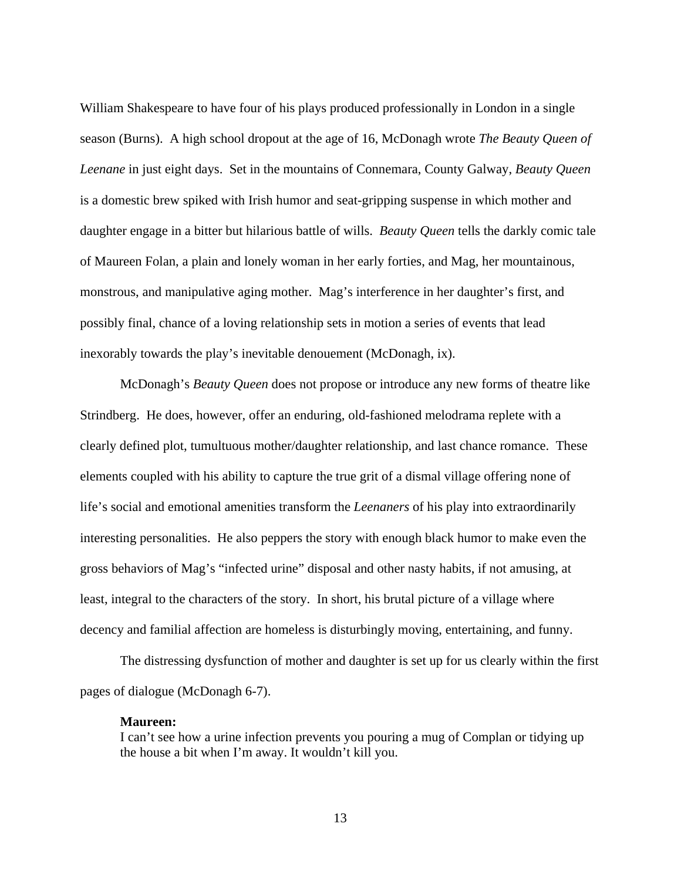William Shakespeare to have four of his plays produced professionally in London in a single season (Burns). A high school dropout at the age of 16, McDonagh wrote *The Beauty Queen of Leenane* in just eight days. Set in the mountains of Connemara, County Galway, *Beauty Queen* is a domestic brew spiked with Irish humor and seat-gripping suspense in which mother and daughter engage in a bitter but hilarious battle of wills. *Beauty Queen* tells the darkly comic tale of Maureen Folan, a plain and lonely woman in her early forties, and Mag, her mountainous, monstrous, and manipulative aging mother. Mag's interference in her daughter's first, and possibly final, chance of a loving relationship sets in motion a series of events that lead inexorably towards the play's inevitable denouement (McDonagh, ix).

McDonagh's *Beauty Queen* does not propose or introduce any new forms of theatre like Strindberg. He does, however, offer an enduring, old-fashioned melodrama replete with a clearly defined plot, tumultuous mother/daughter relationship, and last chance romance. These elements coupled with his ability to capture the true grit of a dismal village offering none of life's social and emotional amenities transform the *Leenaners* of his play into extraordinarily interesting personalities. He also peppers the story with enough black humor to make even the gross behaviors of Mag's "infected urine" disposal and other nasty habits, if not amusing, at least, integral to the characters of the story. In short, his brutal picture of a village where decency and familial affection are homeless is disturbingly moving, entertaining, and funny.

The distressing dysfunction of mother and daughter is set up for us clearly within the first pages of dialogue (McDonagh 6-7).

> **Maureen:**
> I can't see how a urine infection prevents you pouring a mug of Complan or tidying up the house a bit when I'm away. It wouldn't kill you.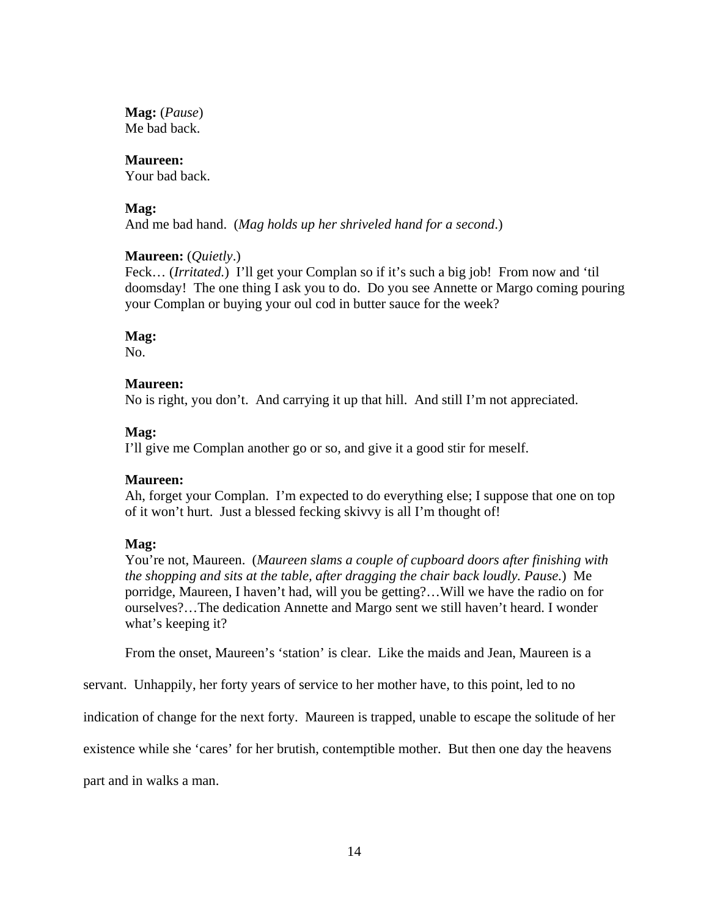**Mag:** (*Pause*)
Me bad back.

**Maureen:**
Your bad back.

**Mag:**
And me bad hand. (*Mag holds up her shriveled hand for a second*.)

**Maureen:** (*Quietly*.)
Feck… (*Irritated.*) I'll get your Complan so if it's such a big job! From now and 'til doomsday! The one thing I ask you to do. Do you see Annette or Margo coming pouring your Complan or buying your oul cod in butter sauce for the week?

**Mag:**
No.

**Maureen:**
No is right, you don't. And carrying it up that hill. And still I'm not appreciated.

**Mag:**
I'll give me Complan another go or so, and give it a good stir for meself.

**Maureen:**
Ah, forget your Complan. I'm expected to do everything else; I suppose that one on top of it won't hurt. Just a blessed fecking skivvy is all I'm thought of!

**Mag:**
You're not, Maureen. (*Maureen slams a couple of cupboard doors after finishing with the shopping and sits at the table, after dragging the chair back loudly. Pause.*) Me porridge, Maureen, I haven't had, will you be getting?…Will we have the radio on for ourselves?…The dedication Annette and Margo sent we still haven't heard. I wonder what's keeping it?

From the onset, Maureen's 'station' is clear. Like the maids and Jean, Maureen is a servant. Unhappily, her forty years of service to her mother have, to this point, led to no indication of change for the next forty. Maureen is trapped, unable to escape the solitude of her existence while she 'cares' for her brutish, contemptible mother. But then one day the heavens part and in walks a man.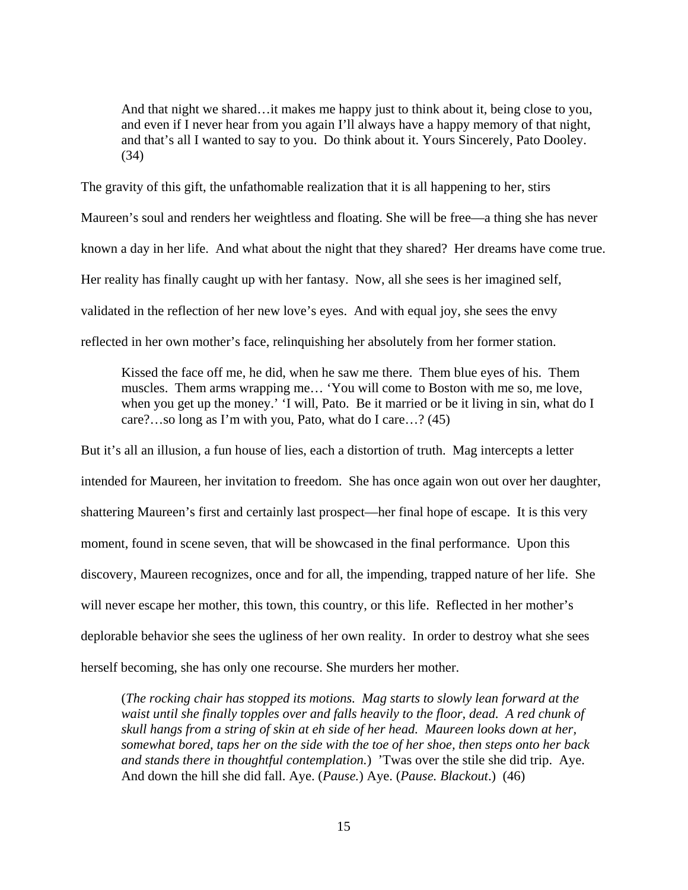> And that night we shared…it makes me happy just to think about it, being close to you, and even if I never hear from you again I'll always have a happy memory of that night, and that's all I wanted to say to you. Do think about it. Yours Sincerely, Pato Dooley. (34)

The gravity of this gift, the unfathomable realization that it is all happening to her, stirs Maureen's soul and renders her weightless and floating. She will be free—a thing she has never known a day in her life. And what about the night that they shared? Her dreams have come true. Her reality has finally caught up with her fantasy. Now, all she sees is her imagined self, validated in the reflection of her new love's eyes. And with equal joy, she sees the envy reflected in her own mother's face, relinquishing her absolutely from her former station.

> Kissed the face off me, he did, when he saw me there. Them blue eyes of his. Them muscles. Them arms wrapping me… 'You will come to Boston with me so, me love, when you get up the money.' 'I will, Pato. Be it married or be it living in sin, what do I care?…so long as I'm with you, Pato, what do I care…? (45)

But it's all an illusion, a fun house of lies, each a distortion of truth. Mag intercepts a letter intended for Maureen, her invitation to freedom. She has once again won out over her daughter, shattering Maureen's first and certainly last prospect—her final hope of escape. It is this very moment, found in scene seven, that will be showcased in the final performance. Upon this discovery, Maureen recognizes, once and for all, the impending, trapped nature of her life. She will never escape her mother, this town, this country, or this life. Reflected in her mother's deplorable behavior she sees the ugliness of her own reality. In order to destroy what she sees herself becoming, she has only one recourse. She murders her mother.

> (*The rocking chair has stopped its motions. Mag starts to slowly lean forward at the waist until she finally topples over and falls heavily to the floor, dead. A red chunk of skull hangs from a string of skin at eh side of her head. Maureen looks down at her, somewhat bored, taps her on the side with the toe of her shoe, then steps onto her back and stands there in thoughtful contemplation.*) 'Twas over the stile she did trip. Aye. And down the hill she did fall. Aye. (*Pause.*) Aye. (*Pause. Blackout*.) (46)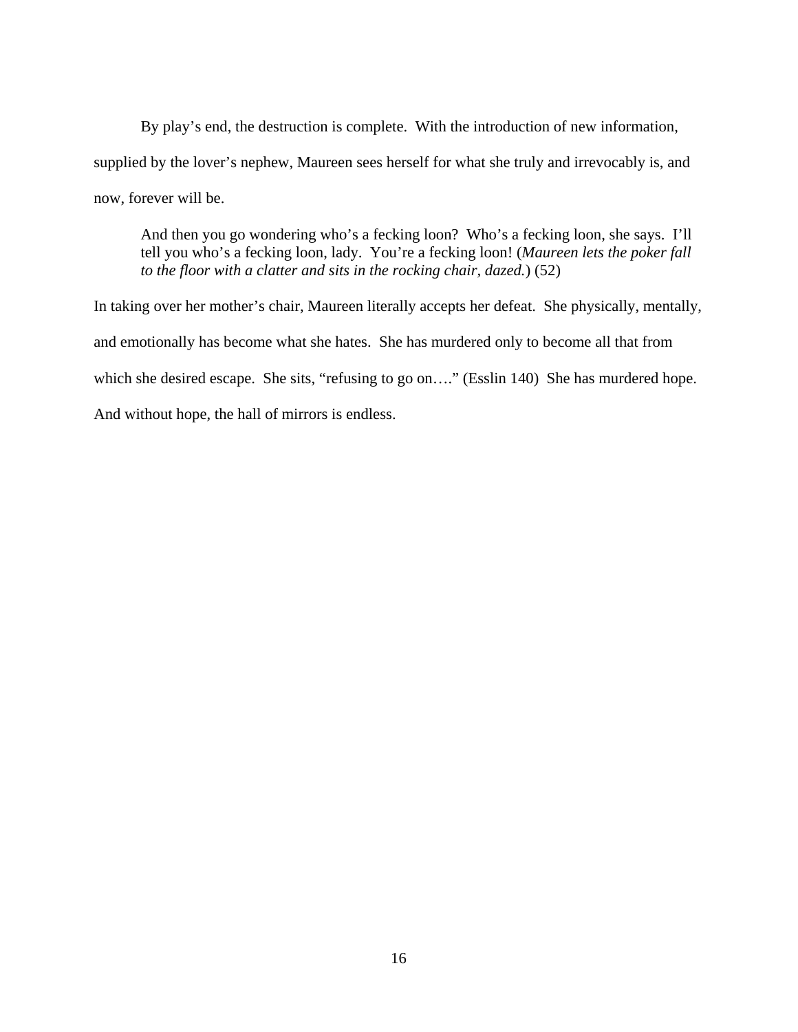By play's end, the destruction is complete. With the introduction of new information, supplied by the lover's nephew, Maureen sees herself for what she truly and irrevocably is, and now, forever will be.

> And then you go wondering who's a fecking loon? Who's a fecking loon, she says. I'll tell you who's a fecking loon, lady. You're a fecking loon! (*Maureen lets the poker fall to the floor with a clatter and sits in the rocking chair, dazed.*) (52)

In taking over her mother's chair, Maureen literally accepts her defeat. She physically, mentally, and emotionally has become what she hates. She has murdered only to become all that from which she desired escape. She sits, "refusing to go on…." (Esslin 140) She has murdered hope. And without hope, the hall of mirrors is endless.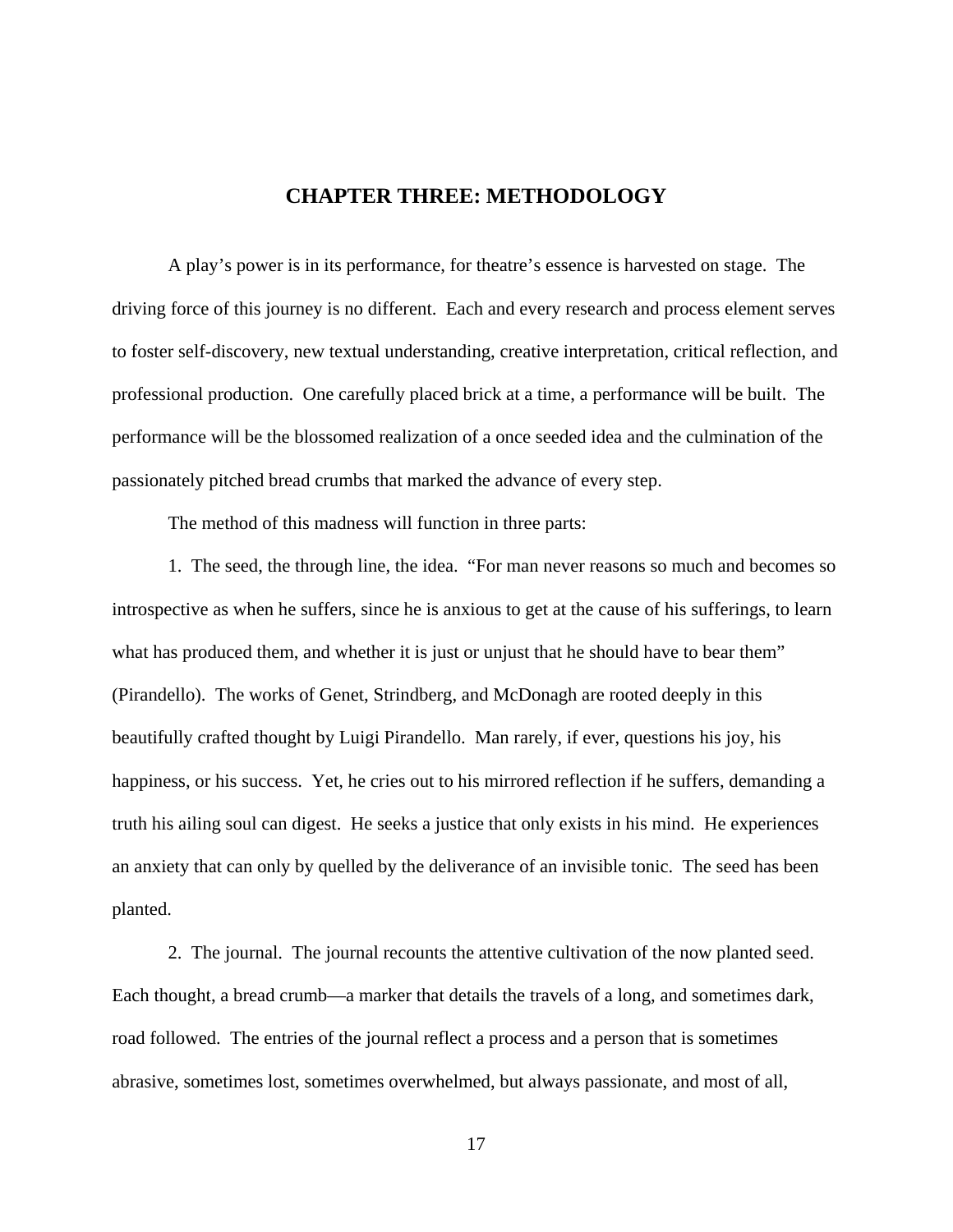# CHAPTER THREE: METHODOLOGY

A play's power is in its performance, for theatre's essence is harvested on stage. The driving force of this journey is no different. Each and every research and process element serves to foster self-discovery, new textual understanding, creative interpretation, critical reflection, and professional production. One carefully placed brick at a time, a performance will be built. The performance will be the blossomed realization of a once seeded idea and the culmination of the passionately pitched bread crumbs that marked the advance of every step.

The method of this madness will function in three parts:

1. The seed, the through line, the idea. "For man never reasons so much and becomes so introspective as when he suffers, since he is anxious to get at the cause of his sufferings, to learn what has produced them, and whether it is just or unjust that he should have to bear them" (Pirandello). The works of Genet, Strindberg, and McDonagh are rooted deeply in this beautifully crafted thought by Luigi Pirandello. Man rarely, if ever, questions his joy, his happiness, or his success. Yet, he cries out to his mirrored reflection if he suffers, demanding a truth his ailing soul can digest. He seeks a justice that only exists in his mind. He experiences an anxiety that can only by quelled by the deliverance of an invisible tonic. The seed has been planted.

2. The journal. The journal recounts the attentive cultivation of the now planted seed. Each thought, a bread crumb—a marker that details the travels of a long, and sometimes dark, road followed. The entries of the journal reflect a process and a person that is sometimes abrasive, sometimes lost, sometimes overwhelmed, but always passionate, and most of all,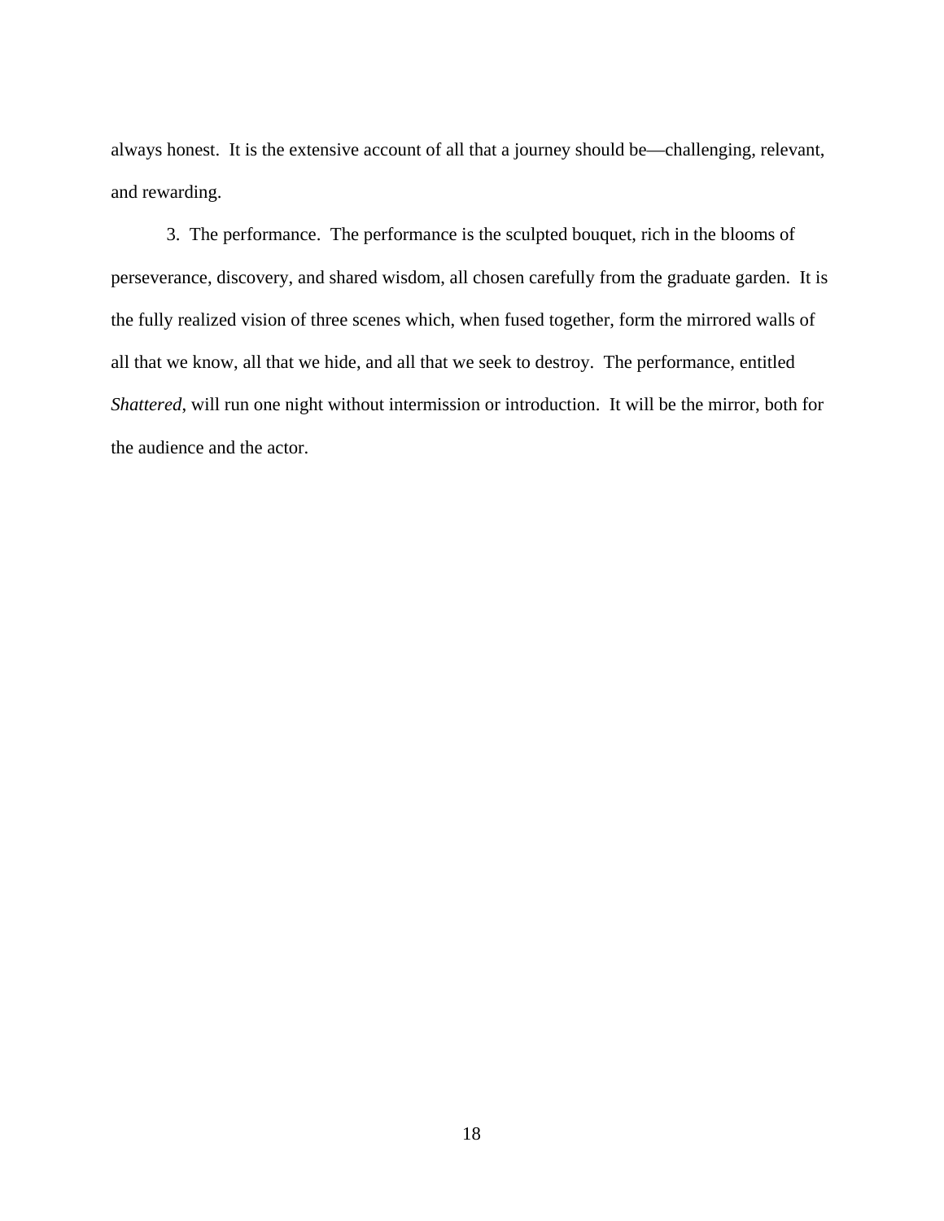always honest. It is the extensive account of all that a journey should be—challenging, relevant, and rewarding.

3. The performance. The performance is the sculpted bouquet, rich in the blooms of perseverance, discovery, and shared wisdom, all chosen carefully from the graduate garden. It is the fully realized vision of three scenes which, when fused together, form the mirrored walls of all that we know, all that we hide, and all that we seek to destroy. The performance, entitled *Shattered*, will run one night without intermission or introduction. It will be the mirror, both for the audience and the actor.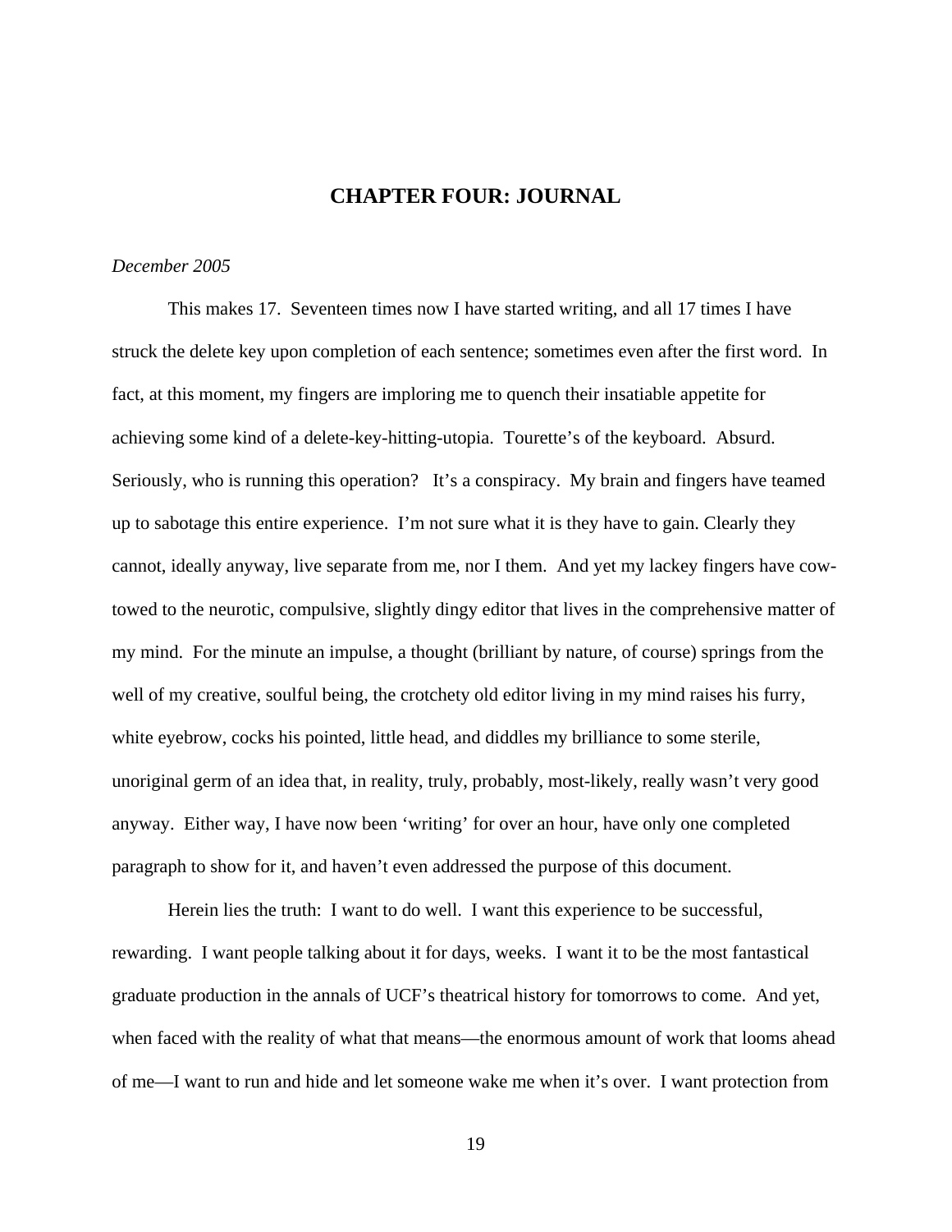# CHAPTER FOUR: JOURNAL

*December 2005*

This makes 17. Seventeen times now I have started writing, and all 17 times I have struck the delete key upon completion of each sentence; sometimes even after the first word. In fact, at this moment, my fingers are imploring me to quench their insatiable appetite for achieving some kind of a delete-key-hitting-utopia. Tourette's of the keyboard. Absurd. Seriously, who is running this operation? It's a conspiracy. My brain and fingers have teamed up to sabotage this entire experience. I'm not sure what it is they have to gain. Clearly they cannot, ideally anyway, live separate from me, nor I them. And yet my lackey fingers have cow-towed to the neurotic, compulsive, slightly dingy editor that lives in the comprehensive matter of my mind. For the minute an impulse, a thought (brilliant by nature, of course) springs from the well of my creative, soulful being, the crotchety old editor living in my mind raises his furry, white eyebrow, cocks his pointed, little head, and diddles my brilliance to some sterile, unoriginal germ of an idea that, in reality, truly, probably, most-likely, really wasn't very good anyway. Either way, I have now been 'writing' for over an hour, have only one completed paragraph to show for it, and haven't even addressed the purpose of this document.

Herein lies the truth: I want to do well. I want this experience to be successful, rewarding. I want people talking about it for days, weeks. I want it to be the most fantastical graduate production in the annals of UCF's theatrical history for tomorrows to come. And yet, when faced with the reality of what that means—the enormous amount of work that looms ahead of me—I want to run and hide and let someone wake me when it's over. I want protection from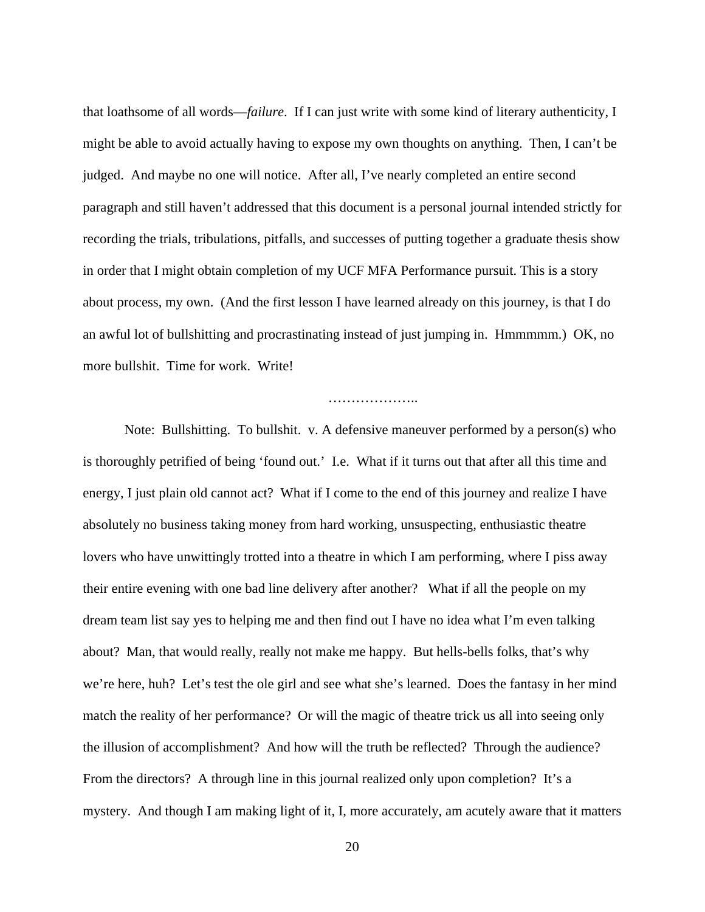that loathsome of all words—*failure*. If I can just write with some kind of literary authenticity, I might be able to avoid actually having to expose my own thoughts on anything. Then, I can't be judged. And maybe no one will notice. After all, I've nearly completed an entire second paragraph and still haven't addressed that this document is a personal journal intended strictly for recording the trials, tribulations, pitfalls, and successes of putting together a graduate thesis show in order that I might obtain completion of my UCF MFA Performance pursuit. This is a story about process, my own. (And the first lesson I have learned already on this journey, is that I do an awful lot of bullshitting and procrastinating instead of just jumping in. Hmmmmm.) OK, no more bullshit. Time for work. Write!

………………..

Note: Bullshitting. To bullshit. v. A defensive maneuver performed by a person(s) who is thoroughly petrified of being 'found out.' I.e. What if it turns out that after all this time and energy, I just plain old cannot act? What if I come to the end of this journey and realize I have absolutely no business taking money from hard working, unsuspecting, enthusiastic theatre lovers who have unwittingly trotted into a theatre in which I am performing, where I piss away their entire evening with one bad line delivery after another? What if all the people on my dream team list say yes to helping me and then find out I have no idea what I'm even talking about? Man, that would really, really not make me happy. But hells-bells folks, that's why we're here, huh? Let's test the ole girl and see what she's learned. Does the fantasy in her mind match the reality of her performance? Or will the magic of theatre trick us all into seeing only the illusion of accomplishment? And how will the truth be reflected? Through the audience? From the directors? A through line in this journal realized only upon completion? It's a mystery. And though I am making light of it, I, more accurately, am acutely aware that it matters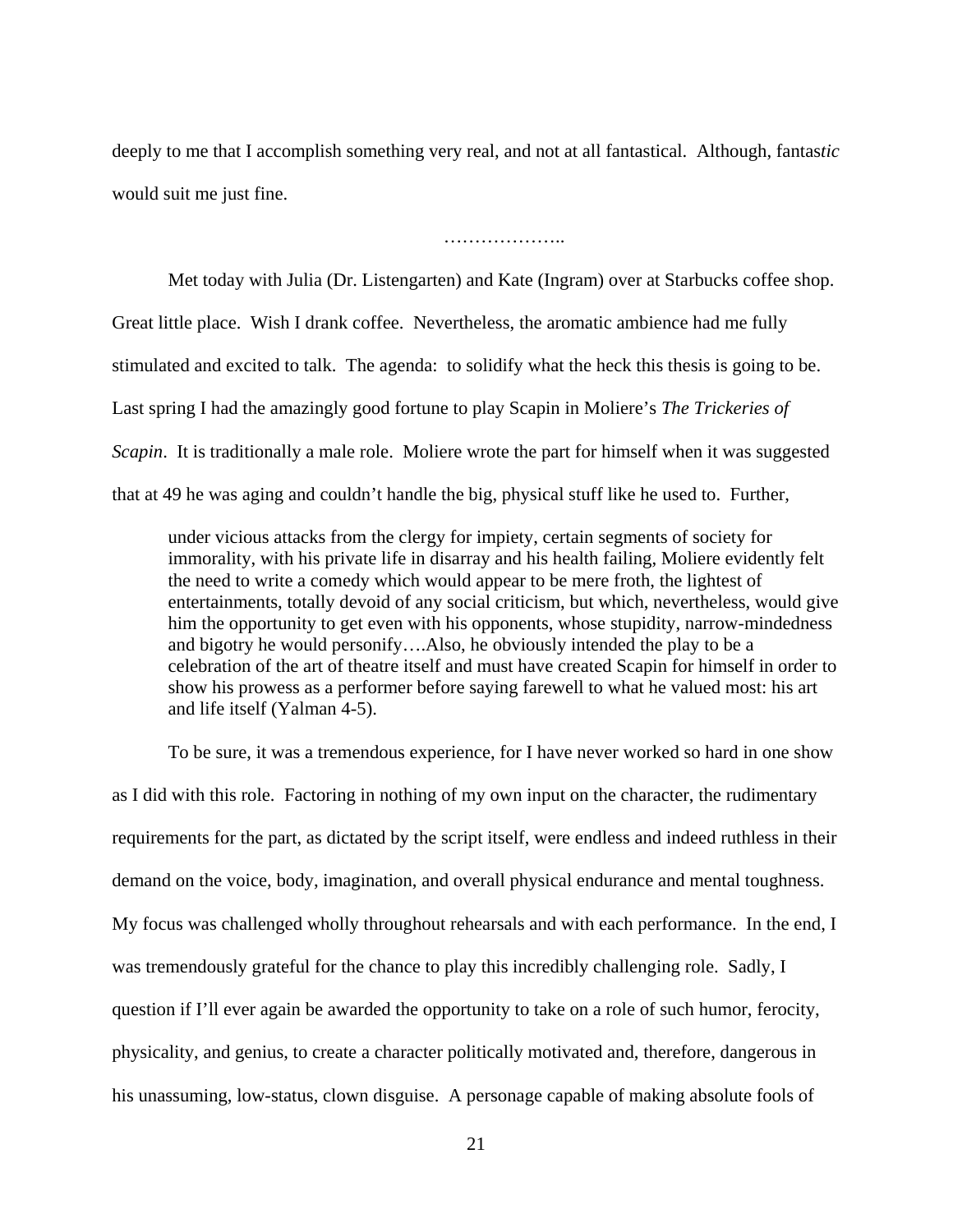deeply to me that I accomplish something very real, and not at all fantastical. Although, fantas*tic* would suit me just fine.

………………..

Met today with Julia (Dr. Listengarten) and Kate (Ingram) over at Starbucks coffee shop. Great little place. Wish I drank coffee. Nevertheless, the aromatic ambience had me fully stimulated and excited to talk. The agenda: to solidify what the heck this thesis is going to be. Last spring I had the amazingly good fortune to play Scapin in Moliere's *The Trickeries of Scapin*. It is traditionally a male role. Moliere wrote the part for himself when it was suggested that at 49 he was aging and couldn't handle the big, physical stuff like he used to. Further,

> under vicious attacks from the clergy for impiety, certain segments of society for immorality, with his private life in disarray and his health failing, Moliere evidently felt the need to write a comedy which would appear to be mere froth, the lightest of entertainments, totally devoid of any social criticism, but which, nevertheless, would give him the opportunity to get even with his opponents, whose stupidity, narrow-mindedness and bigotry he would personify….Also, he obviously intended the play to be a celebration of the art of theatre itself and must have created Scapin for himself in order to show his prowess as a performer before saying farewell to what he valued most: his art and life itself (Yalman 4-5).

To be sure, it was a tremendous experience, for I have never worked so hard in one show as I did with this role. Factoring in nothing of my own input on the character, the rudimentary requirements for the part, as dictated by the script itself, were endless and indeed ruthless in their demand on the voice, body, imagination, and overall physical endurance and mental toughness. My focus was challenged wholly throughout rehearsals and with each performance. In the end, I was tremendously grateful for the chance to play this incredibly challenging role. Sadly, I question if I'll ever again be awarded the opportunity to take on a role of such humor, ferocity, physicality, and genius, to create a character politically motivated and, therefore, dangerous in his unassuming, low-status, clown disguise. A personage capable of making absolute fools of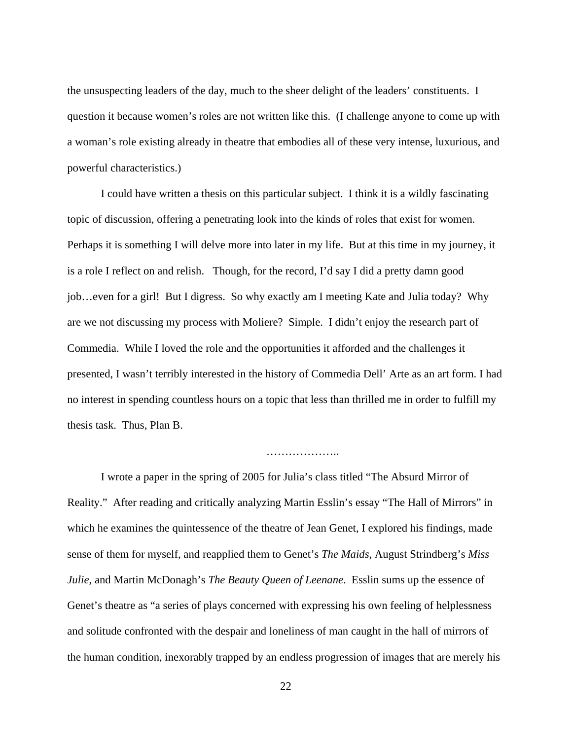the unsuspecting leaders of the day, much to the sheer delight of the leaders' constituents. I question it because women's roles are not written like this. (I challenge anyone to come up with a woman's role existing already in theatre that embodies all of these very intense, luxurious, and powerful characteristics.)

I could have written a thesis on this particular subject. I think it is a wildly fascinating topic of discussion, offering a penetrating look into the kinds of roles that exist for women. Perhaps it is something I will delve more into later in my life. But at this time in my journey, it is a role I reflect on and relish. Though, for the record, I'd say I did a pretty damn good job…even for a girl! But I digress. So why exactly am I meeting Kate and Julia today? Why are we not discussing my process with Moliere? Simple. I didn't enjoy the research part of Commedia. While I loved the role and the opportunities it afforded and the challenges it presented, I wasn't terribly interested in the history of Commedia Dell' Arte as an art form. I had no interest in spending countless hours on a topic that less than thrilled me in order to fulfill my thesis task. Thus, Plan B.

………………..

I wrote a paper in the spring of 2005 for Julia's class titled "The Absurd Mirror of Reality." After reading and critically analyzing Martin Esslin's essay "The Hall of Mirrors" in which he examines the quintessence of the theatre of Jean Genet, I explored his findings, made sense of them for myself, and reapplied them to Genet's *The Maids*, August Strindberg's *Miss Julie*, and Martin McDonagh's *The Beauty Queen of Leenane*. Esslin sums up the essence of Genet's theatre as "a series of plays concerned with expressing his own feeling of helplessness and solitude confronted with the despair and loneliness of man caught in the hall of mirrors of the human condition, inexorably trapped by an endless progression of images that are merely his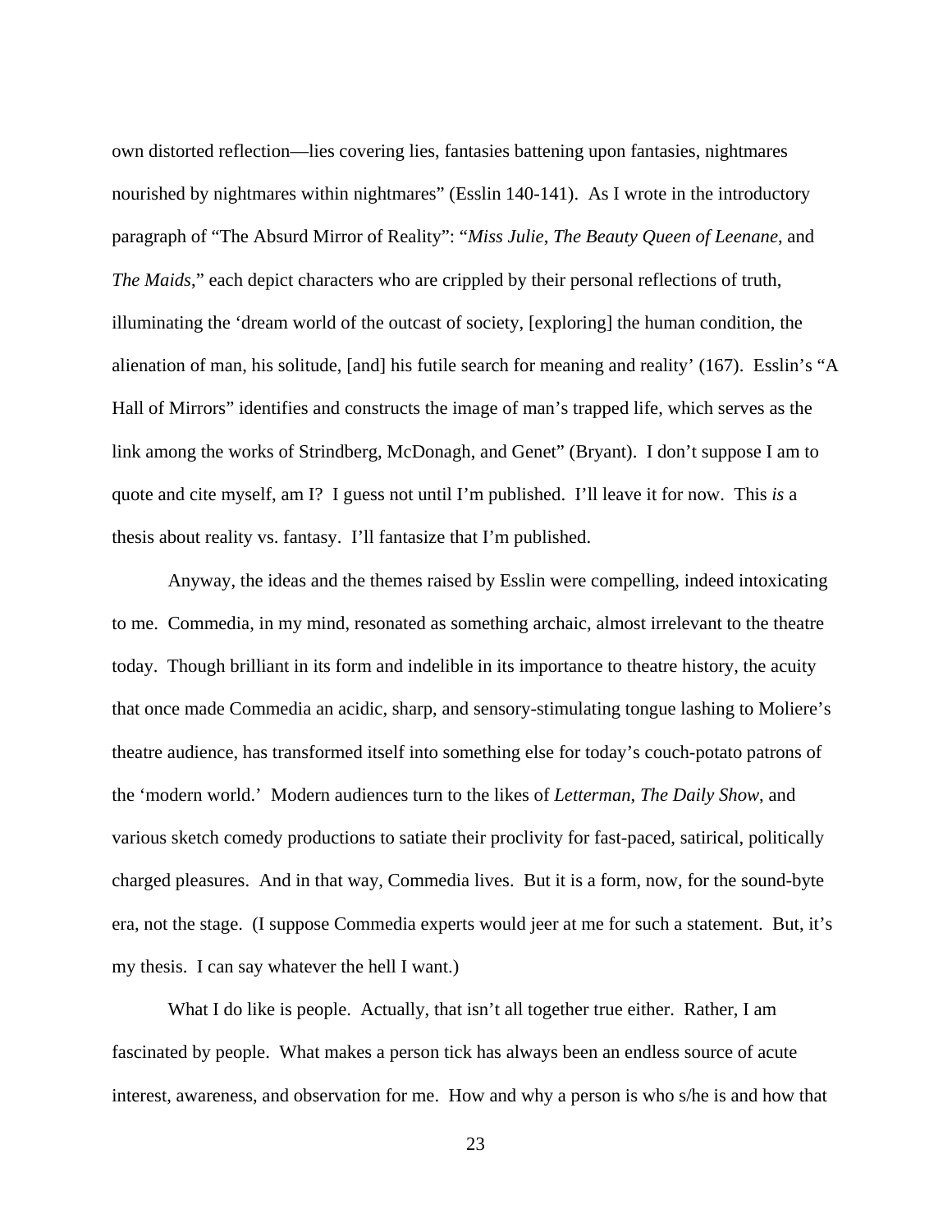own distorted reflection—lies covering lies, fantasies battening upon fantasies, nightmares nourished by nightmares within nightmares" (Esslin 140-141). As I wrote in the introductory paragraph of "The Absurd Mirror of Reality": "*Miss Julie*, *The Beauty Queen of Leenane*, and *The Maids*," each depict characters who are crippled by their personal reflections of truth, illuminating the 'dream world of the outcast of society, [exploring] the human condition, the alienation of man, his solitude, [and] his futile search for meaning and reality' (167). Esslin's "A Hall of Mirrors" identifies and constructs the image of man's trapped life, which serves as the link among the works of Strindberg, McDonagh, and Genet" (Bryant). I don't suppose I am to quote and cite myself, am I? I guess not until I'm published. I'll leave it for now. This *is* a thesis about reality vs. fantasy. I'll fantasize that I'm published.

Anyway, the ideas and the themes raised by Esslin were compelling, indeed intoxicating to me. Commedia, in my mind, resonated as something archaic, almost irrelevant to the theatre today. Though brilliant in its form and indelible in its importance to theatre history, the acuity that once made Commedia an acidic, sharp, and sensory-stimulating tongue lashing to Moliere's theatre audience, has transformed itself into something else for today's couch-potato patrons of the 'modern world.' Modern audiences turn to the likes of *Letterman*, *The Daily Show*, and various sketch comedy productions to satiate their proclivity for fast-paced, satirical, politically charged pleasures. And in that way, Commedia lives. But it is a form, now, for the sound-byte era, not the stage. (I suppose Commedia experts would jeer at me for such a statement. But, it's my thesis. I can say whatever the hell I want.)

What I do like is people. Actually, that isn't all together true either. Rather, I am fascinated by people. What makes a person tick has always been an endless source of acute interest, awareness, and observation for me. How and why a person is who s/he is and how that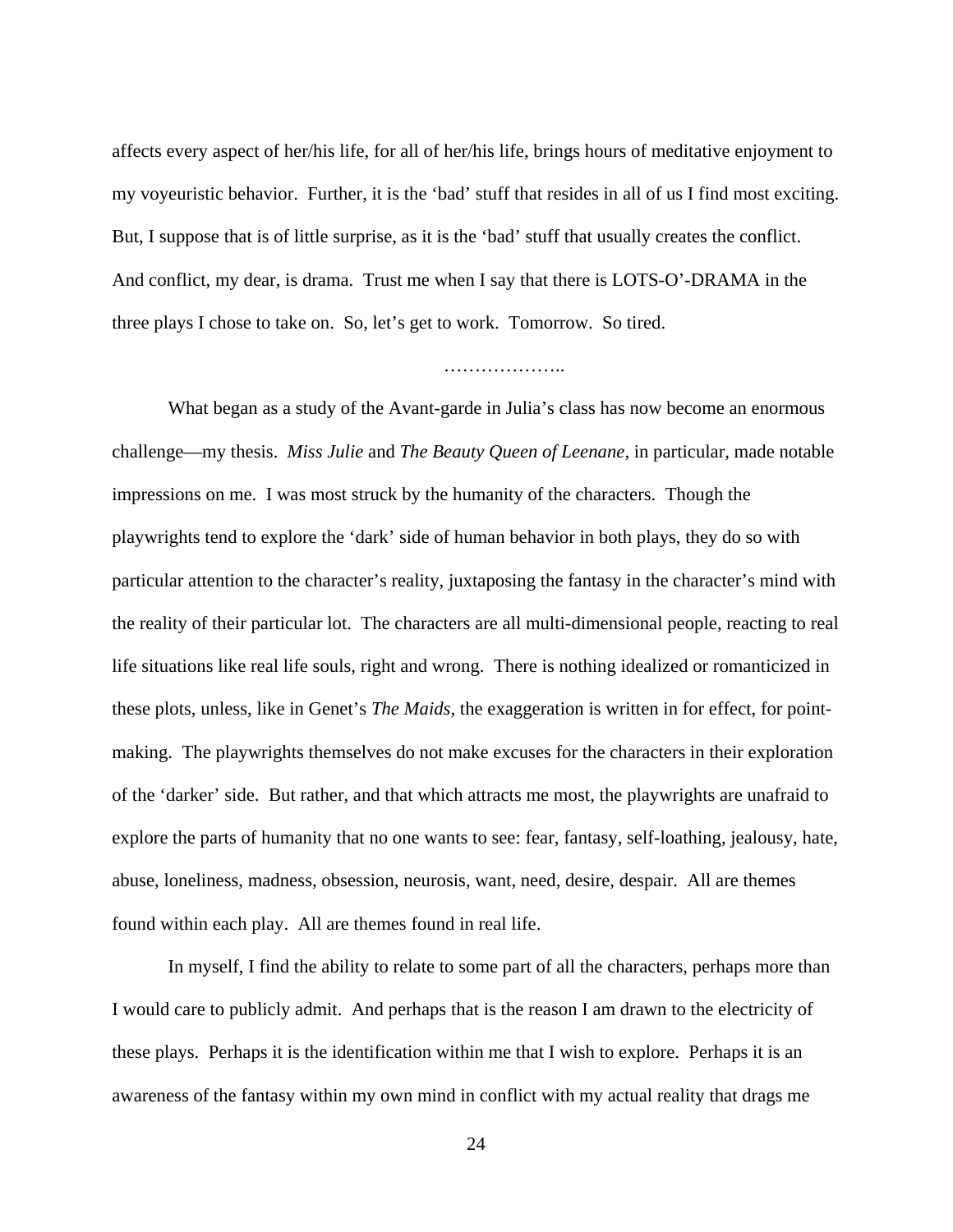affects every aspect of her/his life, for all of her/his life, brings hours of meditative enjoyment to my voyeuristic behavior. Further, it is the 'bad' stuff that resides in all of us I find most exciting. But, I suppose that is of little surprise, as it is the 'bad' stuff that usually creates the conflict. And conflict, my dear, is drama. Trust me when I say that there is LOTS-O'-DRAMA in the three plays I chose to take on. So, let's get to work. Tomorrow. So tired.

………………..

What began as a study of the Avant-garde in Julia's class has now become an enormous challenge—my thesis. *Miss Julie* and *The Beauty Queen of Leenane*, in particular, made notable impressions on me. I was most struck by the humanity of the characters. Though the playwrights tend to explore the 'dark' side of human behavior in both plays, they do so with particular attention to the character's reality, juxtaposing the fantasy in the character's mind with the reality of their particular lot. The characters are all multi-dimensional people, reacting to real life situations like real life souls, right and wrong. There is nothing idealized or romanticized in these plots, unless, like in Genet's *The Maids*, the exaggeration is written in for effect, for point-making. The playwrights themselves do not make excuses for the characters in their exploration of the 'darker' side. But rather, and that which attracts me most, the playwrights are unafraid to explore the parts of humanity that no one wants to see: fear, fantasy, self-loathing, jealousy, hate, abuse, loneliness, madness, obsession, neurosis, want, need, desire, despair. All are themes found within each play. All are themes found in real life.

In myself, I find the ability to relate to some part of all the characters, perhaps more than I would care to publicly admit. And perhaps that is the reason I am drawn to the electricity of these plays. Perhaps it is the identification within me that I wish to explore. Perhaps it is an awareness of the fantasy within my own mind in conflict with my actual reality that drags me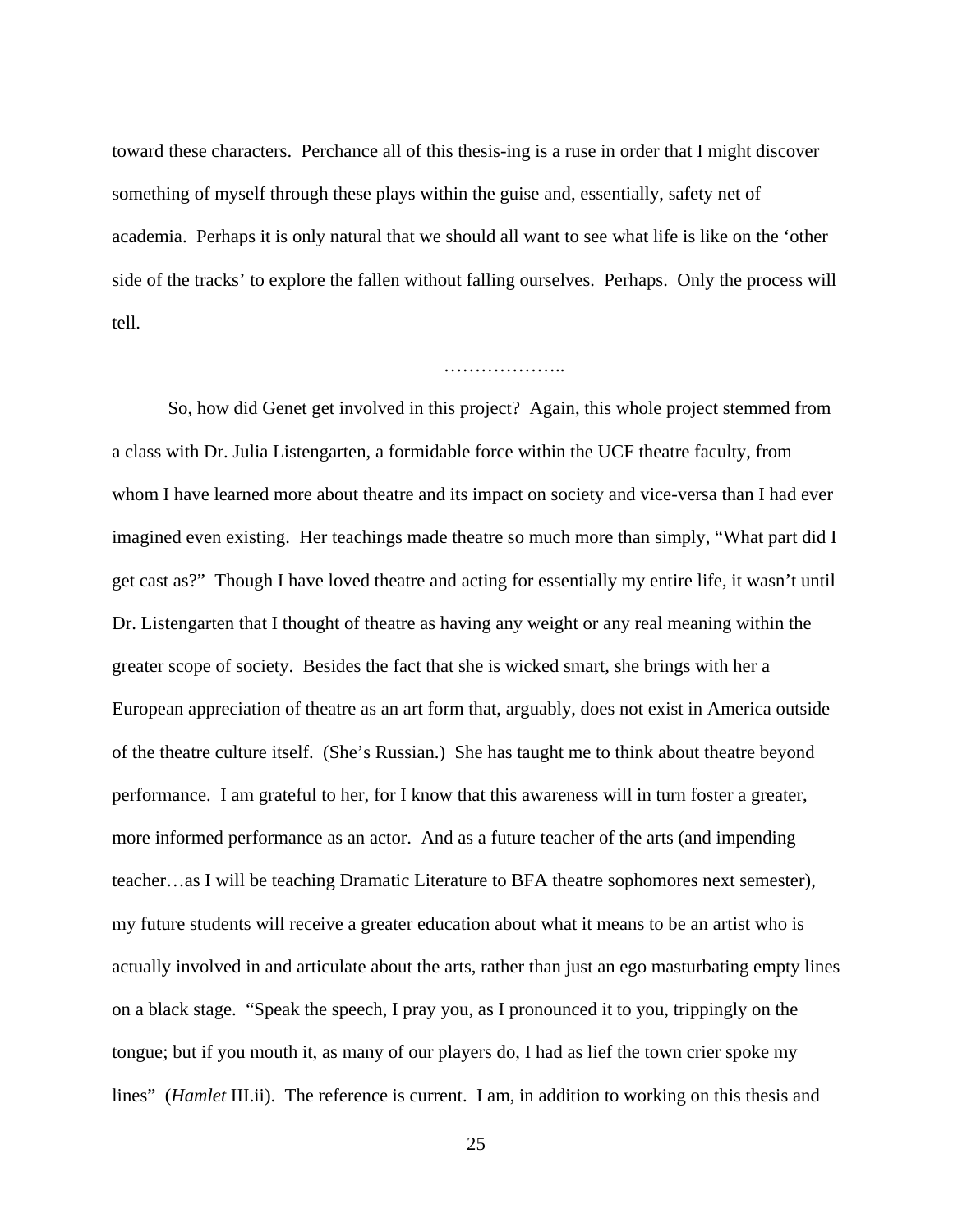toward these characters. Perchance all of this thesis-ing is a ruse in order that I might discover something of myself through these plays within the guise and, essentially, safety net of academia. Perhaps it is only natural that we should all want to see what life is like on the 'other side of the tracks' to explore the fallen without falling ourselves. Perhaps. Only the process will tell.

………………..

So, how did Genet get involved in this project? Again, this whole project stemmed from a class with Dr. Julia Listengarten, a formidable force within the UCF theatre faculty, from whom I have learned more about theatre and its impact on society and vice-versa than I had ever imagined even existing. Her teachings made theatre so much more than simply, "What part did I get cast as?" Though I have loved theatre and acting for essentially my entire life, it wasn't until Dr. Listengarten that I thought of theatre as having any weight or any real meaning within the greater scope of society. Besides the fact that she is wicked smart, she brings with her a European appreciation of theatre as an art form that, arguably, does not exist in America outside of the theatre culture itself. (She's Russian.) She has taught me to think about theatre beyond performance. I am grateful to her, for I know that this awareness will in turn foster a greater, more informed performance as an actor. And as a future teacher of the arts (and impending teacher…as I will be teaching Dramatic Literature to BFA theatre sophomores next semester), my future students will receive a greater education about what it means to be an artist who is actually involved in and articulate about the arts, rather than just an ego masturbating empty lines on a black stage. "Speak the speech, I pray you, as I pronounced it to you, trippingly on the tongue; but if you mouth it, as many of our players do, I had as lief the town crier spoke my lines" (*Hamlet* III.ii). The reference is current. I am, in addition to working on this thesis and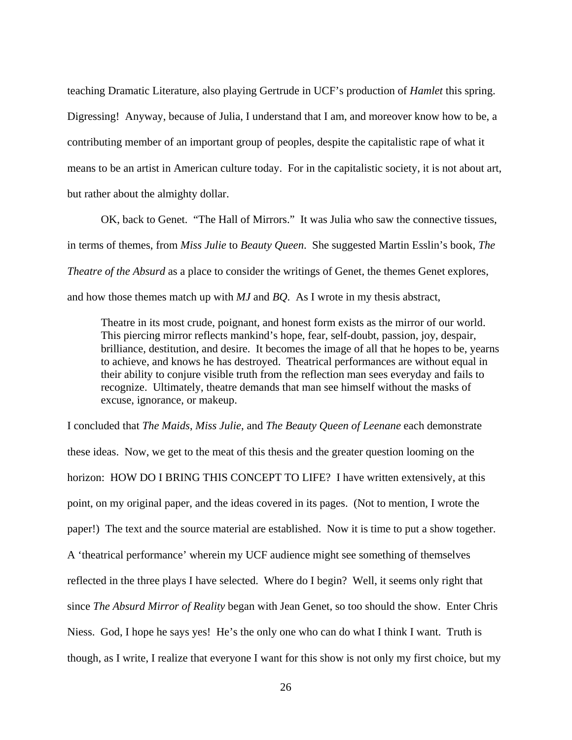teaching Dramatic Literature, also playing Gertrude in UCF's production of *Hamlet* this spring. Digressing! Anyway, because of Julia, I understand that I am, and moreover know how to be, a contributing member of an important group of peoples, despite the capitalistic rape of what it means to be an artist in American culture today. For in the capitalistic society, it is not about art, but rather about the almighty dollar.

OK, back to Genet. "The Hall of Mirrors." It was Julia who saw the connective tissues, in terms of themes, from *Miss Julie* to *Beauty Queen*. She suggested Martin Esslin's book, *The Theatre of the Absurd* as a place to consider the writings of Genet, the themes Genet explores, and how those themes match up with *MJ* and *BQ*. As I wrote in my thesis abstract,

> Theatre in its most crude, poignant, and honest form exists as the mirror of our world. This piercing mirror reflects mankind's hope, fear, self-doubt, passion, joy, despair, brilliance, destitution, and desire. It becomes the image of all that he hopes to be, yearns to achieve, and knows he has destroyed. Theatrical performances are without equal in their ability to conjure visible truth from the reflection man sees everyday and fails to recognize. Ultimately, theatre demands that man see himself without the masks of excuse, ignorance, or makeup.

I concluded that *The Maids*, *Miss Julie*, and *The Beauty Queen of Leenane* each demonstrate these ideas. Now, we get to the meat of this thesis and the greater question looming on the horizon: HOW DO I BRING THIS CONCEPT TO LIFE? I have written extensively, at this point, on my original paper, and the ideas covered in its pages. (Not to mention, I wrote the paper!) The text and the source material are established. Now it is time to put a show together. A 'theatrical performance' wherein my UCF audience might see something of themselves reflected in the three plays I have selected. Where do I begin? Well, it seems only right that since *The Absurd Mirror of Reality* began with Jean Genet, so too should the show. Enter Chris Niess. God, I hope he says yes! He's the only one who can do what I think I want. Truth is though, as I write, I realize that everyone I want for this show is not only my first choice, but my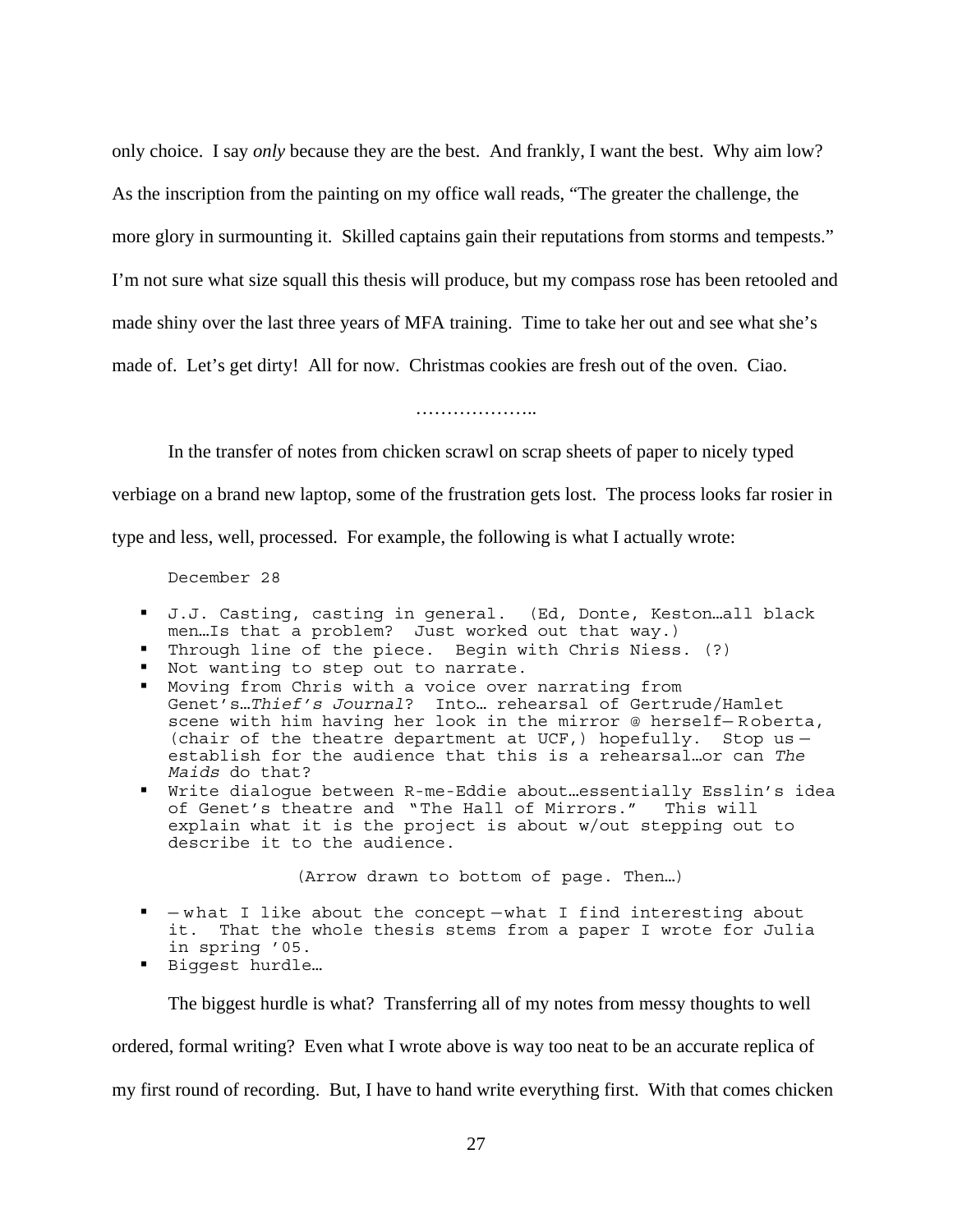only choice. I say *only* because they are the best. And frankly, I want the best. Why aim low? As the inscription from the painting on my office wall reads, "The greater the challenge, the more glory in surmounting it. Skilled captains gain their reputations from storms and tempests." I'm not sure what size squall this thesis will produce, but my compass rose has been retooled and made shiny over the last three years of MFA training. Time to take her out and see what she's made of. Let's get dirty! All for now. Christmas cookies are fresh out of the oven. Ciao.

………………..

In the transfer of notes from chicken scrawl on scrap sheets of paper to nicely typed verbiage on a brand new laptop, some of the frustration gets lost. The process looks far rosier in type and less, well, processed. For example, the following is what I actually wrote:

December 28

- J.J. Casting, casting in general. (Ed, Donte, Keston…all black men…Is that a problem? Just worked out that way.)
- Through line of the piece. Begin with Chris Niess. (?)
- Not wanting to step out to narrate.
- Moving from Chris with a voice over narrating from Genet's…*Thief's Journal*? Into… rehearsal of Gertrude/Hamlet scene with him having her look in the mirror @ herself—Roberta, (chair of the theatre department at UCF,) hopefully. Stop us—establish for the audience that this is a rehearsal…or can *The Maids* do that?
- Write dialogue between R-me-Eddie about…essentially Esslin's idea of Genet's theatre and "The Hall of Mirrors." This will explain what it is the project is about w/out stepping out to describe it to the audience.

(Arrow drawn to bottom of page. Then…)

- —what I like about the concept—what I find interesting about it. That the whole thesis stems from a paper I wrote for Julia in spring '05.
- Biggest hurdle…

The biggest hurdle is what? Transferring all of my notes from messy thoughts to well ordered, formal writing? Even what I wrote above is way too neat to be an accurate replica of my first round of recording. But, I have to hand write everything first. With that comes chicken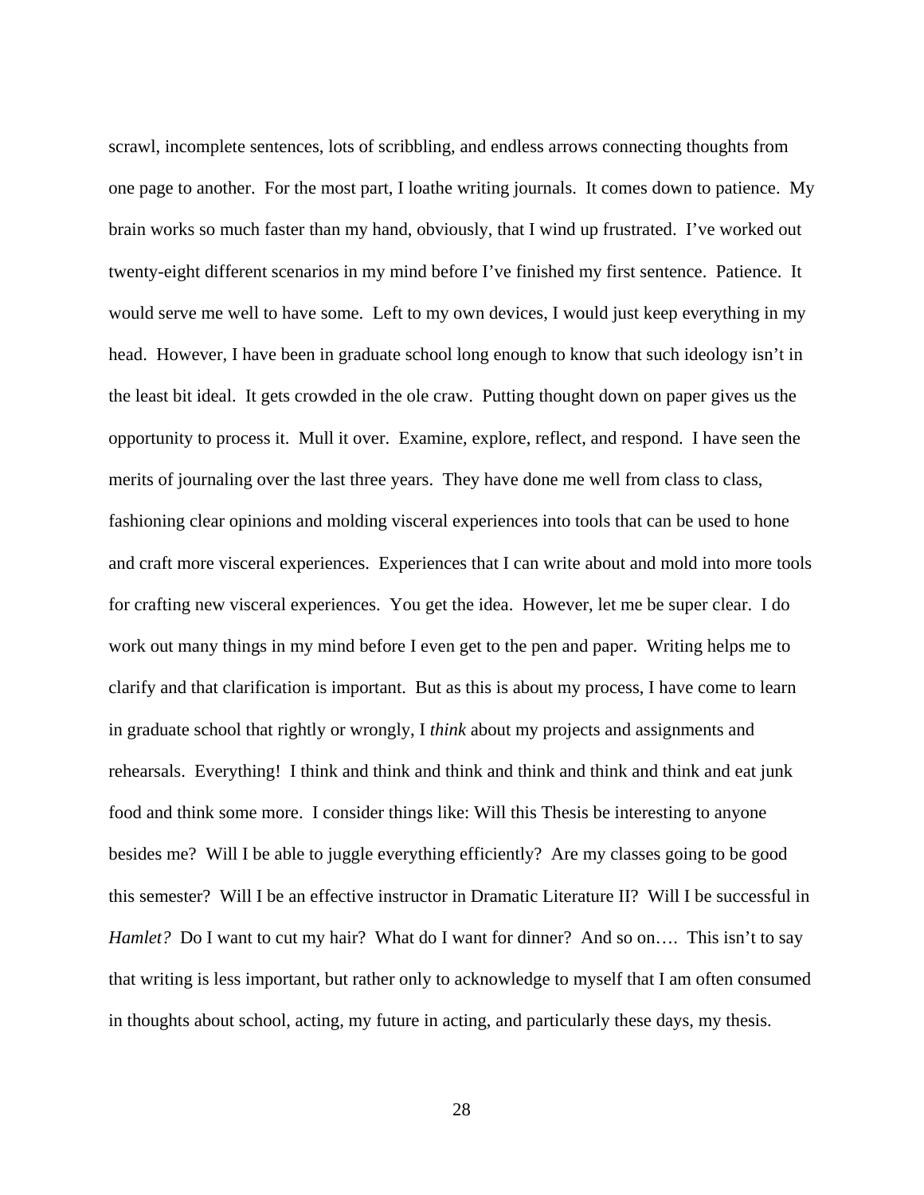scrawl, incomplete sentences, lots of scribbling, and endless arrows connecting thoughts from one page to another. For the most part, I loathe writing journals. It comes down to patience. My brain works so much faster than my hand, obviously, that I wind up frustrated. I've worked out twenty-eight different scenarios in my mind before I've finished my first sentence. Patience. It would serve me well to have some. Left to my own devices, I would just keep everything in my head. However, I have been in graduate school long enough to know that such ideology isn't in the least bit ideal. It gets crowded in the ole craw. Putting thought down on paper gives us the opportunity to process it. Mull it over. Examine, explore, reflect, and respond. I have seen the merits of journaling over the last three years. They have done me well from class to class, fashioning clear opinions and molding visceral experiences into tools that can be used to hone and craft more visceral experiences. Experiences that I can write about and mold into more tools for crafting new visceral experiences. You get the idea. However, let me be super clear. I do work out many things in my mind before I even get to the pen and paper. Writing helps me to clarify and that clarification is important. But as this is about my process, I have come to learn in graduate school that rightly or wrongly, I *think* about my projects and assignments and rehearsals. Everything! I think and think and think and think and think and think and eat junk food and think some more. I consider things like: Will this Thesis be interesting to anyone besides me? Will I be able to juggle everything efficiently? Are my classes going to be good this semester? Will I be an effective instructor in Dramatic Literature II? Will I be successful in *Hamlet?* Do I want to cut my hair? What do I want for dinner? And so on…. This isn't to say that writing is less important, but rather only to acknowledge to myself that I am often consumed in thoughts about school, acting, my future in acting, and particularly these days, my thesis.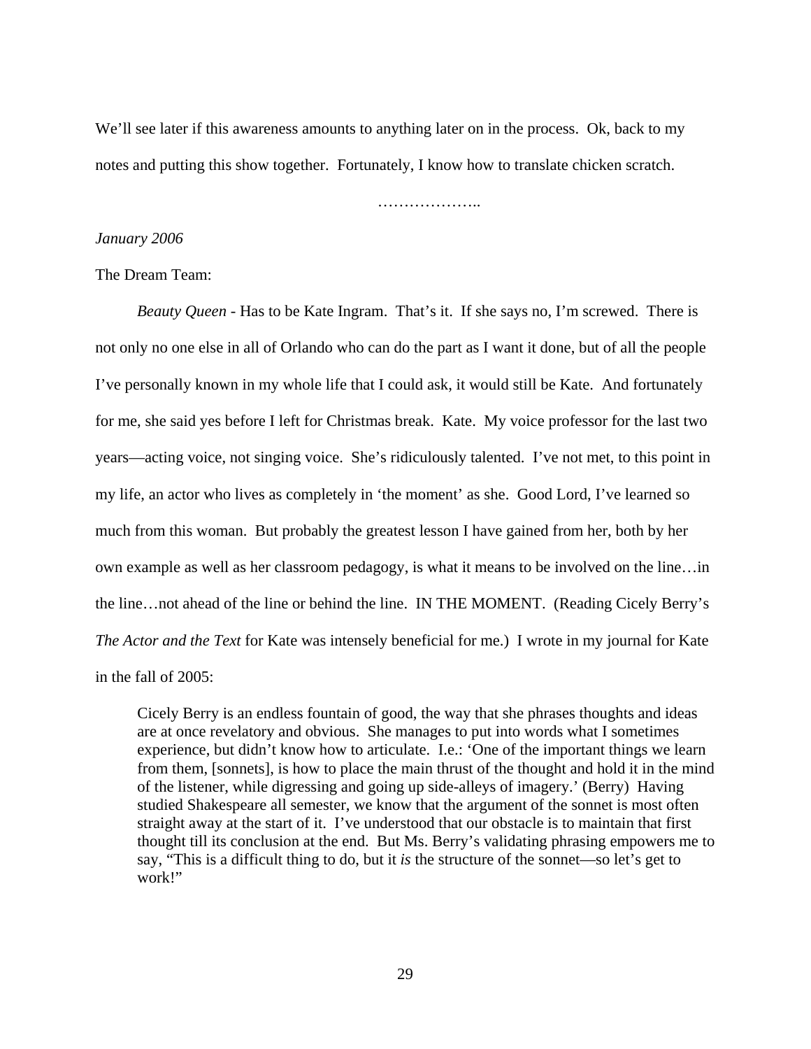We'll see later if this awareness amounts to anything later on in the process. Ok, back to my notes and putting this show together. Fortunately, I know how to translate chicken scratch.

………………..

*January 2006*

The Dream Team:

*Beauty Queen* - Has to be Kate Ingram. That's it. If she says no, I'm screwed. There is not only no one else in all of Orlando who can do the part as I want it done, but of all the people I've personally known in my whole life that I could ask, it would still be Kate. And fortunately for me, she said yes before I left for Christmas break. Kate. My voice professor for the last two years—acting voice, not singing voice. She's ridiculously talented. I've not met, to this point in my life, an actor who lives as completely in 'the moment' as she. Good Lord, I've learned so much from this woman. But probably the greatest lesson I have gained from her, both by her own example as well as her classroom pedagogy, is what it means to be involved on the line…in the line…not ahead of the line or behind the line. IN THE MOMENT. (Reading Cicely Berry's *The Actor and the Text* for Kate was intensely beneficial for me.) I wrote in my journal for Kate in the fall of 2005:

> Cicely Berry is an endless fountain of good, the way that she phrases thoughts and ideas are at once revelatory and obvious. She manages to put into words what I sometimes experience, but didn't know how to articulate. I.e.: 'One of the important things we learn from them, [sonnets], is how to place the main thrust of the thought and hold it in the mind of the listener, while digressing and going up side-alleys of imagery.' (Berry) Having studied Shakespeare all semester, we know that the argument of the sonnet is most often straight away at the start of it. I've understood that our obstacle is to maintain that first thought till its conclusion at the end. But Ms. Berry's validating phrasing empowers me to say, "This is a difficult thing to do, but it *is* the structure of the sonnet—so let's get to work!"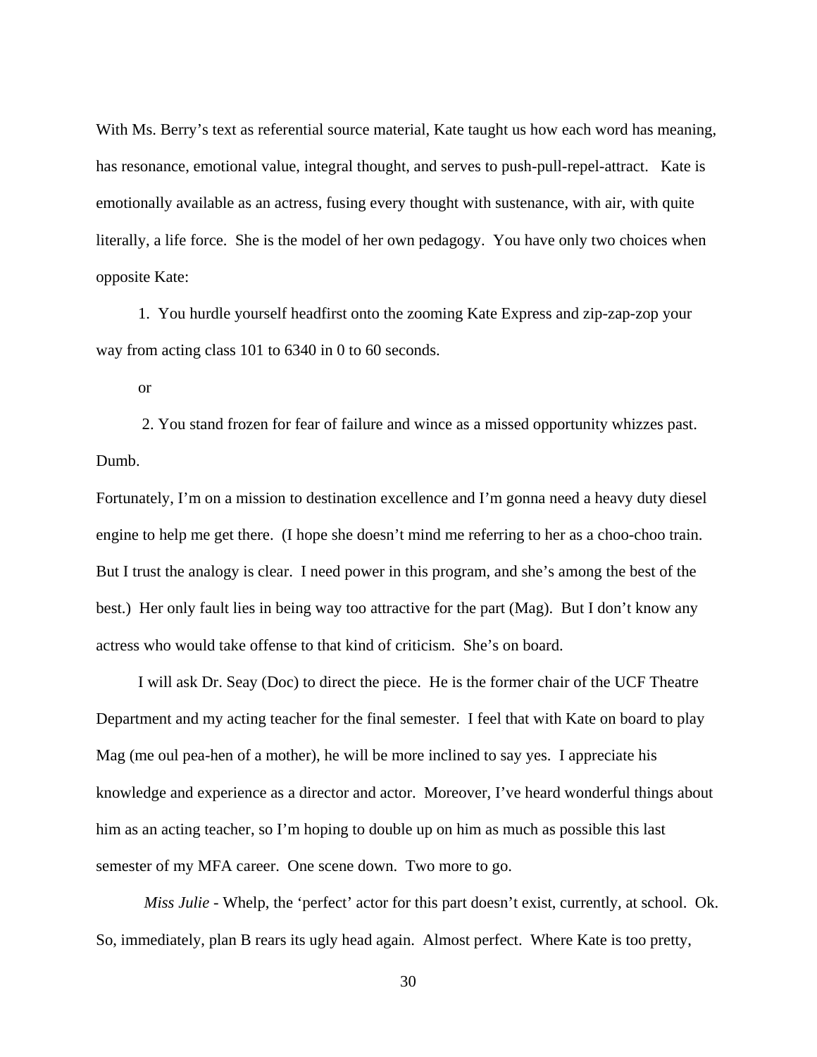With Ms. Berry's text as referential source material, Kate taught us how each word has meaning, has resonance, emotional value, integral thought, and serves to push-pull-repel-attract. Kate is emotionally available as an actress, fusing every thought with sustenance, with air, with quite literally, a life force. She is the model of her own pedagogy. You have only two choices when opposite Kate:

1. You hurdle yourself headfirst onto the zooming Kate Express and zip-zap-zop your way from acting class 101 to 6340 in 0 to 60 seconds.

or

2. You stand frozen for fear of failure and wince as a missed opportunity whizzes past. Dumb.

Fortunately, I'm on a mission to destination excellence and I'm gonna need a heavy duty diesel engine to help me get there. (I hope she doesn't mind me referring to her as a choo-choo train. But I trust the analogy is clear. I need power in this program, and she's among the best of the best.) Her only fault lies in being way too attractive for the part (Mag). But I don't know any actress who would take offense to that kind of criticism. She's on board.

I will ask Dr. Seay (Doc) to direct the piece. He is the former chair of the UCF Theatre Department and my acting teacher for the final semester. I feel that with Kate on board to play Mag (me oul pea-hen of a mother), he will be more inclined to say yes. I appreciate his knowledge and experience as a director and actor. Moreover, I've heard wonderful things about him as an acting teacher, so I'm hoping to double up on him as much as possible this last semester of my MFA career. One scene down. Two more to go.

*Miss Julie* - Whelp, the 'perfect' actor for this part doesn't exist, currently, at school. Ok. So, immediately, plan B rears its ugly head again. Almost perfect. Where Kate is too pretty,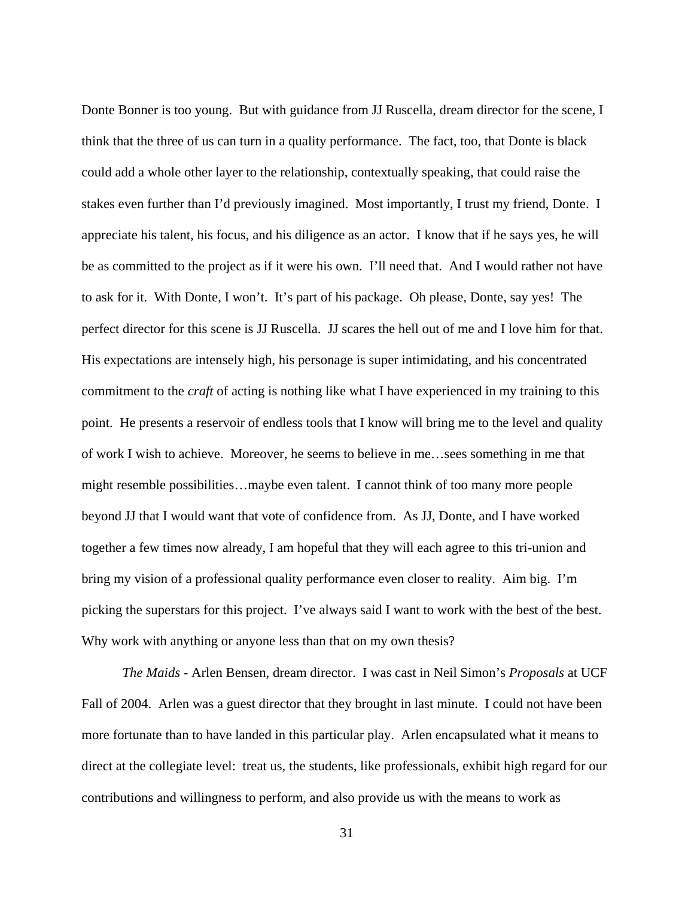Donte Bonner is too young. But with guidance from JJ Ruscella, dream director for the scene, I think that the three of us can turn in a quality performance. The fact, too, that Donte is black could add a whole other layer to the relationship, contextually speaking, that could raise the stakes even further than I'd previously imagined. Most importantly, I trust my friend, Donte. I appreciate his talent, his focus, and his diligence as an actor. I know that if he says yes, he will be as committed to the project as if it were his own. I'll need that. And I would rather not have to ask for it. With Donte, I won't. It's part of his package. Oh please, Donte, say yes! The perfect director for this scene is JJ Ruscella. JJ scares the hell out of me and I love him for that. His expectations are intensely high, his personage is super intimidating, and his concentrated commitment to the *craft* of acting is nothing like what I have experienced in my training to this point. He presents a reservoir of endless tools that I know will bring me to the level and quality of work I wish to achieve. Moreover, he seems to believe in me…sees something in me that might resemble possibilities…maybe even talent. I cannot think of too many more people beyond JJ that I would want that vote of confidence from. As JJ, Donte, and I have worked together a few times now already, I am hopeful that they will each agree to this tri-union and bring my vision of a professional quality performance even closer to reality. Aim big. I'm picking the superstars for this project. I've always said I want to work with the best of the best. Why work with anything or anyone less than that on my own thesis?

*The Maids* - Arlen Bensen, dream director. I was cast in Neil Simon's *Proposals* at UCF Fall of 2004. Arlen was a guest director that they brought in last minute. I could not have been more fortunate than to have landed in this particular play. Arlen encapsulated what it means to direct at the collegiate level: treat us, the students, like professionals, exhibit high regard for our contributions and willingness to perform, and also provide us with the means to work as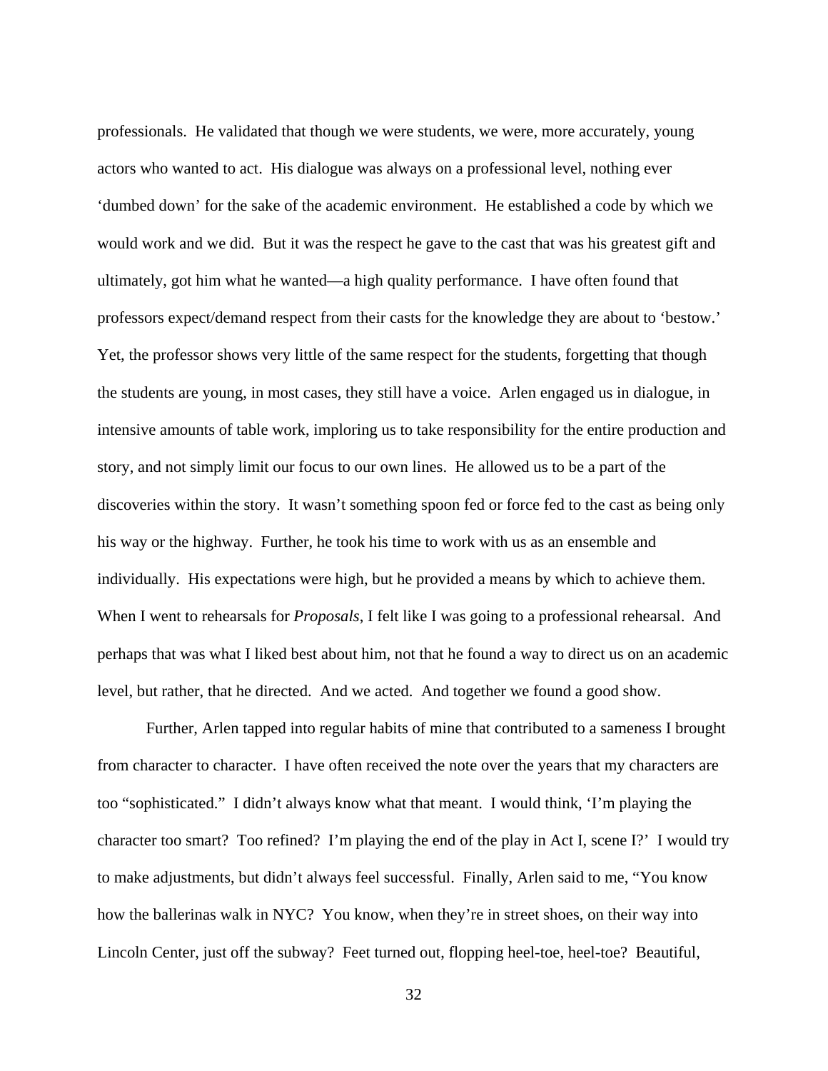professionals. He validated that though we were students, we were, more accurately, young actors who wanted to act. His dialogue was always on a professional level, nothing ever 'dumbed down' for the sake of the academic environment. He established a code by which we would work and we did. But it was the respect he gave to the cast that was his greatest gift and ultimately, got him what he wanted—a high quality performance. I have often found that professors expect/demand respect from their casts for the knowledge they are about to 'bestow.' Yet, the professor shows very little of the same respect for the students, forgetting that though the students are young, in most cases, they still have a voice. Arlen engaged us in dialogue, in intensive amounts of table work, imploring us to take responsibility for the entire production and story, and not simply limit our focus to our own lines. He allowed us to be a part of the discoveries within the story. It wasn't something spoon fed or force fed to the cast as being only his way or the highway. Further, he took his time to work with us as an ensemble and individually. His expectations were high, but he provided a means by which to achieve them. When I went to rehearsals for *Proposals*, I felt like I was going to a professional rehearsal. And perhaps that was what I liked best about him, not that he found a way to direct us on an academic level, but rather, that he directed. And we acted. And together we found a good show.

Further, Arlen tapped into regular habits of mine that contributed to a sameness I brought from character to character. I have often received the note over the years that my characters are too "sophisticated." I didn't always know what that meant. I would think, 'I'm playing the character too smart? Too refined? I'm playing the end of the play in Act I, scene I?' I would try to make adjustments, but didn't always feel successful. Finally, Arlen said to me, "You know how the ballerinas walk in NYC? You know, when they're in street shoes, on their way into Lincoln Center, just off the subway? Feet turned out, flopping heel-toe, heel-toe? Beautiful,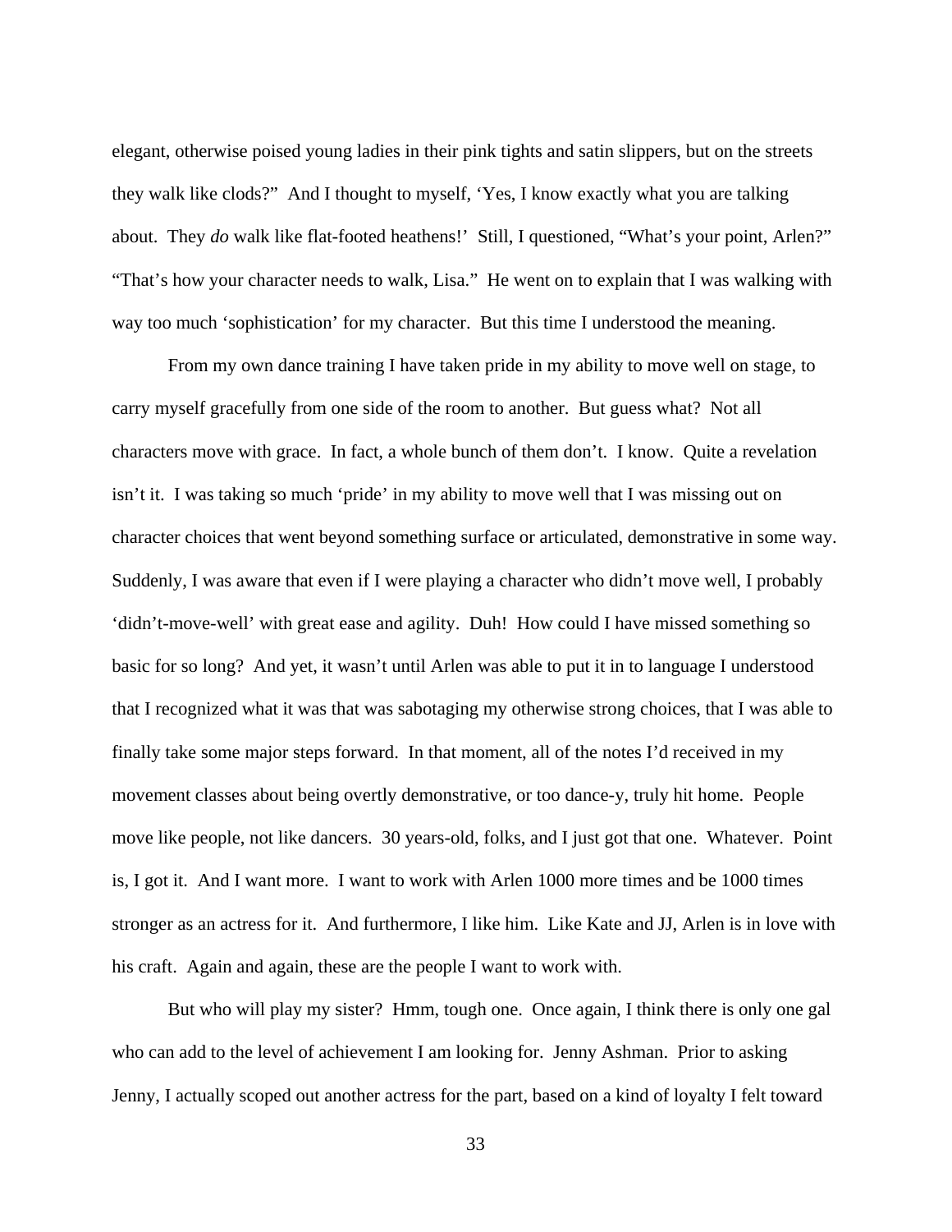elegant, otherwise poised young ladies in their pink tights and satin slippers, but on the streets they walk like clods?" And I thought to myself, 'Yes, I know exactly what you are talking about. They *do* walk like flat-footed heathens!' Still, I questioned, "What's your point, Arlen?" "That's how your character needs to walk, Lisa." He went on to explain that I was walking with way too much 'sophistication' for my character. But this time I understood the meaning.

From my own dance training I have taken pride in my ability to move well on stage, to carry myself gracefully from one side of the room to another. But guess what? Not all characters move with grace. In fact, a whole bunch of them don't. I know. Quite a revelation isn't it. I was taking so much 'pride' in my ability to move well that I was missing out on character choices that went beyond something surface or articulated, demonstrative in some way. Suddenly, I was aware that even if I were playing a character who didn't move well, I probably 'didn't-move-well' with great ease and agility. Duh! How could I have missed something so basic for so long? And yet, it wasn't until Arlen was able to put it in to language I understood that I recognized what it was that was sabotaging my otherwise strong choices, that I was able to finally take some major steps forward. In that moment, all of the notes I'd received in my movement classes about being overtly demonstrative, or too dance-y, truly hit home. People move like people, not like dancers. 30 years-old, folks, and I just got that one. Whatever. Point is, I got it. And I want more. I want to work with Arlen 1000 more times and be 1000 times stronger as an actress for it. And furthermore, I like him. Like Kate and JJ, Arlen is in love with his craft. Again and again, these are the people I want to work with.

But who will play my sister? Hmm, tough one. Once again, I think there is only one gal who can add to the level of achievement I am looking for. Jenny Ashman. Prior to asking Jenny, I actually scoped out another actress for the part, based on a kind of loyalty I felt toward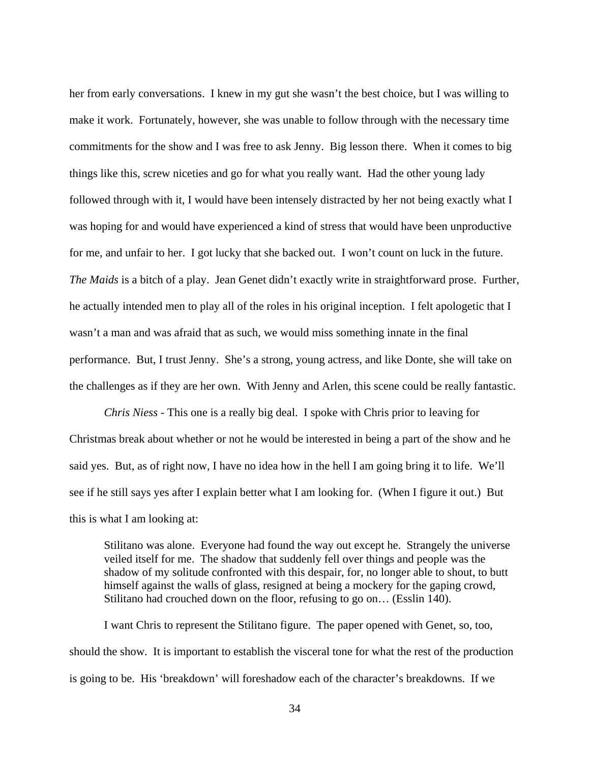her from early conversations. I knew in my gut she wasn't the best choice, but I was willing to make it work. Fortunately, however, she was unable to follow through with the necessary time commitments for the show and I was free to ask Jenny. Big lesson there. When it comes to big things like this, screw niceties and go for what you really want. Had the other young lady followed through with it, I would have been intensely distracted by her not being exactly what I was hoping for and would have experienced a kind of stress that would have been unproductive for me, and unfair to her. I got lucky that she backed out. I won't count on luck in the future. *The Maids* is a bitch of a play. Jean Genet didn't exactly write in straightforward prose. Further, he actually intended men to play all of the roles in his original inception. I felt apologetic that I wasn't a man and was afraid that as such, we would miss something innate in the final performance. But, I trust Jenny. She's a strong, young actress, and like Donte, she will take on the challenges as if they are her own. With Jenny and Arlen, this scene could be really fantastic.

*Chris Niess* - This one is a really big deal. I spoke with Chris prior to leaving for Christmas break about whether or not he would be interested in being a part of the show and he said yes. But, as of right now, I have no idea how in the hell I am going bring it to life. We'll see if he still says yes after I explain better what I am looking for. (When I figure it out.) But this is what I am looking at:

> Stilitano was alone. Everyone had found the way out except he. Strangely the universe veiled itself for me. The shadow that suddenly fell over things and people was the shadow of my solitude confronted with this despair, for, no longer able to shout, to butt himself against the walls of glass, resigned at being a mockery for the gaping crowd, Stilitano had crouched down on the floor, refusing to go on… (Esslin 140).

I want Chris to represent the Stilitano figure. The paper opened with Genet, so, too, should the show. It is important to establish the visceral tone for what the rest of the production is going to be. His 'breakdown' will foreshadow each of the character's breakdowns. If we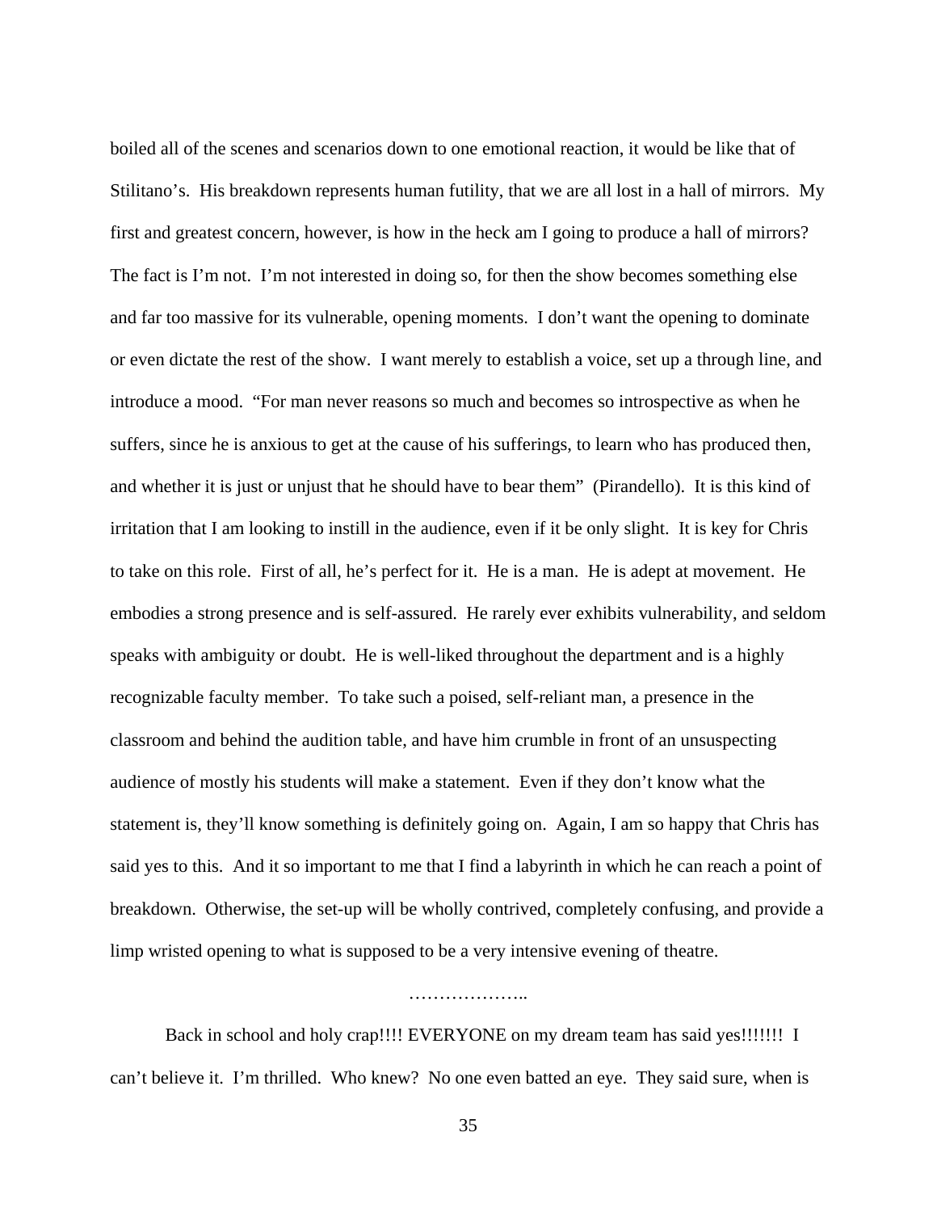boiled all of the scenes and scenarios down to one emotional reaction, it would be like that of Stilitano's. His breakdown represents human futility, that we are all lost in a hall of mirrors. My first and greatest concern, however, is how in the heck am I going to produce a hall of mirrors? The fact is I'm not. I'm not interested in doing so, for then the show becomes something else and far too massive for its vulnerable, opening moments. I don't want the opening to dominate or even dictate the rest of the show. I want merely to establish a voice, set up a through line, and introduce a mood. "For man never reasons so much and becomes so introspective as when he suffers, since he is anxious to get at the cause of his sufferings, to learn who has produced then, and whether it is just or unjust that he should have to bear them" (Pirandello). It is this kind of irritation that I am looking to instill in the audience, even if it be only slight. It is key for Chris to take on this role. First of all, he's perfect for it. He is a man. He is adept at movement. He embodies a strong presence and is self-assured. He rarely ever exhibits vulnerability, and seldom speaks with ambiguity or doubt. He is well-liked throughout the department and is a highly recognizable faculty member. To take such a poised, self-reliant man, a presence in the classroom and behind the audition table, and have him crumble in front of an unsuspecting audience of mostly his students will make a statement. Even if they don't know what the statement is, they'll know something is definitely going on. Again, I am so happy that Chris has said yes to this. And it so important to me that I find a labyrinth in which he can reach a point of breakdown. Otherwise, the set-up will be wholly contrived, completely confusing, and provide a limp wristed opening to what is supposed to be a very intensive evening of theatre.

………………..

Back in school and holy crap!!!! EVERYONE on my dream team has said yes!!!!!!! I can't believe it. I'm thrilled. Who knew? No one even batted an eye. They said sure, when is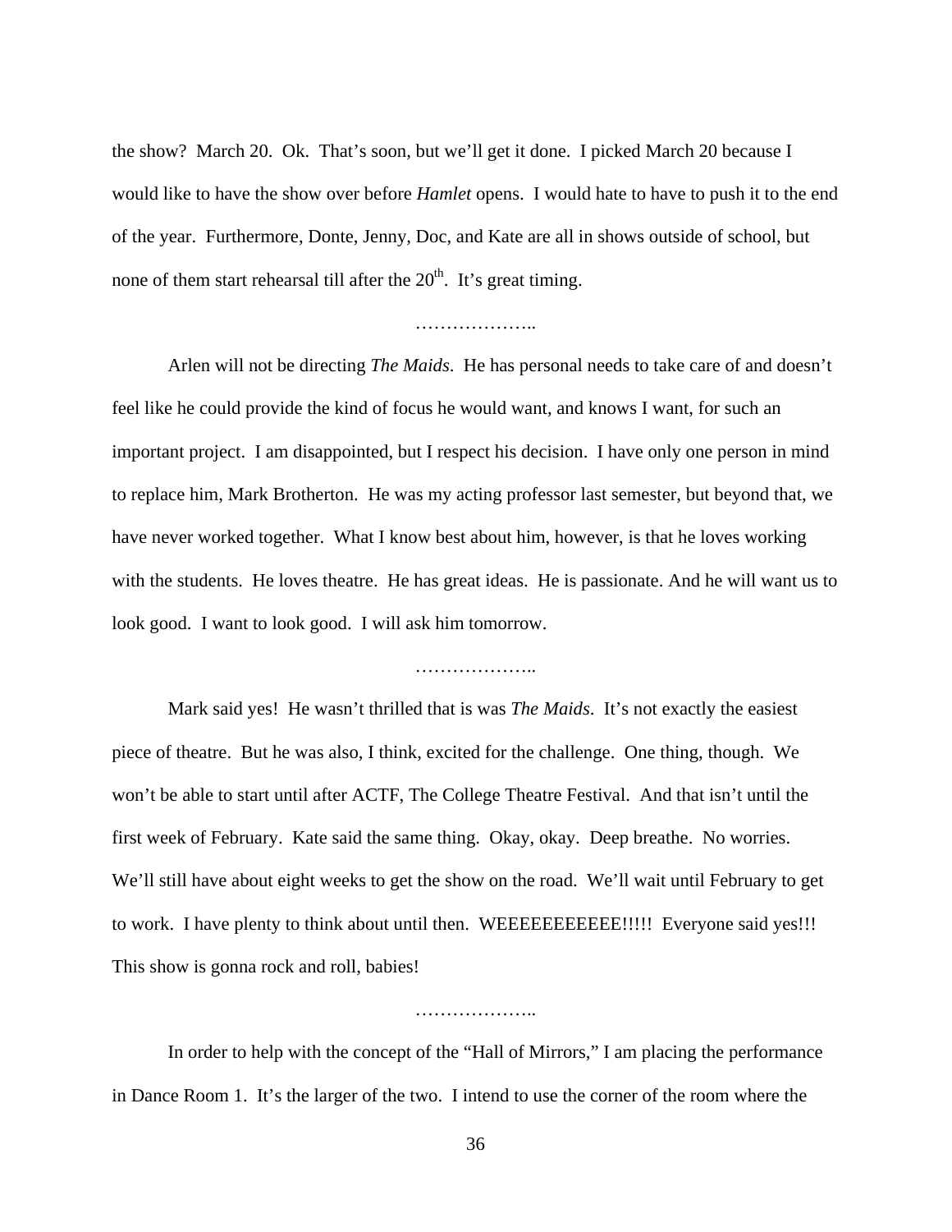the show? March 20. Ok. That's soon, but we'll get it done. I picked March 20 because I would like to have the show over before *Hamlet* opens. I would hate to have to push it to the end of the year. Furthermore, Donte, Jenny, Doc, and Kate are all in shows outside of school, but none of them start rehearsal till after the 20th. It's great timing.

………………..

Arlen will not be directing *The Maids*. He has personal needs to take care of and doesn't feel like he could provide the kind of focus he would want, and knows I want, for such an important project. I am disappointed, but I respect his decision. I have only one person in mind to replace him, Mark Brotherton. He was my acting professor last semester, but beyond that, we have never worked together. What I know best about him, however, is that he loves working with the students. He loves theatre. He has great ideas. He is passionate. And he will want us to look good. I want to look good. I will ask him tomorrow.

………………..

Mark said yes! He wasn't thrilled that is was *The Maids*. It's not exactly the easiest piece of theatre. But he was also, I think, excited for the challenge. One thing, though. We won't be able to start until after ACTF, The College Theatre Festival. And that isn't until the first week of February. Kate said the same thing. Okay, okay. Deep breathe. No worries. We'll still have about eight weeks to get the show on the road. We'll wait until February to get to work. I have plenty to think about until then. WEEEEEEEEEEE!!!!! Everyone said yes!!! This show is gonna rock and roll, babies!

………………..

In order to help with the concept of the "Hall of Mirrors," I am placing the performance in Dance Room 1. It's the larger of the two. I intend to use the corner of the room where the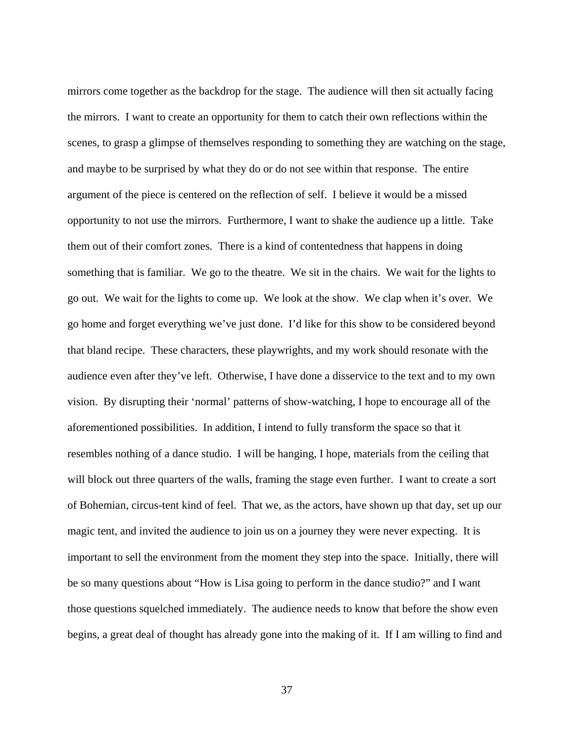mirrors come together as the backdrop for the stage. The audience will then sit actually facing the mirrors. I want to create an opportunity for them to catch their own reflections within the scenes, to grasp a glimpse of themselves responding to something they are watching on the stage, and maybe to be surprised by what they do or do not see within that response. The entire argument of the piece is centered on the reflection of self. I believe it would be a missed opportunity to not use the mirrors. Furthermore, I want to shake the audience up a little. Take them out of their comfort zones. There is a kind of contentedness that happens in doing something that is familiar. We go to the theatre. We sit in the chairs. We wait for the lights to go out. We wait for the lights to come up. We look at the show. We clap when it's over. We go home and forget everything we've just done. I'd like for this show to be considered beyond that bland recipe. These characters, these playwrights, and my work should resonate with the audience even after they've left. Otherwise, I have done a disservice to the text and to my own vision. By disrupting their 'normal' patterns of show-watching, I hope to encourage all of the aforementioned possibilities. In addition, I intend to fully transform the space so that it resembles nothing of a dance studio. I will be hanging, I hope, materials from the ceiling that will block out three quarters of the walls, framing the stage even further. I want to create a sort of Bohemian, circus-tent kind of feel. That we, as the actors, have shown up that day, set up our magic tent, and invited the audience to join us on a journey they were never expecting. It is important to sell the environment from the moment they step into the space. Initially, there will be so many questions about "How is Lisa going to perform in the dance studio?" and I want those questions squelched immediately. The audience needs to know that before the show even begins, a great deal of thought has already gone into the making of it. If I am willing to find and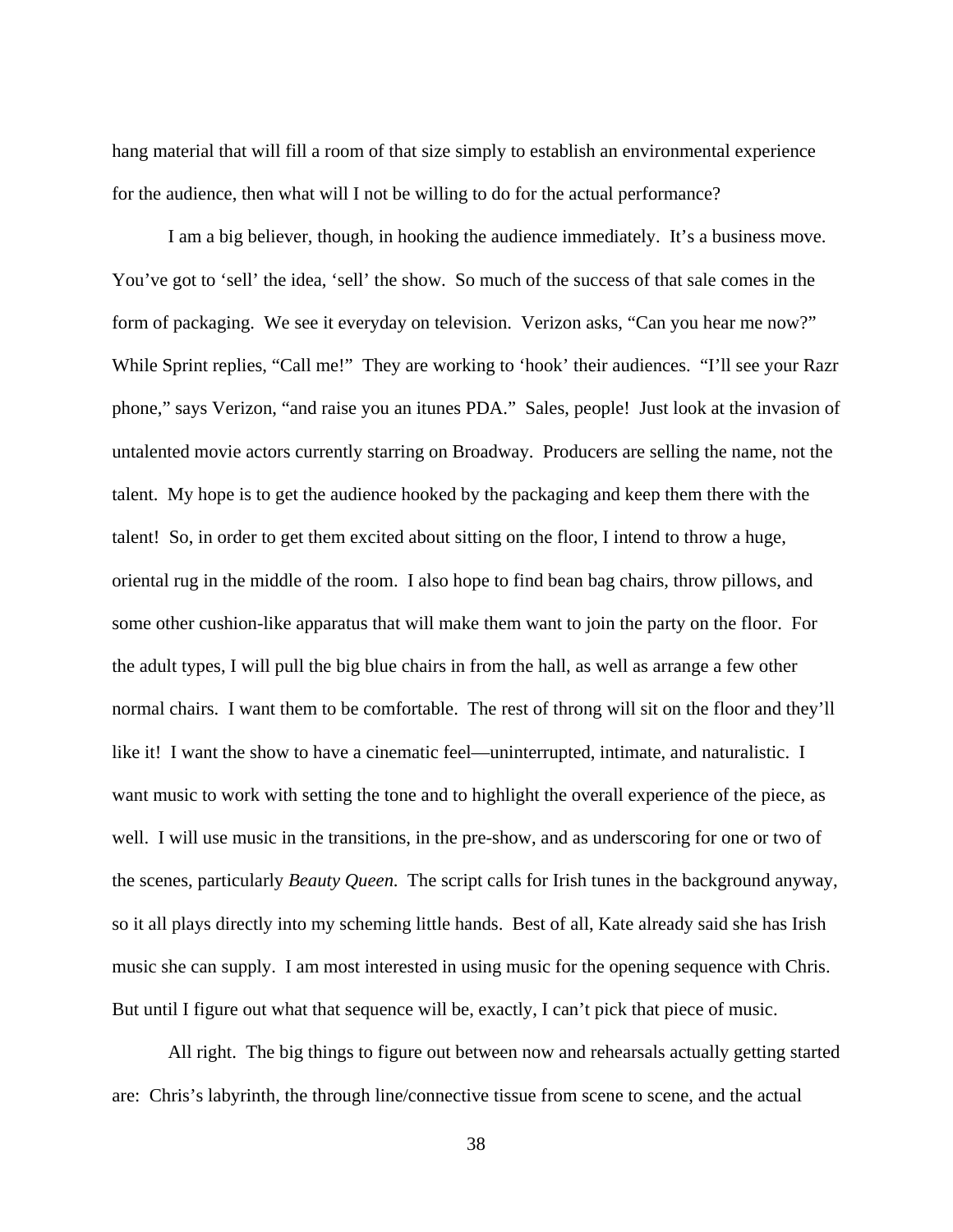hang material that will fill a room of that size simply to establish an environmental experience for the audience, then what will I not be willing to do for the actual performance?

I am a big believer, though, in hooking the audience immediately. It's a business move. You've got to 'sell' the idea, 'sell' the show. So much of the success of that sale comes in the form of packaging. We see it everyday on television. Verizon asks, "Can you hear me now?" While Sprint replies, "Call me!" They are working to 'hook' their audiences. "I'll see your Razr phone," says Verizon, "and raise you an itunes PDA." Sales, people! Just look at the invasion of untalented movie actors currently starring on Broadway. Producers are selling the name, not the talent. My hope is to get the audience hooked by the packaging and keep them there with the talent! So, in order to get them excited about sitting on the floor, I intend to throw a huge, oriental rug in the middle of the room. I also hope to find bean bag chairs, throw pillows, and some other cushion-like apparatus that will make them want to join the party on the floor. For the adult types, I will pull the big blue chairs in from the hall, as well as arrange a few other normal chairs. I want them to be comfortable. The rest of throng will sit on the floor and they'll like it! I want the show to have a cinematic feel—uninterrupted, intimate, and naturalistic. I want music to work with setting the tone and to highlight the overall experience of the piece, as well. I will use music in the transitions, in the pre-show, and as underscoring for one or two of the scenes, particularly *Beauty Queen.* The script calls for Irish tunes in the background anyway, so it all plays directly into my scheming little hands. Best of all, Kate already said she has Irish music she can supply. I am most interested in using music for the opening sequence with Chris. But until I figure out what that sequence will be, exactly, I can't pick that piece of music.

All right. The big things to figure out between now and rehearsals actually getting started are: Chris's labyrinth, the through line/connective tissue from scene to scene, and the actual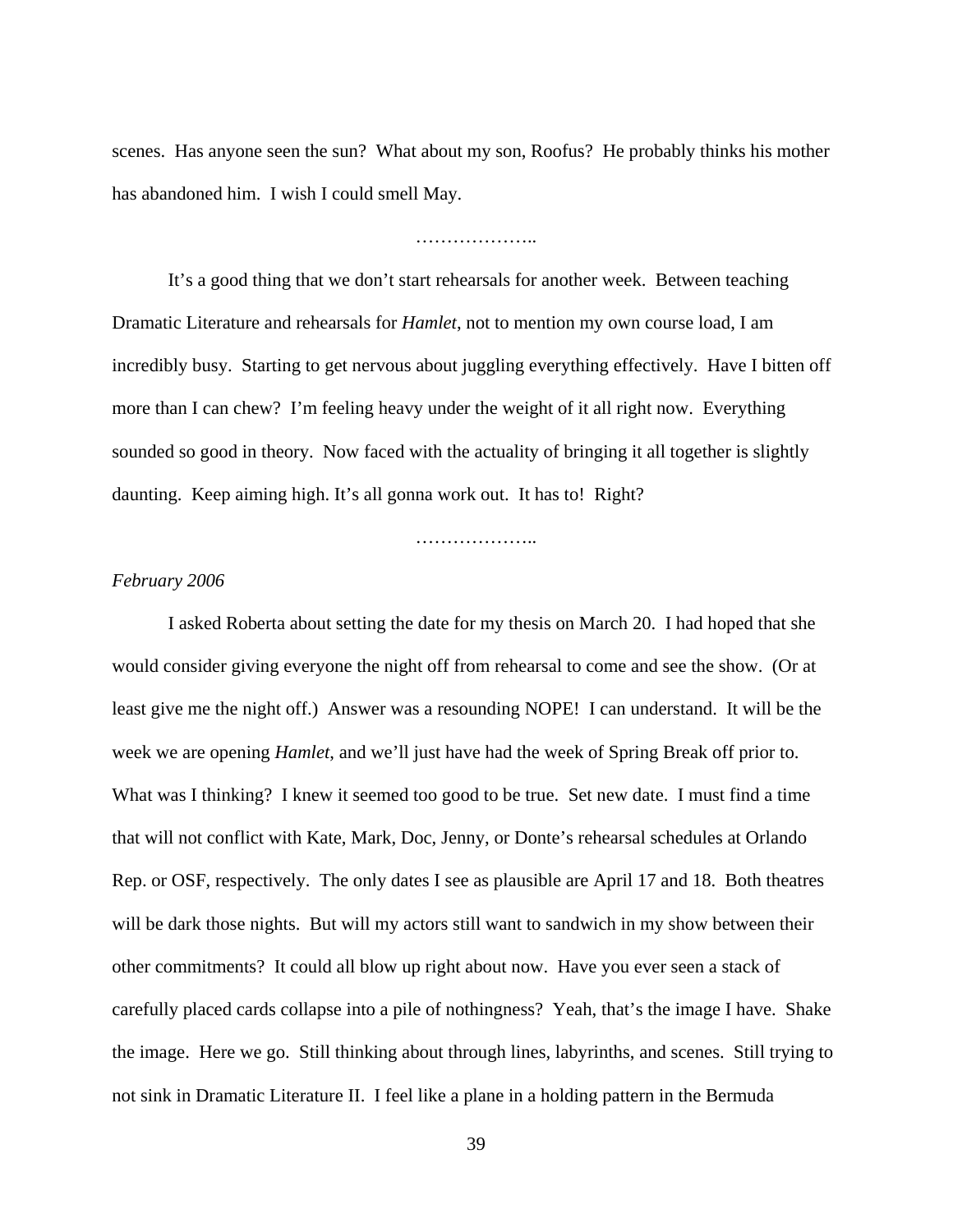scenes. Has anyone seen the sun? What about my son, Roofus? He probably thinks his mother has abandoned him. I wish I could smell May.

………………..

It's a good thing that we don't start rehearsals for another week. Between teaching Dramatic Literature and rehearsals for *Hamlet*, not to mention my own course load, I am incredibly busy. Starting to get nervous about juggling everything effectively. Have I bitten off more than I can chew? I'm feeling heavy under the weight of it all right now. Everything sounded so good in theory. Now faced with the actuality of bringing it all together is slightly daunting. Keep aiming high. It's all gonna work out. It has to! Right?

………………..

*February 2006*

I asked Roberta about setting the date for my thesis on March 20. I had hoped that she would consider giving everyone the night off from rehearsal to come and see the show. (Or at least give me the night off.) Answer was a resounding NOPE! I can understand. It will be the week we are opening *Hamlet*, and we'll just have had the week of Spring Break off prior to. What was I thinking? I knew it seemed too good to be true. Set new date. I must find a time that will not conflict with Kate, Mark, Doc, Jenny, or Donte's rehearsal schedules at Orlando Rep. or OSF, respectively. The only dates I see as plausible are April 17 and 18. Both theatres will be dark those nights. But will my actors still want to sandwich in my show between their other commitments? It could all blow up right about now. Have you ever seen a stack of carefully placed cards collapse into a pile of nothingness? Yeah, that's the image I have. Shake the image. Here we go. Still thinking about through lines, labyrinths, and scenes. Still trying to not sink in Dramatic Literature II. I feel like a plane in a holding pattern in the Bermuda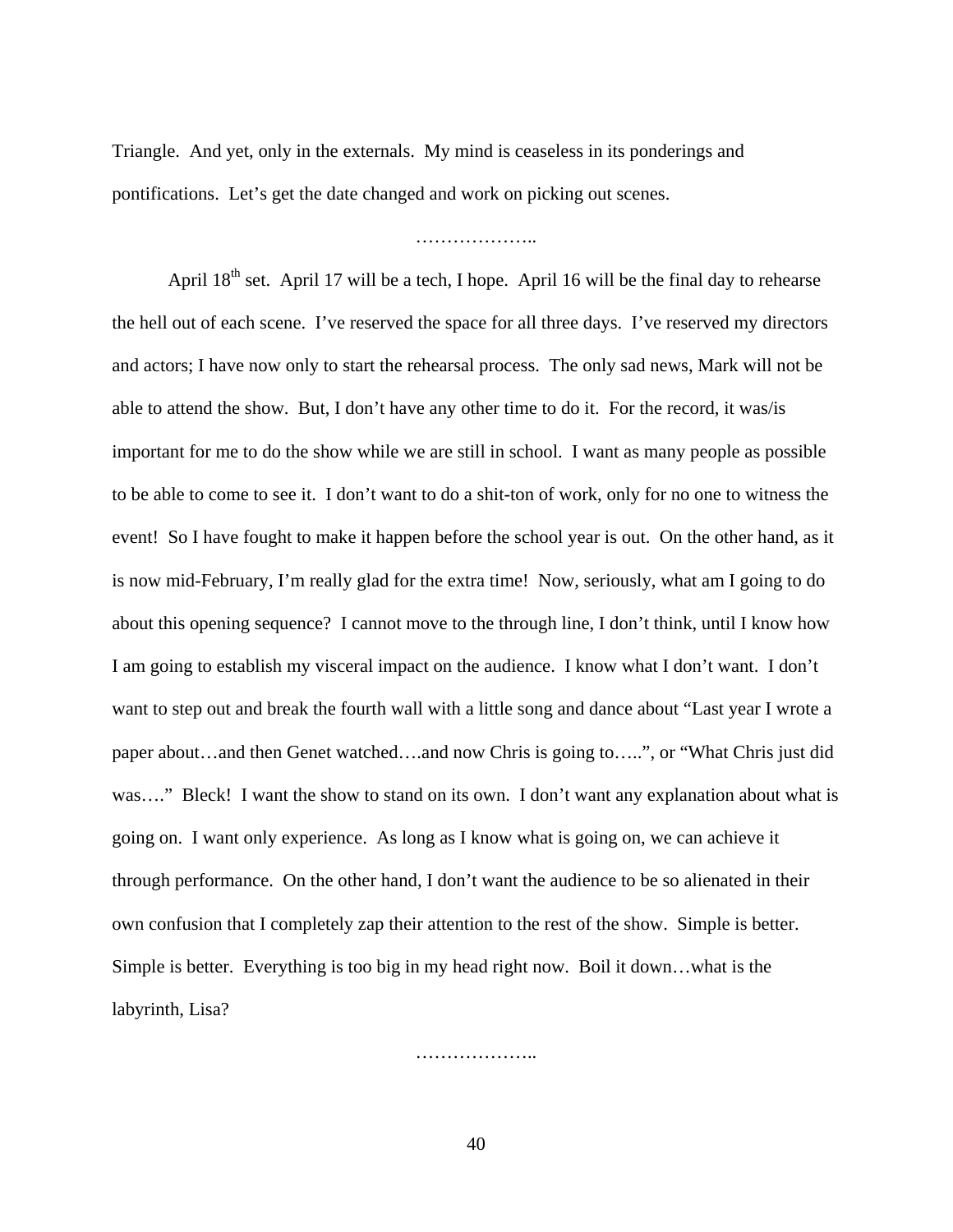Triangle. And yet, only in the externals. My mind is ceaseless in its ponderings and pontifications. Let's get the date changed and work on picking out scenes.

………………..

April 18th set. April 17 will be a tech, I hope. April 16 will be the final day to rehearse the hell out of each scene. I've reserved the space for all three days. I've reserved my directors and actors; I have now only to start the rehearsal process. The only sad news, Mark will not be able to attend the show. But, I don't have any other time to do it. For the record, it was/is important for me to do the show while we are still in school. I want as many people as possible to be able to come to see it. I don't want to do a shit-ton of work, only for no one to witness the event! So I have fought to make it happen before the school year is out. On the other hand, as it is now mid-February, I'm really glad for the extra time! Now, seriously, what am I going to do about this opening sequence? I cannot move to the through line, I don't think, until I know how I am going to establish my visceral impact on the audience. I know what I don't want. I don't want to step out and break the fourth wall with a little song and dance about "Last year I wrote a paper about…and then Genet watched….and now Chris is going to…..", or "What Chris just did was…." Bleck! I want the show to stand on its own. I don't want any explanation about what is going on. I want only experience. As long as I know what is going on, we can achieve it through performance. On the other hand, I don't want the audience to be so alienated in their own confusion that I completely zap their attention to the rest of the show. Simple is better. Simple is better. Everything is too big in my head right now. Boil it down…what is the labyrinth, Lisa?

………………..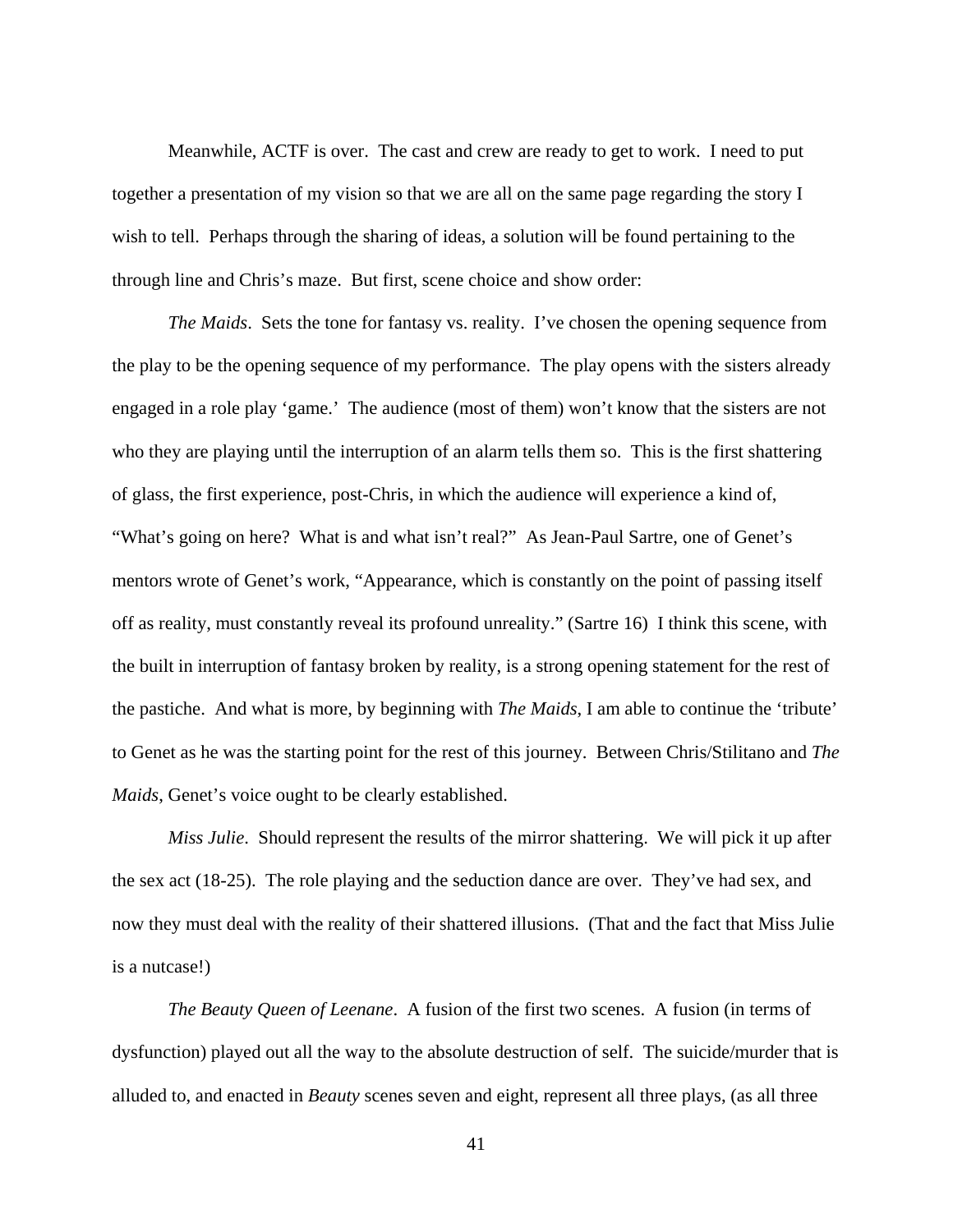Meanwhile, ACTF is over. The cast and crew are ready to get to work. I need to put together a presentation of my vision so that we are all on the same page regarding the story I wish to tell. Perhaps through the sharing of ideas, a solution will be found pertaining to the through line and Chris's maze. But first, scene choice and show order:

*The Maids*. Sets the tone for fantasy vs. reality. I've chosen the opening sequence from the play to be the opening sequence of my performance. The play opens with the sisters already engaged in a role play 'game.' The audience (most of them) won't know that the sisters are not who they are playing until the interruption of an alarm tells them so. This is the first shattering of glass, the first experience, post-Chris, in which the audience will experience a kind of, "What's going on here? What is and what isn't real?" As Jean-Paul Sartre, one of Genet's mentors wrote of Genet's work, "Appearance, which is constantly on the point of passing itself off as reality, must constantly reveal its profound unreality." (Sartre 16) I think this scene, with the built in interruption of fantasy broken by reality, is a strong opening statement for the rest of the pastiche. And what is more, by beginning with *The Maids*, I am able to continue the 'tribute' to Genet as he was the starting point for the rest of this journey. Between Chris/Stilitano and *The Maids*, Genet's voice ought to be clearly established.

*Miss Julie*. Should represent the results of the mirror shattering. We will pick it up after the sex act (18-25). The role playing and the seduction dance are over. They've had sex, and now they must deal with the reality of their shattered illusions. (That and the fact that Miss Julie is a nutcase!)

*The Beauty Queen of Leenane*. A fusion of the first two scenes. A fusion (in terms of dysfunction) played out all the way to the absolute destruction of self. The suicide/murder that is alluded to, and enacted in *Beauty* scenes seven and eight, represent all three plays, (as all three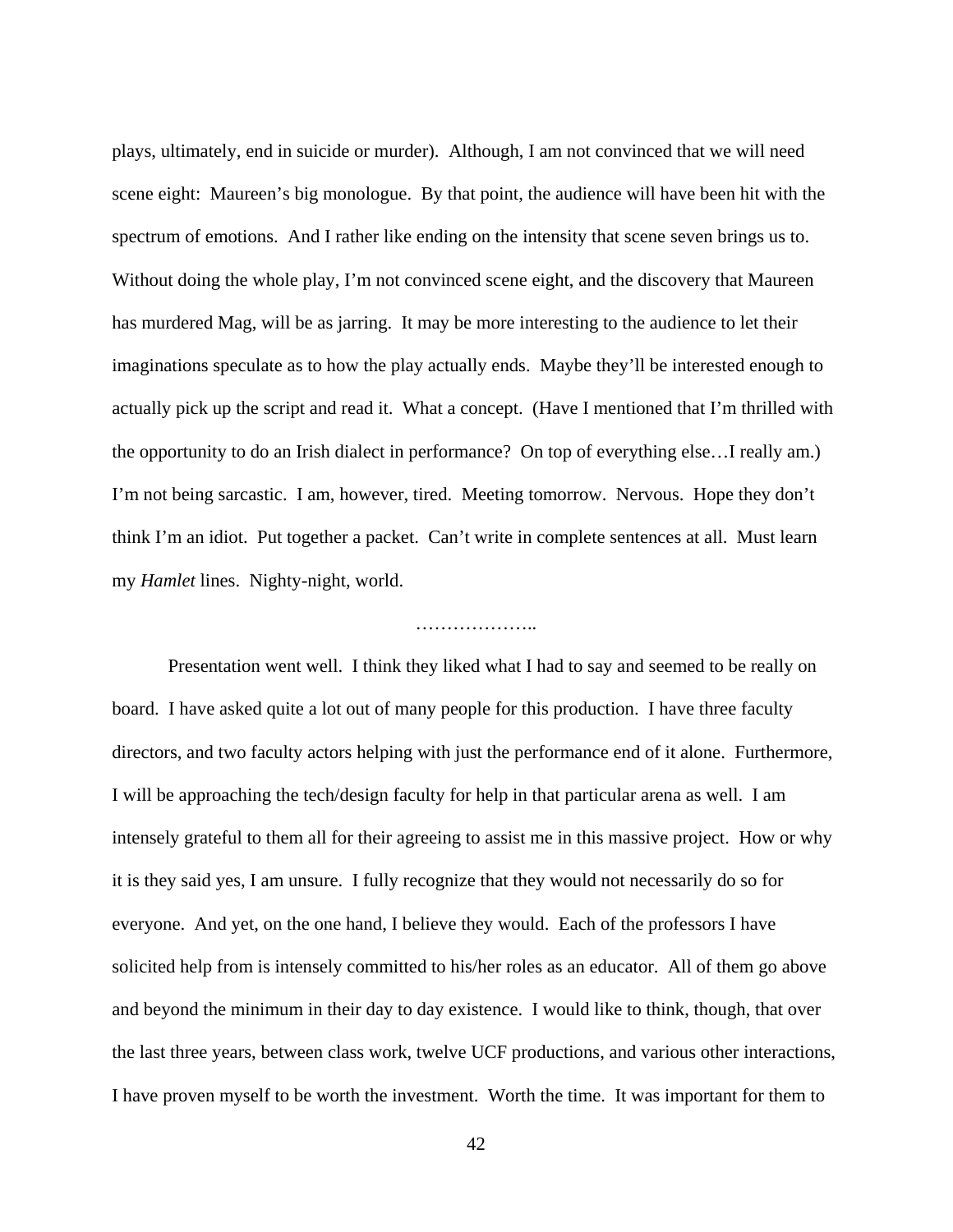plays, ultimately, end in suicide or murder). Although, I am not convinced that we will need scene eight: Maureen's big monologue. By that point, the audience will have been hit with the spectrum of emotions. And I rather like ending on the intensity that scene seven brings us to. Without doing the whole play, I'm not convinced scene eight, and the discovery that Maureen has murdered Mag, will be as jarring. It may be more interesting to the audience to let their imaginations speculate as to how the play actually ends. Maybe they'll be interested enough to actually pick up the script and read it. What a concept. (Have I mentioned that I'm thrilled with the opportunity to do an Irish dialect in performance? On top of everything else…I really am.) I'm not being sarcastic. I am, however, tired. Meeting tomorrow. Nervous. Hope they don't think I'm an idiot. Put together a packet. Can't write in complete sentences at all. Must learn my *Hamlet* lines. Nighty-night, world.

………………..

Presentation went well. I think they liked what I had to say and seemed to be really on board. I have asked quite a lot out of many people for this production. I have three faculty directors, and two faculty actors helping with just the performance end of it alone. Furthermore, I will be approaching the tech/design faculty for help in that particular arena as well. I am intensely grateful to them all for their agreeing to assist me in this massive project. How or why it is they said yes, I am unsure. I fully recognize that they would not necessarily do so for everyone. And yet, on the one hand, I believe they would. Each of the professors I have solicited help from is intensely committed to his/her roles as an educator. All of them go above and beyond the minimum in their day to day existence. I would like to think, though, that over the last three years, between class work, twelve UCF productions, and various other interactions, I have proven myself to be worth the investment. Worth the time. It was important for them to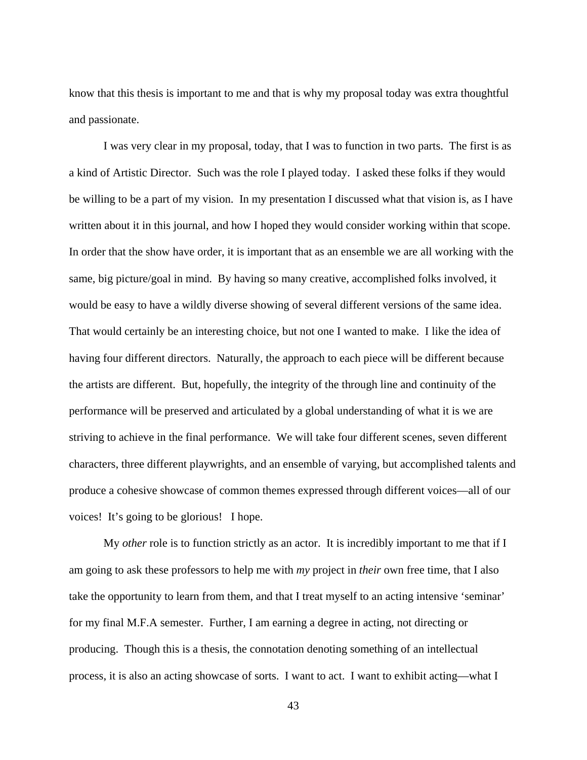know that this thesis is important to me and that is why my proposal today was extra thoughtful and passionate.

I was very clear in my proposal, today, that I was to function in two parts. The first is as a kind of Artistic Director. Such was the role I played today. I asked these folks if they would be willing to be a part of my vision. In my presentation I discussed what that vision is, as I have written about it in this journal, and how I hoped they would consider working within that scope. In order that the show have order, it is important that as an ensemble we are all working with the same, big picture/goal in mind. By having so many creative, accomplished folks involved, it would be easy to have a wildly diverse showing of several different versions of the same idea. That would certainly be an interesting choice, but not one I wanted to make. I like the idea of having four different directors. Naturally, the approach to each piece will be different because the artists are different. But, hopefully, the integrity of the through line and continuity of the performance will be preserved and articulated by a global understanding of what it is we are striving to achieve in the final performance. We will take four different scenes, seven different characters, three different playwrights, and an ensemble of varying, but accomplished talents and produce a cohesive showcase of common themes expressed through different voices—all of our voices! It's going to be glorious! I hope.

My *other* role is to function strictly as an actor. It is incredibly important to me that if I am going to ask these professors to help me with *my* project in *their* own free time, that I also take the opportunity to learn from them, and that I treat myself to an acting intensive 'seminar' for my final M.F.A semester. Further, I am earning a degree in acting, not directing or producing. Though this is a thesis, the connotation denoting something of an intellectual process, it is also an acting showcase of sorts. I want to act. I want to exhibit acting—what I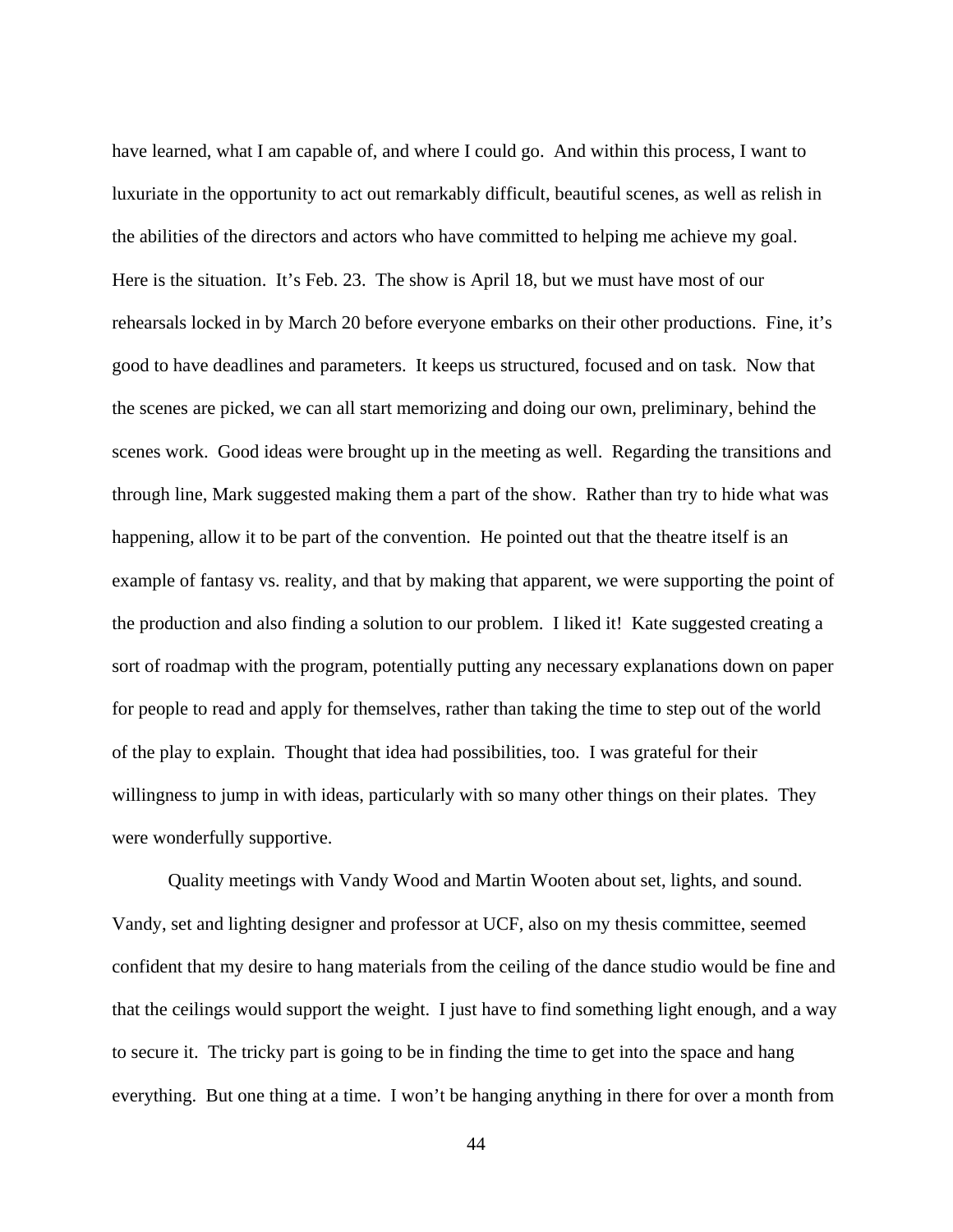have learned, what I am capable of, and where I could go. And within this process, I want to luxuriate in the opportunity to act out remarkably difficult, beautiful scenes, as well as relish in the abilities of the directors and actors who have committed to helping me achieve my goal. Here is the situation. It's Feb. 23. The show is April 18, but we must have most of our rehearsals locked in by March 20 before everyone embarks on their other productions. Fine, it's good to have deadlines and parameters. It keeps us structured, focused and on task. Now that the scenes are picked, we can all start memorizing and doing our own, preliminary, behind the scenes work. Good ideas were brought up in the meeting as well. Regarding the transitions and through line, Mark suggested making them a part of the show. Rather than try to hide what was happening, allow it to be part of the convention. He pointed out that the theatre itself is an example of fantasy vs. reality, and that by making that apparent, we were supporting the point of the production and also finding a solution to our problem. I liked it! Kate suggested creating a sort of roadmap with the program, potentially putting any necessary explanations down on paper for people to read and apply for themselves, rather than taking the time to step out of the world of the play to explain. Thought that idea had possibilities, too. I was grateful for their willingness to jump in with ideas, particularly with so many other things on their plates. They were wonderfully supportive.

Quality meetings with Vandy Wood and Martin Wooten about set, lights, and sound. Vandy, set and lighting designer and professor at UCF, also on my thesis committee, seemed confident that my desire to hang materials from the ceiling of the dance studio would be fine and that the ceilings would support the weight. I just have to find something light enough, and a way to secure it. The tricky part is going to be in finding the time to get into the space and hang everything. But one thing at a time. I won't be hanging anything in there for over a month from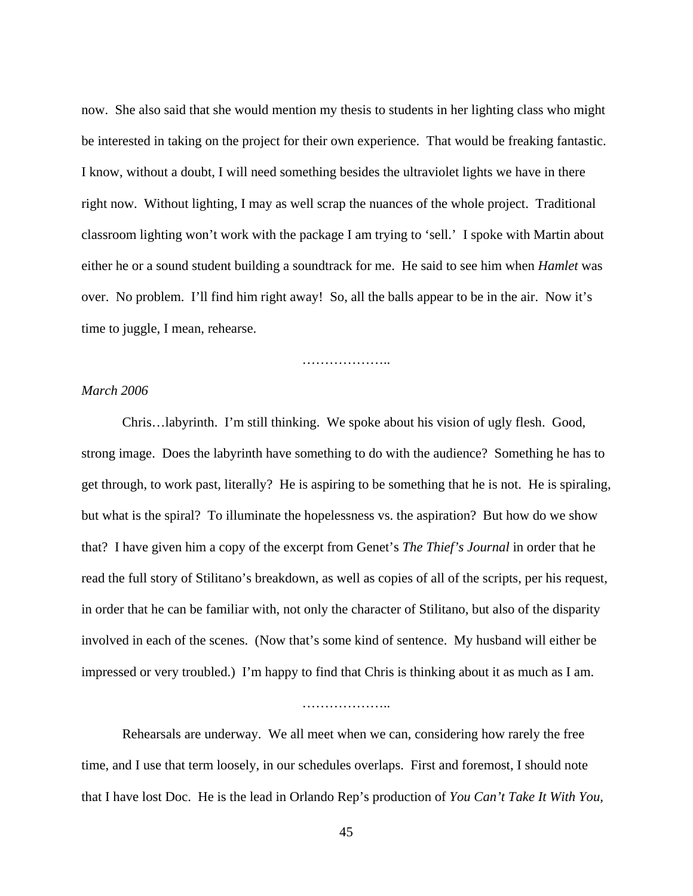now. She also said that she would mention my thesis to students in her lighting class who might be interested in taking on the project for their own experience. That would be freaking fantastic. I know, without a doubt, I will need something besides the ultraviolet lights we have in there right now. Without lighting, I may as well scrap the nuances of the whole project. Traditional classroom lighting won't work with the package I am trying to 'sell.' I spoke with Martin about either he or a sound student building a soundtrack for me. He said to see him when *Hamlet* was over. No problem. I'll find him right away! So, all the balls appear to be in the air. Now it's time to juggle, I mean, rehearse.

………………..

*March 2006*

Chris…labyrinth. I'm still thinking. We spoke about his vision of ugly flesh. Good, strong image. Does the labyrinth have something to do with the audience? Something he has to get through, to work past, literally? He is aspiring to be something that he is not. He is spiraling, but what is the spiral? To illuminate the hopelessness vs. the aspiration? But how do we show that? I have given him a copy of the excerpt from Genet's *The Thief's Journal* in order that he read the full story of Stilitano's breakdown, as well as copies of all of the scripts, per his request, in order that he can be familiar with, not only the character of Stilitano, but also of the disparity involved in each of the scenes. (Now that's some kind of sentence. My husband will either be impressed or very troubled.) I'm happy to find that Chris is thinking about it as much as I am.

………………..

Rehearsals are underway. We all meet when we can, considering how rarely the free time, and I use that term loosely, in our schedules overlaps. First and foremost, I should note that I have lost Doc. He is the lead in Orlando Rep's production of *You Can't Take It With You,*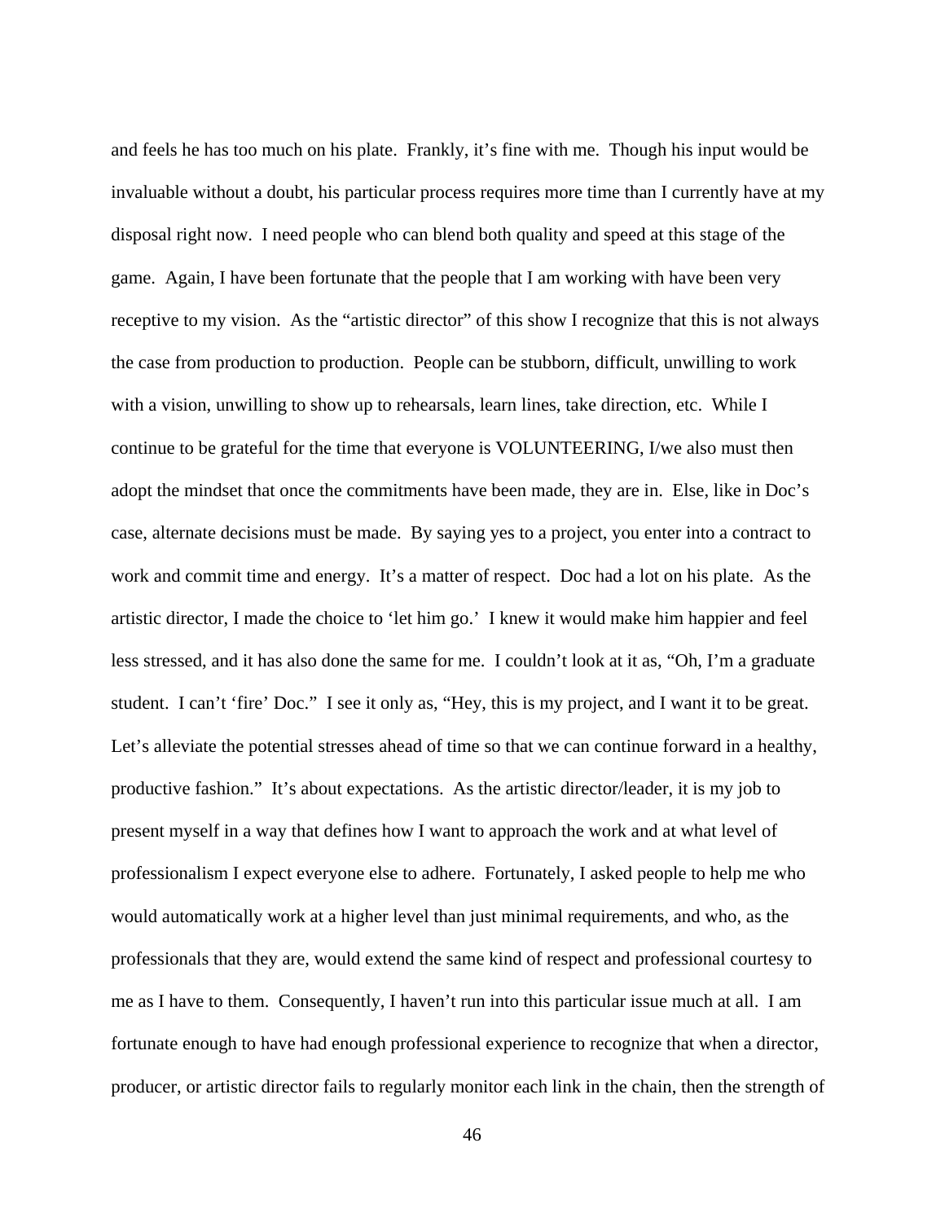and feels he has too much on his plate. Frankly, it's fine with me. Though his input would be invaluable without a doubt, his particular process requires more time than I currently have at my disposal right now. I need people who can blend both quality and speed at this stage of the game. Again, I have been fortunate that the people that I am working with have been very receptive to my vision. As the "artistic director" of this show I recognize that this is not always the case from production to production. People can be stubborn, difficult, unwilling to work with a vision, unwilling to show up to rehearsals, learn lines, take direction, etc. While I continue to be grateful for the time that everyone is VOLUNTEERING, I/we also must then adopt the mindset that once the commitments have been made, they are in. Else, like in Doc's case, alternate decisions must be made. By saying yes to a project, you enter into a contract to work and commit time and energy. It's a matter of respect. Doc had a lot on his plate. As the artistic director, I made the choice to 'let him go.' I knew it would make him happier and feel less stressed, and it has also done the same for me. I couldn't look at it as, "Oh, I'm a graduate student. I can't 'fire' Doc." I see it only as, "Hey, this is my project, and I want it to be great. Let's alleviate the potential stresses ahead of time so that we can continue forward in a healthy, productive fashion." It's about expectations. As the artistic director/leader, it is my job to present myself in a way that defines how I want to approach the work and at what level of professionalism I expect everyone else to adhere. Fortunately, I asked people to help me who would automatically work at a higher level than just minimal requirements, and who, as the professionals that they are, would extend the same kind of respect and professional courtesy to me as I have to them. Consequently, I haven't run into this particular issue much at all. I am fortunate enough to have had enough professional experience to recognize that when a director, producer, or artistic director fails to regularly monitor each link in the chain, then the strength of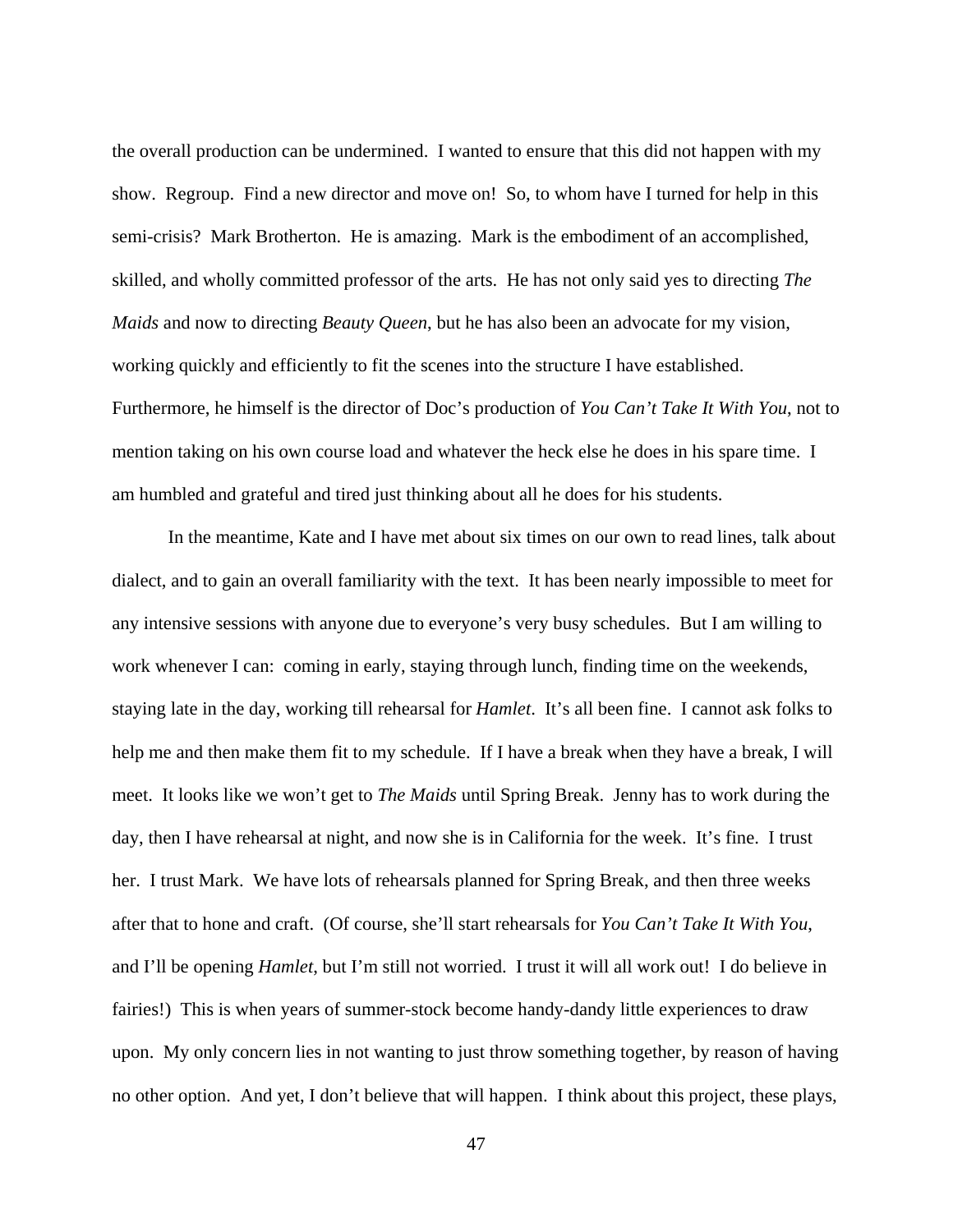the overall production can be undermined. I wanted to ensure that this did not happen with my show. Regroup. Find a new director and move on! So, to whom have I turned for help in this semi-crisis? Mark Brotherton. He is amazing. Mark is the embodiment of an accomplished, skilled, and wholly committed professor of the arts. He has not only said yes to directing *The Maids* and now to directing *Beauty Queen*, but he has also been an advocate for my vision, working quickly and efficiently to fit the scenes into the structure I have established. Furthermore, he himself is the director of Doc's production of *You Can't Take It With You*, not to mention taking on his own course load and whatever the heck else he does in his spare time. I am humbled and grateful and tired just thinking about all he does for his students.

In the meantime, Kate and I have met about six times on our own to read lines, talk about dialect, and to gain an overall familiarity with the text. It has been nearly impossible to meet for any intensive sessions with anyone due to everyone's very busy schedules. But I am willing to work whenever I can: coming in early, staying through lunch, finding time on the weekends, staying late in the day, working till rehearsal for *Hamlet*. It's all been fine. I cannot ask folks to help me and then make them fit to my schedule. If I have a break when they have a break, I will meet. It looks like we won't get to *The Maids* until Spring Break. Jenny has to work during the day, then I have rehearsal at night, and now she is in California for the week. It's fine. I trust her. I trust Mark. We have lots of rehearsals planned for Spring Break, and then three weeks after that to hone and craft. (Of course, she'll start rehearsals for *You Can't Take It With You*, and I'll be opening *Hamlet*, but I'm still not worried. I trust it will all work out! I do believe in fairies!) This is when years of summer-stock become handy-dandy little experiences to draw upon. My only concern lies in not wanting to just throw something together, by reason of having no other option. And yet, I don't believe that will happen. I think about this project, these plays,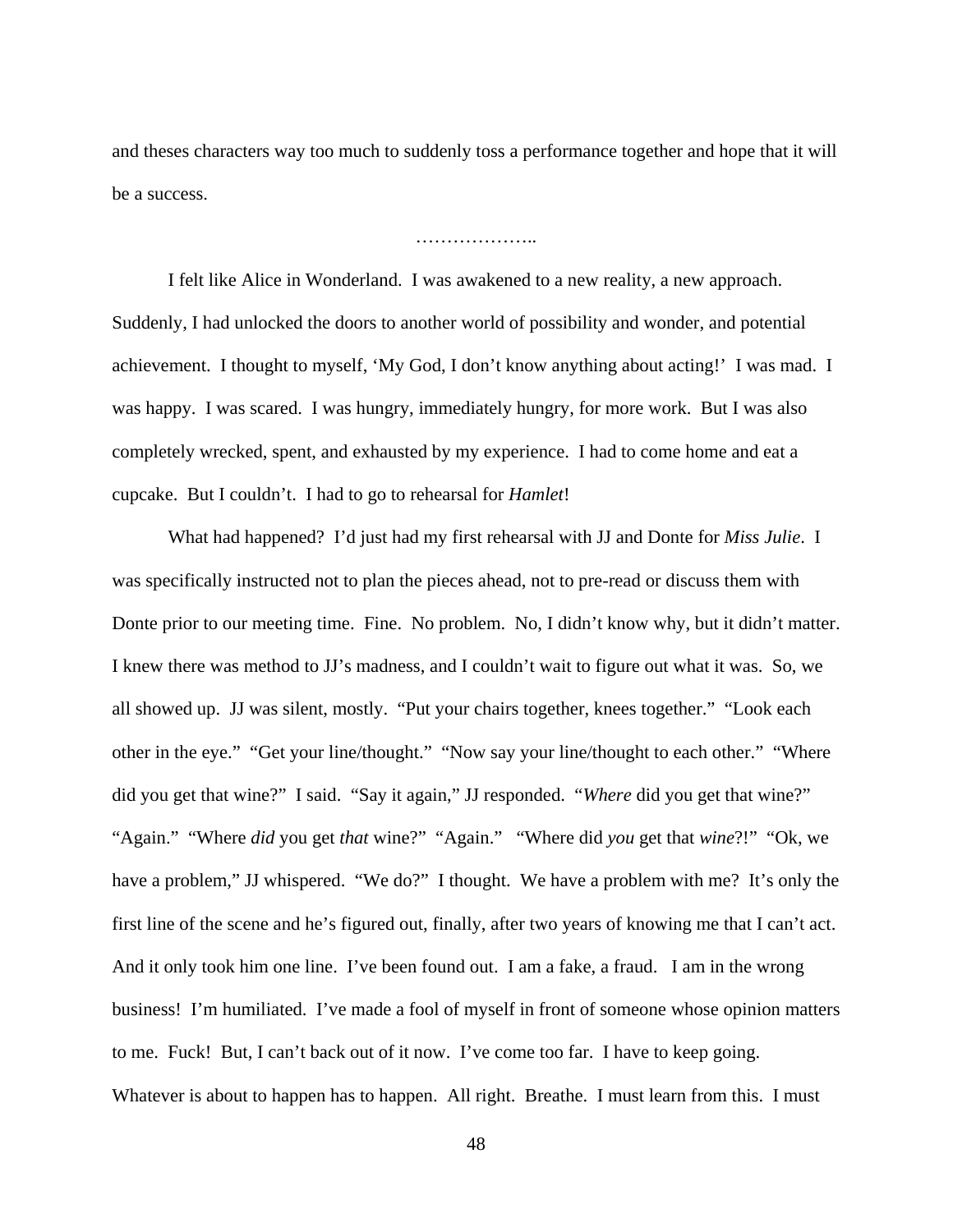and theses characters way too much to suddenly toss a performance together and hope that it will be a success.

………………..

I felt like Alice in Wonderland. I was awakened to a new reality, a new approach. Suddenly, I had unlocked the doors to another world of possibility and wonder, and potential achievement. I thought to myself, 'My God, I don't know anything about acting!' I was mad. I was happy. I was scared. I was hungry, immediately hungry, for more work. But I was also completely wrecked, spent, and exhausted by my experience. I had to come home and eat a cupcake. But I couldn't. I had to go to rehearsal for *Hamlet*!

What had happened? I'd just had my first rehearsal with JJ and Donte for *Miss Julie*. I was specifically instructed not to plan the pieces ahead, not to pre-read or discuss them with Donte prior to our meeting time. Fine. No problem. No, I didn't know why, but it didn't matter. I knew there was method to JJ's madness, and I couldn't wait to figure out what it was. So, we all showed up. JJ was silent, mostly. "Put your chairs together, knees together." "Look each other in the eye." "Get your line/thought." "Now say your line/thought to each other." "Where did you get that wine?" I said. "Say it again," JJ responded. "*Where* did you get that wine?" "Again." "Where *did* you get *that* wine?" "Again." "Where did *you* get that *wine*?!" "Ok, we have a problem," JJ whispered. "We do?" I thought. We have a problem with me? It's only the first line of the scene and he's figured out, finally, after two years of knowing me that I can't act. And it only took him one line. I've been found out. I am a fake, a fraud. I am in the wrong business! I'm humiliated. I've made a fool of myself in front of someone whose opinion matters to me. Fuck! But, I can't back out of it now. I've come too far. I have to keep going. Whatever is about to happen has to happen. All right. Breathe. I must learn from this. I must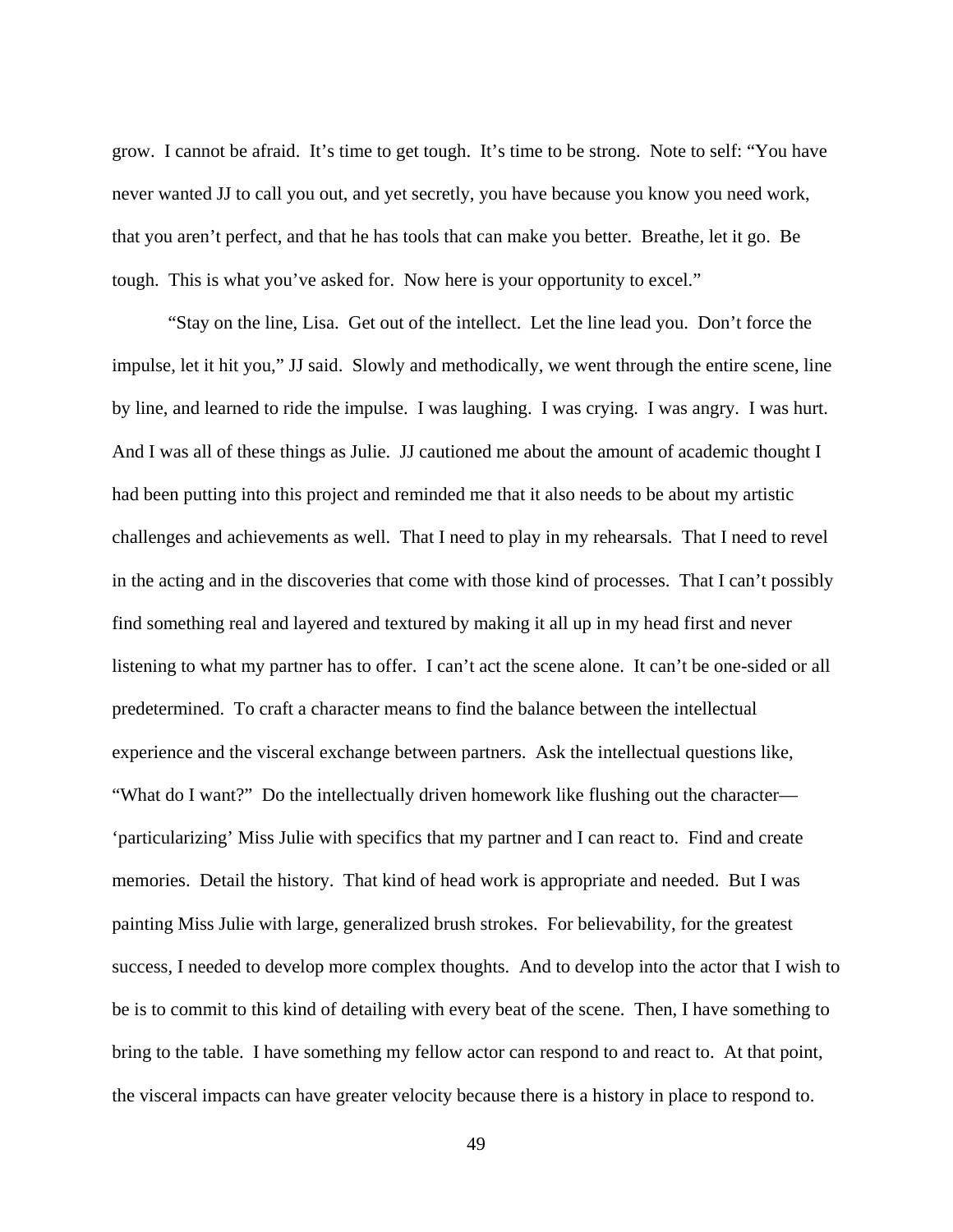grow. I cannot be afraid. It's time to get tough. It's time to be strong. Note to self: "You have never wanted JJ to call you out, and yet secretly, you have because you know you need work, that you aren't perfect, and that he has tools that can make you better. Breathe, let it go. Be tough. This is what you've asked for. Now here is your opportunity to excel."

"Stay on the line, Lisa. Get out of the intellect. Let the line lead you. Don't force the impulse, let it hit you," JJ said. Slowly and methodically, we went through the entire scene, line by line, and learned to ride the impulse. I was laughing. I was crying. I was angry. I was hurt. And I was all of these things as Julie. JJ cautioned me about the amount of academic thought I had been putting into this project and reminded me that it also needs to be about my artistic challenges and achievements as well. That I need to play in my rehearsals. That I need to revel in the acting and in the discoveries that come with those kind of processes. That I can't possibly find something real and layered and textured by making it all up in my head first and never listening to what my partner has to offer. I can't act the scene alone. It can't be one-sided or all predetermined. To craft a character means to find the balance between the intellectual experience and the visceral exchange between partners. Ask the intellectual questions like, "What do I want?" Do the intellectually driven homework like flushing out the character—'particularizing' Miss Julie with specifics that my partner and I can react to. Find and create memories. Detail the history. That kind of head work is appropriate and needed. But I was painting Miss Julie with large, generalized brush strokes. For believability, for the greatest success, I needed to develop more complex thoughts. And to develop into the actor that I wish to be is to commit to this kind of detailing with every beat of the scene. Then, I have something to bring to the table. I have something my fellow actor can respond to and react to. At that point, the visceral impacts can have greater velocity because there is a history in place to respond to.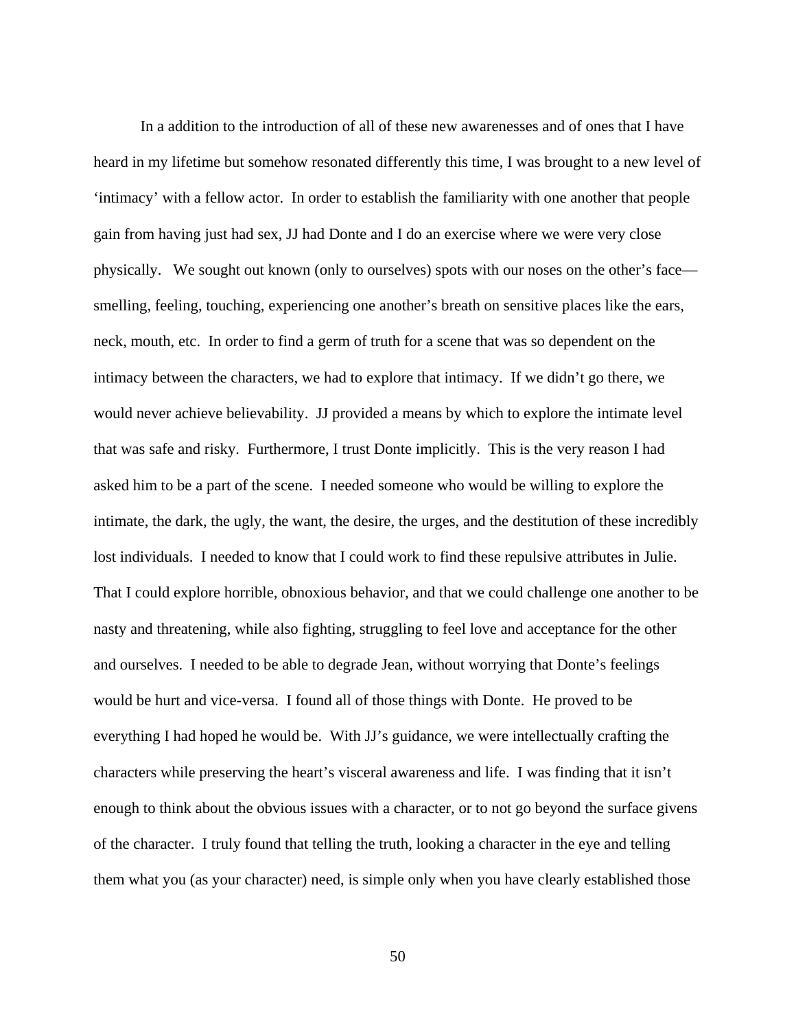In a addition to the introduction of all of these new awarenesses and of ones that I have heard in my lifetime but somehow resonated differently this time, I was brought to a new level of 'intimacy' with a fellow actor. In order to establish the familiarity with one another that people gain from having just had sex, JJ had Donte and I do an exercise where we were very close physically. We sought out known (only to ourselves) spots with our noses on the other's face—smelling, feeling, touching, experiencing one another's breath on sensitive places like the ears, neck, mouth, etc. In order to find a germ of truth for a scene that was so dependent on the intimacy between the characters, we had to explore that intimacy. If we didn't go there, we would never achieve believability. JJ provided a means by which to explore the intimate level that was safe and risky. Furthermore, I trust Donte implicitly. This is the very reason I had asked him to be a part of the scene. I needed someone who would be willing to explore the intimate, the dark, the ugly, the want, the desire, the urges, and the destitution of these incredibly lost individuals. I needed to know that I could work to find these repulsive attributes in Julie. That I could explore horrible, obnoxious behavior, and that we could challenge one another to be nasty and threatening, while also fighting, struggling to feel love and acceptance for the other and ourselves. I needed to be able to degrade Jean, without worrying that Donte's feelings would be hurt and vice-versa. I found all of those things with Donte. He proved to be everything I had hoped he would be. With JJ's guidance, we were intellectually crafting the characters while preserving the heart's visceral awareness and life. I was finding that it isn't enough to think about the obvious issues with a character, or to not go beyond the surface givens of the character. I truly found that telling the truth, looking a character in the eye and telling them what you (as your character) need, is simple only when you have clearly established those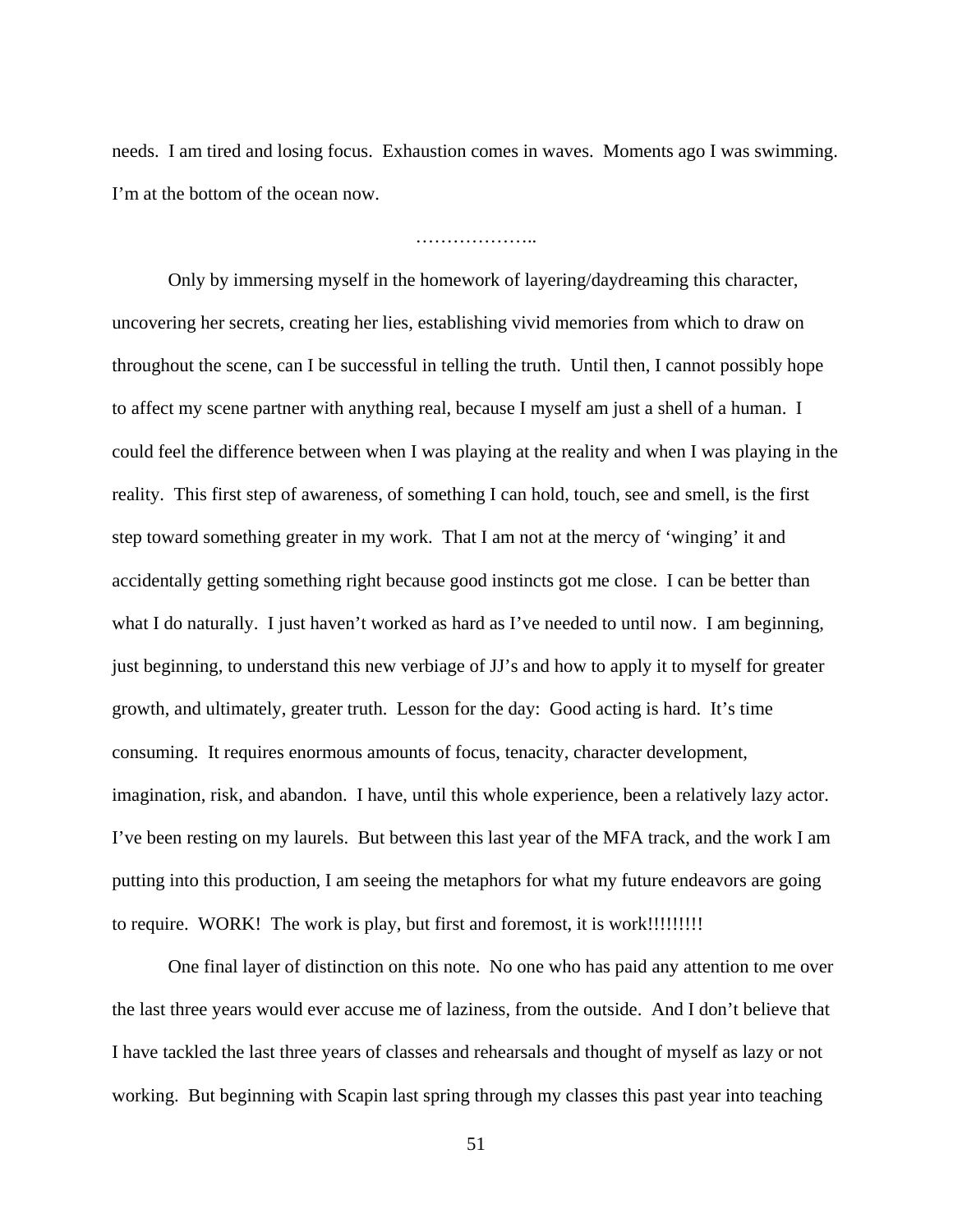needs. I am tired and losing focus. Exhaustion comes in waves. Moments ago I was swimming. I'm at the bottom of the ocean now.

………………..

Only by immersing myself in the homework of layering/daydreaming this character, uncovering her secrets, creating her lies, establishing vivid memories from which to draw on throughout the scene, can I be successful in telling the truth. Until then, I cannot possibly hope to affect my scene partner with anything real, because I myself am just a shell of a human. I could feel the difference between when I was playing at the reality and when I was playing in the reality. This first step of awareness, of something I can hold, touch, see and smell, is the first step toward something greater in my work. That I am not at the mercy of 'winging' it and accidentally getting something right because good instincts got me close. I can be better than what I do naturally. I just haven't worked as hard as I've needed to until now. I am beginning, just beginning, to understand this new verbiage of JJ's and how to apply it to myself for greater growth, and ultimately, greater truth. Lesson for the day: Good acting is hard. It's time consuming. It requires enormous amounts of focus, tenacity, character development, imagination, risk, and abandon. I have, until this whole experience, been a relatively lazy actor. I've been resting on my laurels. But between this last year of the MFA track, and the work I am putting into this production, I am seeing the metaphors for what my future endeavors are going to require. WORK! The work is play, but first and foremost, it is work!!!!!!!!!

One final layer of distinction on this note. No one who has paid any attention to me over the last three years would ever accuse me of laziness, from the outside. And I don't believe that I have tackled the last three years of classes and rehearsals and thought of myself as lazy or not working. But beginning with Scapin last spring through my classes this past year into teaching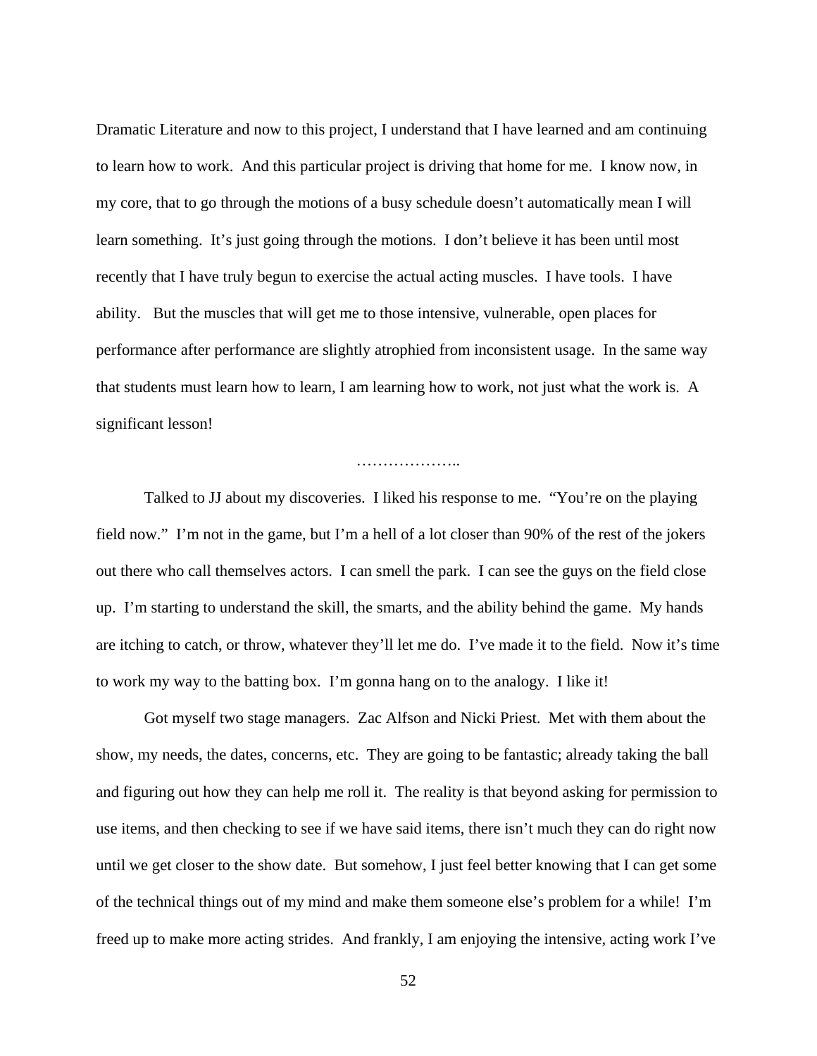Dramatic Literature and now to this project, I understand that I have learned and am continuing to learn how to work. And this particular project is driving that home for me. I know now, in my core, that to go through the motions of a busy schedule doesn't automatically mean I will learn something. It's just going through the motions. I don't believe it has been until most recently that I have truly begun to exercise the actual acting muscles. I have tools. I have ability. But the muscles that will get me to those intensive, vulnerable, open places for performance after performance are slightly atrophied from inconsistent usage. In the same way that students must learn how to learn, I am learning how to work, not just what the work is. A significant lesson!

………………..

Talked to JJ about my discoveries. I liked his response to me. "You're on the playing field now." I'm not in the game, but I'm a hell of a lot closer than 90% of the rest of the jokers out there who call themselves actors. I can smell the park. I can see the guys on the field close up. I'm starting to understand the skill, the smarts, and the ability behind the game. My hands are itching to catch, or throw, whatever they'll let me do. I've made it to the field. Now it's time to work my way to the batting box. I'm gonna hang on to the analogy. I like it!

Got myself two stage managers. Zac Alfson and Nicki Priest. Met with them about the show, my needs, the dates, concerns, etc. They are going to be fantastic; already taking the ball and figuring out how they can help me roll it. The reality is that beyond asking for permission to use items, and then checking to see if we have said items, there isn't much they can do right now until we get closer to the show date. But somehow, I just feel better knowing that I can get some of the technical things out of my mind and make them someone else's problem for a while! I'm freed up to make more acting strides. And frankly, I am enjoying the intensive, acting work I've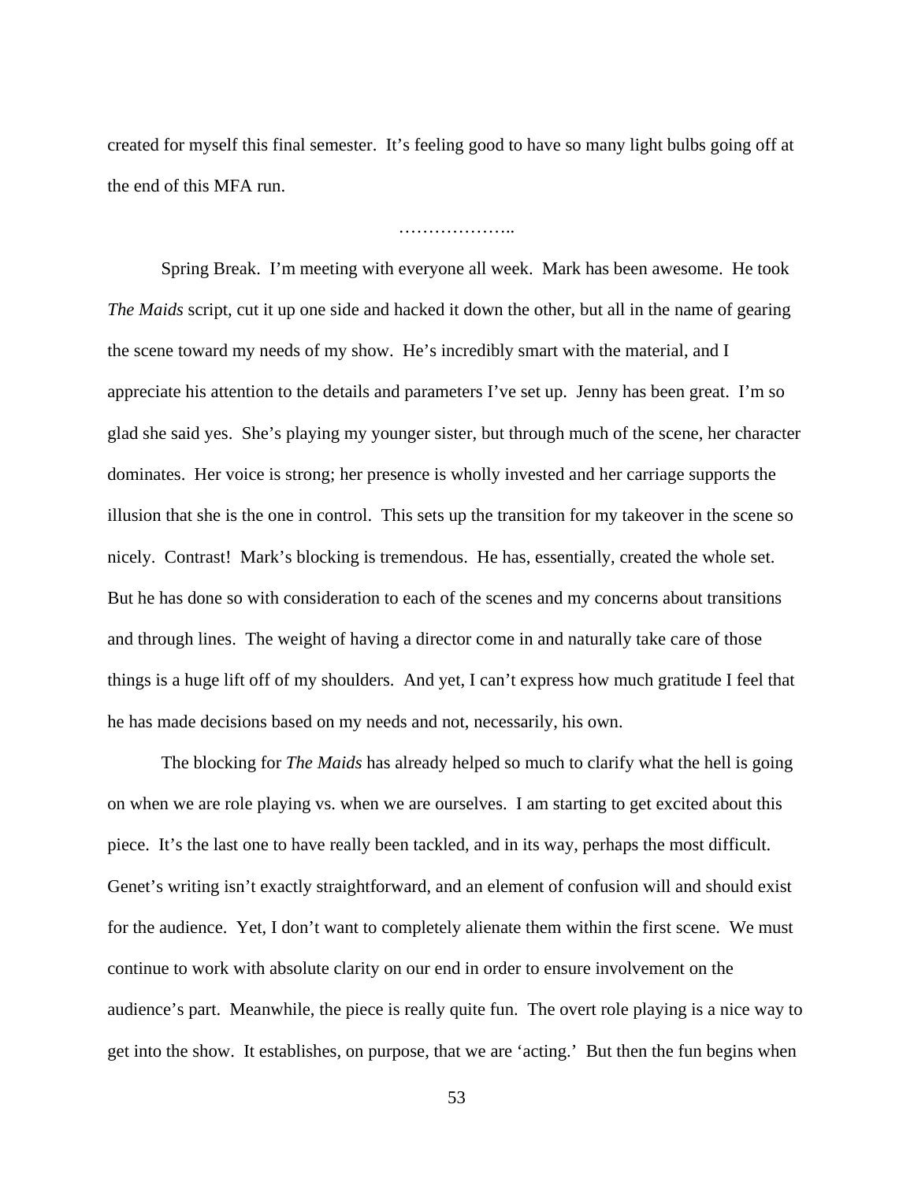created for myself this final semester. It's feeling good to have so many light bulbs going off at the end of this MFA run.

………………..

Spring Break. I'm meeting with everyone all week. Mark has been awesome. He took *The Maids* script, cut it up one side and hacked it down the other, but all in the name of gearing the scene toward my needs of my show. He's incredibly smart with the material, and I appreciate his attention to the details and parameters I've set up. Jenny has been great. I'm so glad she said yes. She's playing my younger sister, but through much of the scene, her character dominates. Her voice is strong; her presence is wholly invested and her carriage supports the illusion that she is the one in control. This sets up the transition for my takeover in the scene so nicely. Contrast! Mark's blocking is tremendous. He has, essentially, created the whole set. But he has done so with consideration to each of the scenes and my concerns about transitions and through lines. The weight of having a director come in and naturally take care of those things is a huge lift off of my shoulders. And yet, I can't express how much gratitude I feel that he has made decisions based on my needs and not, necessarily, his own.

The blocking for *The Maids* has already helped so much to clarify what the hell is going on when we are role playing vs. when we are ourselves. I am starting to get excited about this piece. It's the last one to have really been tackled, and in its way, perhaps the most difficult. Genet's writing isn't exactly straightforward, and an element of confusion will and should exist for the audience. Yet, I don't want to completely alienate them within the first scene. We must continue to work with absolute clarity on our end in order to ensure involvement on the audience's part. Meanwhile, the piece is really quite fun. The overt role playing is a nice way to get into the show. It establishes, on purpose, that we are 'acting.' But then the fun begins when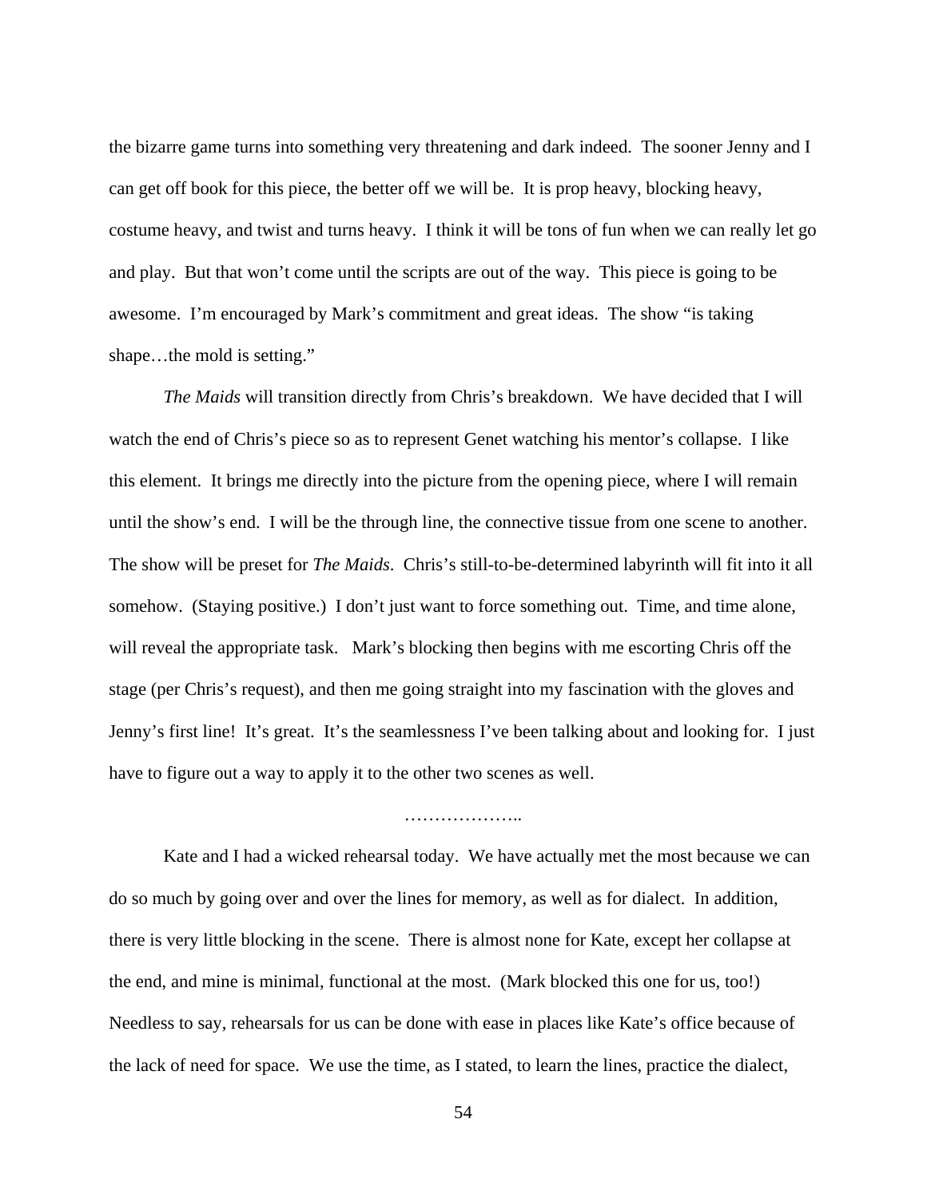the bizarre game turns into something very threatening and dark indeed. The sooner Jenny and I can get off book for this piece, the better off we will be. It is prop heavy, blocking heavy, costume heavy, and twist and turns heavy. I think it will be tons of fun when we can really let go and play. But that won't come until the scripts are out of the way. This piece is going to be awesome. I'm encouraged by Mark's commitment and great ideas. The show "is taking shape…the mold is setting."

*The Maids* will transition directly from Chris's breakdown. We have decided that I will watch the end of Chris's piece so as to represent Genet watching his mentor's collapse. I like this element. It brings me directly into the picture from the opening piece, where I will remain until the show's end. I will be the through line, the connective tissue from one scene to another. The show will be preset for *The Maids*. Chris's still-to-be-determined labyrinth will fit into it all somehow. (Staying positive.) I don't just want to force something out. Time, and time alone, will reveal the appropriate task. Mark's blocking then begins with me escorting Chris off the stage (per Chris's request), and then me going straight into my fascination with the gloves and Jenny's first line! It's great. It's the seamlessness I've been talking about and looking for. I just have to figure out a way to apply it to the other two scenes as well.

………………..

Kate and I had a wicked rehearsal today. We have actually met the most because we can do so much by going over and over the lines for memory, as well as for dialect. In addition, there is very little blocking in the scene. There is almost none for Kate, except her collapse at the end, and mine is minimal, functional at the most. (Mark blocked this one for us, too!) Needless to say, rehearsals for us can be done with ease in places like Kate's office because of the lack of need for space. We use the time, as I stated, to learn the lines, practice the dialect,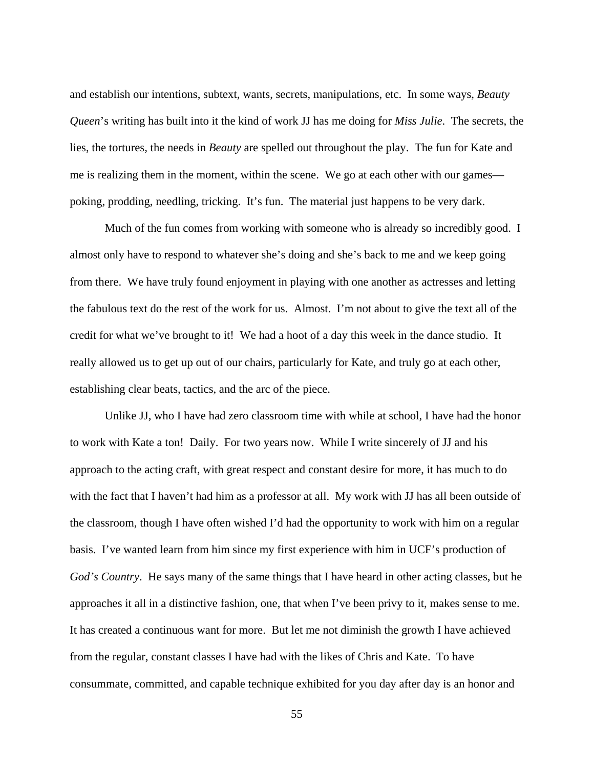and establish our intentions, subtext, wants, secrets, manipulations, etc. In some ways, *Beauty Queen*'s writing has built into it the kind of work JJ has me doing for *Miss Julie*. The secrets, the lies, the tortures, the needs in *Beauty* are spelled out throughout the play. The fun for Kate and me is realizing them in the moment, within the scene. We go at each other with our games—poking, prodding, needling, tricking. It's fun. The material just happens to be very dark.

Much of the fun comes from working with someone who is already so incredibly good. I almost only have to respond to whatever she's doing and she's back to me and we keep going from there. We have truly found enjoyment in playing with one another as actresses and letting the fabulous text do the rest of the work for us. Almost. I'm not about to give the text all of the credit for what we've brought to it! We had a hoot of a day this week in the dance studio. It really allowed us to get up out of our chairs, particularly for Kate, and truly go at each other, establishing clear beats, tactics, and the arc of the piece.

Unlike JJ, who I have had zero classroom time with while at school, I have had the honor to work with Kate a ton! Daily. For two years now. While I write sincerely of JJ and his approach to the acting craft, with great respect and constant desire for more, it has much to do with the fact that I haven't had him as a professor at all. My work with JJ has all been outside of the classroom, though I have often wished I'd had the opportunity to work with him on a regular basis. I've wanted learn from him since my first experience with him in UCF's production of *God's Country*. He says many of the same things that I have heard in other acting classes, but he approaches it all in a distinctive fashion, one, that when I've been privy to it, makes sense to me. It has created a continuous want for more. But let me not diminish the growth I have achieved from the regular, constant classes I have had with the likes of Chris and Kate. To have consummate, committed, and capable technique exhibited for you day after day is an honor and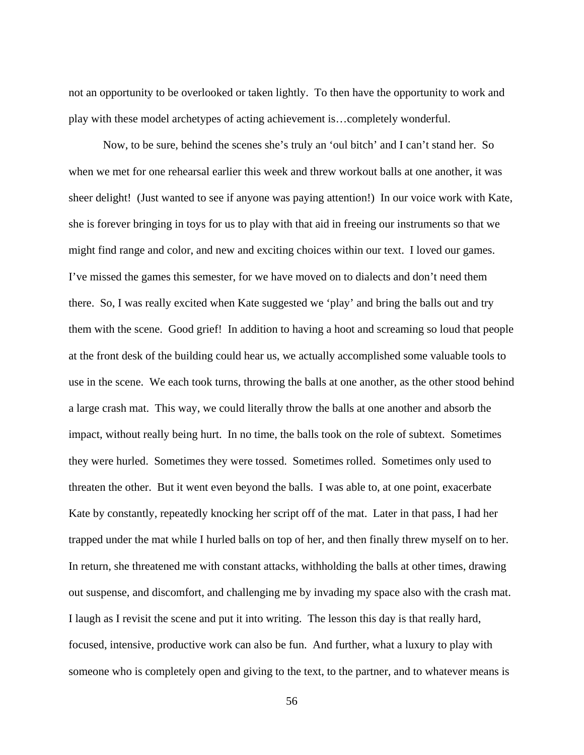not an opportunity to be overlooked or taken lightly. To then have the opportunity to work and play with these model archetypes of acting achievement is…completely wonderful.

Now, to be sure, behind the scenes she's truly an 'oul bitch' and I can't stand her. So when we met for one rehearsal earlier this week and threw workout balls at one another, it was sheer delight! (Just wanted to see if anyone was paying attention!) In our voice work with Kate, she is forever bringing in toys for us to play with that aid in freeing our instruments so that we might find range and color, and new and exciting choices within our text. I loved our games. I've missed the games this semester, for we have moved on to dialects and don't need them there. So, I was really excited when Kate suggested we 'play' and bring the balls out and try them with the scene. Good grief! In addition to having a hoot and screaming so loud that people at the front desk of the building could hear us, we actually accomplished some valuable tools to use in the scene. We each took turns, throwing the balls at one another, as the other stood behind a large crash mat. This way, we could literally throw the balls at one another and absorb the impact, without really being hurt. In no time, the balls took on the role of subtext. Sometimes they were hurled. Sometimes they were tossed. Sometimes rolled. Sometimes only used to threaten the other. But it went even beyond the balls. I was able to, at one point, exacerbate Kate by constantly, repeatedly knocking her script off of the mat. Later in that pass, I had her trapped under the mat while I hurled balls on top of her, and then finally threw myself on to her. In return, she threatened me with constant attacks, withholding the balls at other times, drawing out suspense, and discomfort, and challenging me by invading my space also with the crash mat. I laugh as I revisit the scene and put it into writing. The lesson this day is that really hard, focused, intensive, productive work can also be fun. And further, what a luxury to play with someone who is completely open and giving to the text, to the partner, and to whatever means is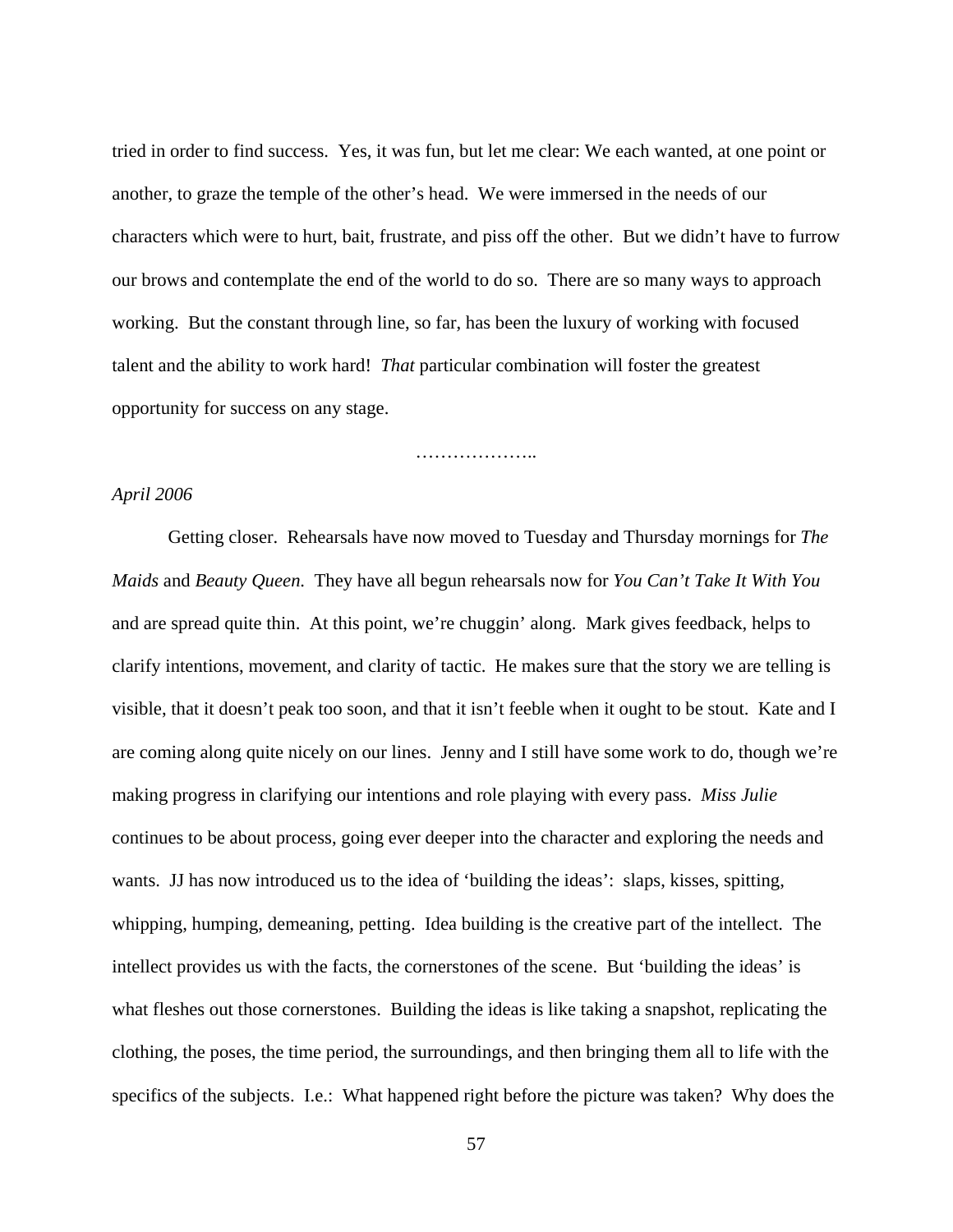tried in order to find success. Yes, it was fun, but let me clear: We each wanted, at one point or another, to graze the temple of the other's head. We were immersed in the needs of our characters which were to hurt, bait, frustrate, and piss off the other. But we didn't have to furrow our brows and contemplate the end of the world to do so. There are so many ways to approach working. But the constant through line, so far, has been the luxury of working with focused talent and the ability to work hard! *That* particular combination will foster the greatest opportunity for success on any stage.

………………..

*April 2006*

Getting closer. Rehearsals have now moved to Tuesday and Thursday mornings for *The Maids* and *Beauty Queen*. They have all begun rehearsals now for *You Can't Take It With You* and are spread quite thin. At this point, we're chuggin' along. Mark gives feedback, helps to clarify intentions, movement, and clarity of tactic. He makes sure that the story we are telling is visible, that it doesn't peak too soon, and that it isn't feeble when it ought to be stout. Kate and I are coming along quite nicely on our lines. Jenny and I still have some work to do, though we're making progress in clarifying our intentions and role playing with every pass. *Miss Julie* continues to be about process, going ever deeper into the character and exploring the needs and wants. JJ has now introduced us to the idea of 'building the ideas': slaps, kisses, spitting, whipping, humping, demeaning, petting. Idea building is the creative part of the intellect. The intellect provides us with the facts, the cornerstones of the scene. But 'building the ideas' is what fleshes out those cornerstones. Building the ideas is like taking a snapshot, replicating the clothing, the poses, the time period, the surroundings, and then bringing them all to life with the specifics of the subjects. I.e.: What happened right before the picture was taken? Why does the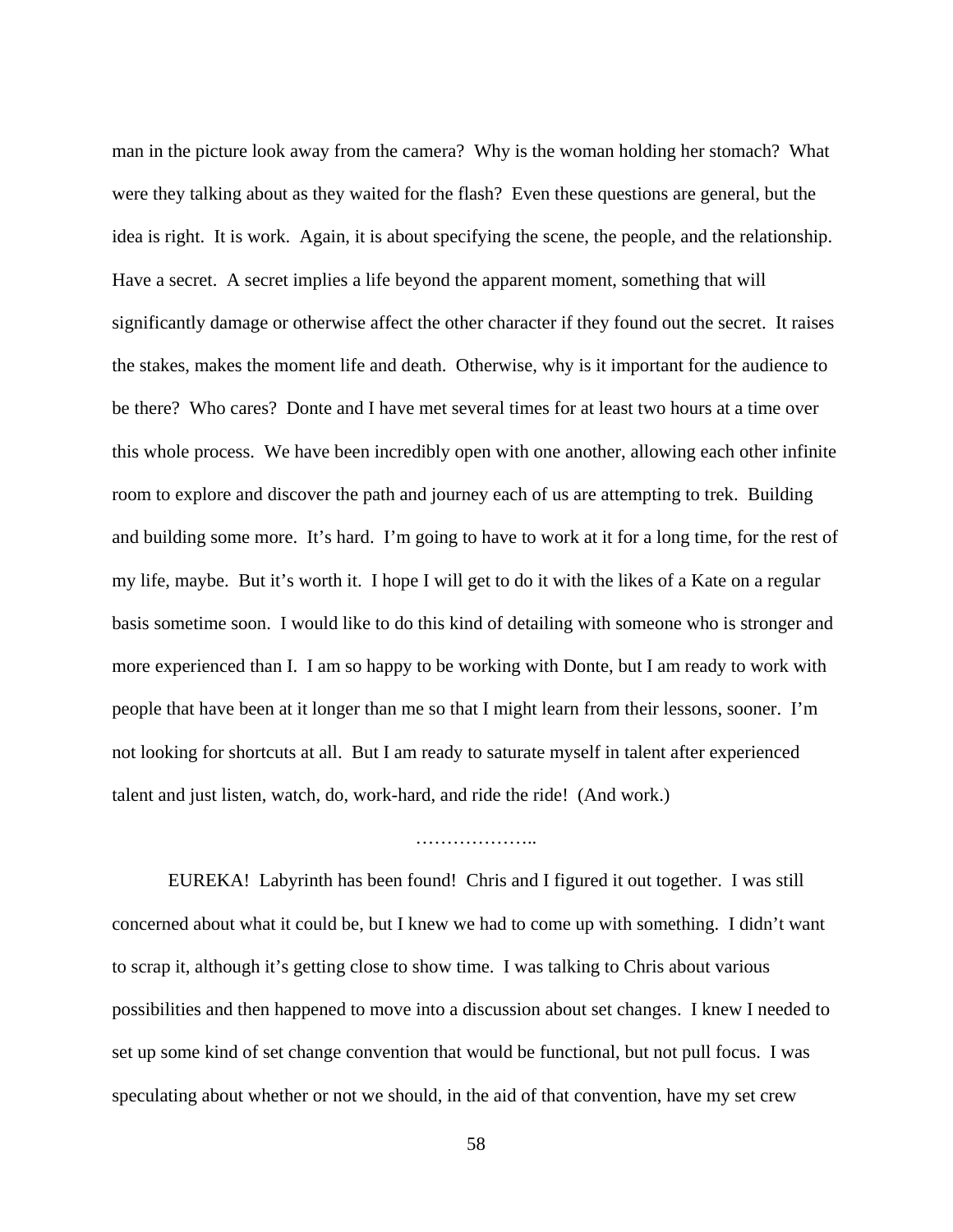man in the picture look away from the camera? Why is the woman holding her stomach? What were they talking about as they waited for the flash? Even these questions are general, but the idea is right. It is work. Again, it is about specifying the scene, the people, and the relationship. Have a secret. A secret implies a life beyond the apparent moment, something that will significantly damage or otherwise affect the other character if they found out the secret. It raises the stakes, makes the moment life and death. Otherwise, why is it important for the audience to be there? Who cares? Donte and I have met several times for at least two hours at a time over this whole process. We have been incredibly open with one another, allowing each other infinite room to explore and discover the path and journey each of us are attempting to trek. Building and building some more. It's hard. I'm going to have to work at it for a long time, for the rest of my life, maybe. But it's worth it. I hope I will get to do it with the likes of a Kate on a regular basis sometime soon. I would like to do this kind of detailing with someone who is stronger and more experienced than I. I am so happy to be working with Donte, but I am ready to work with people that have been at it longer than me so that I might learn from their lessons, sooner. I'm not looking for shortcuts at all. But I am ready to saturate myself in talent after experienced talent and just listen, watch, do, work-hard, and ride the ride! (And work.)

………………..

EUREKA! Labyrinth has been found! Chris and I figured it out together. I was still concerned about what it could be, but I knew we had to come up with something. I didn't want to scrap it, although it's getting close to show time. I was talking to Chris about various possibilities and then happened to move into a discussion about set changes. I knew I needed to set up some kind of set change convention that would be functional, but not pull focus. I was speculating about whether or not we should, in the aid of that convention, have my set crew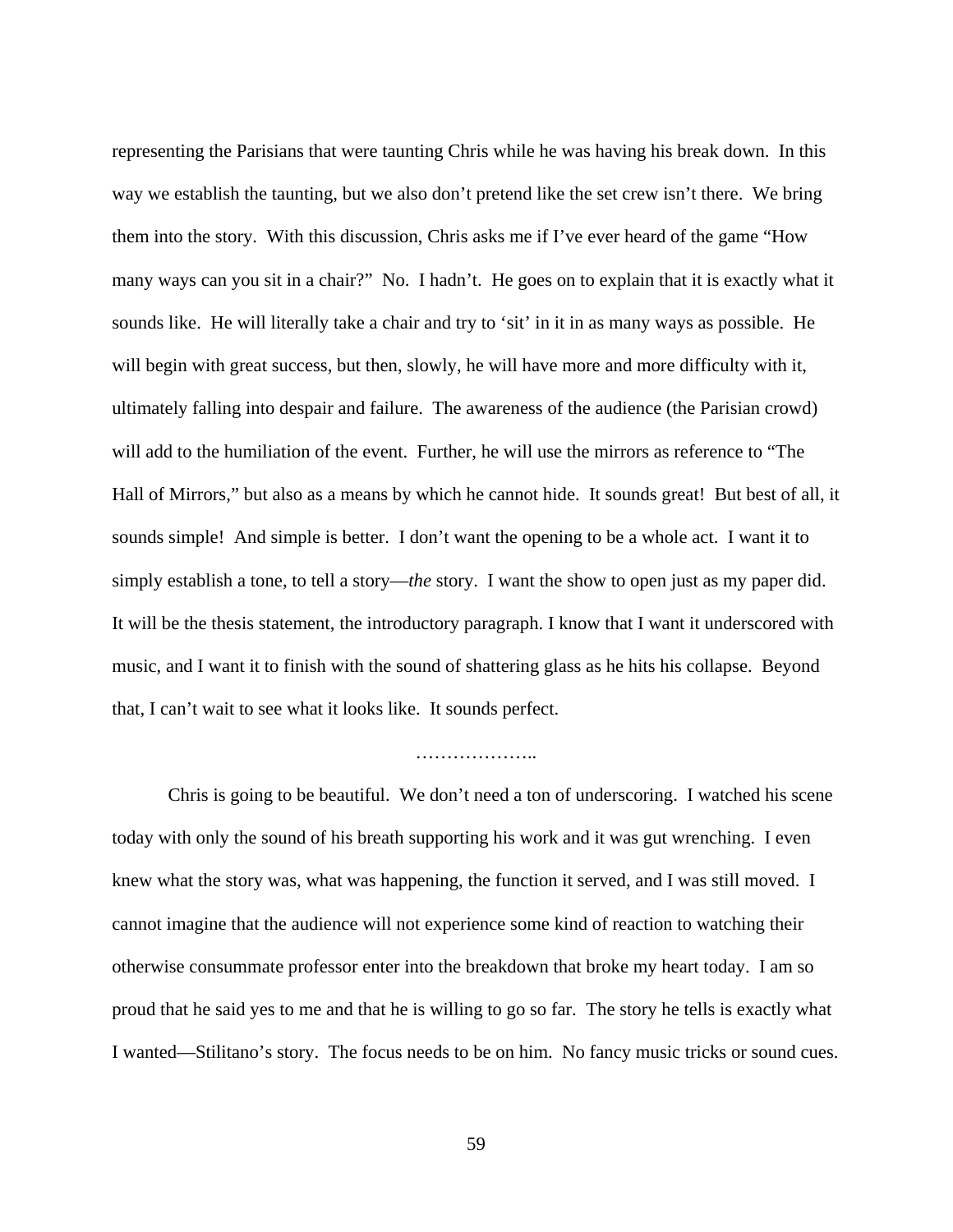representing the Parisians that were taunting Chris while he was having his break down. In this way we establish the taunting, but we also don't pretend like the set crew isn't there. We bring them into the story. With this discussion, Chris asks me if I've ever heard of the game "How many ways can you sit in a chair?" No. I hadn't. He goes on to explain that it is exactly what it sounds like. He will literally take a chair and try to 'sit' in it in as many ways as possible. He will begin with great success, but then, slowly, he will have more and more difficulty with it, ultimately falling into despair and failure. The awareness of the audience (the Parisian crowd) will add to the humiliation of the event. Further, he will use the mirrors as reference to "The Hall of Mirrors," but also as a means by which he cannot hide. It sounds great! But best of all, it sounds simple! And simple is better. I don't want the opening to be a whole act. I want it to simply establish a tone, to tell a story—*the* story. I want the show to open just as my paper did. It will be the thesis statement, the introductory paragraph. I know that I want it underscored with music, and I want it to finish with the sound of shattering glass as he hits his collapse. Beyond that, I can't wait to see what it looks like. It sounds perfect.

………………..

Chris is going to be beautiful. We don't need a ton of underscoring. I watched his scene today with only the sound of his breath supporting his work and it was gut wrenching. I even knew what the story was, what was happening, the function it served, and I was still moved. I cannot imagine that the audience will not experience some kind of reaction to watching their otherwise consummate professor enter into the breakdown that broke my heart today. I am so proud that he said yes to me and that he is willing to go so far. The story he tells is exactly what I wanted—Stilitano's story. The focus needs to be on him. No fancy music tricks or sound cues.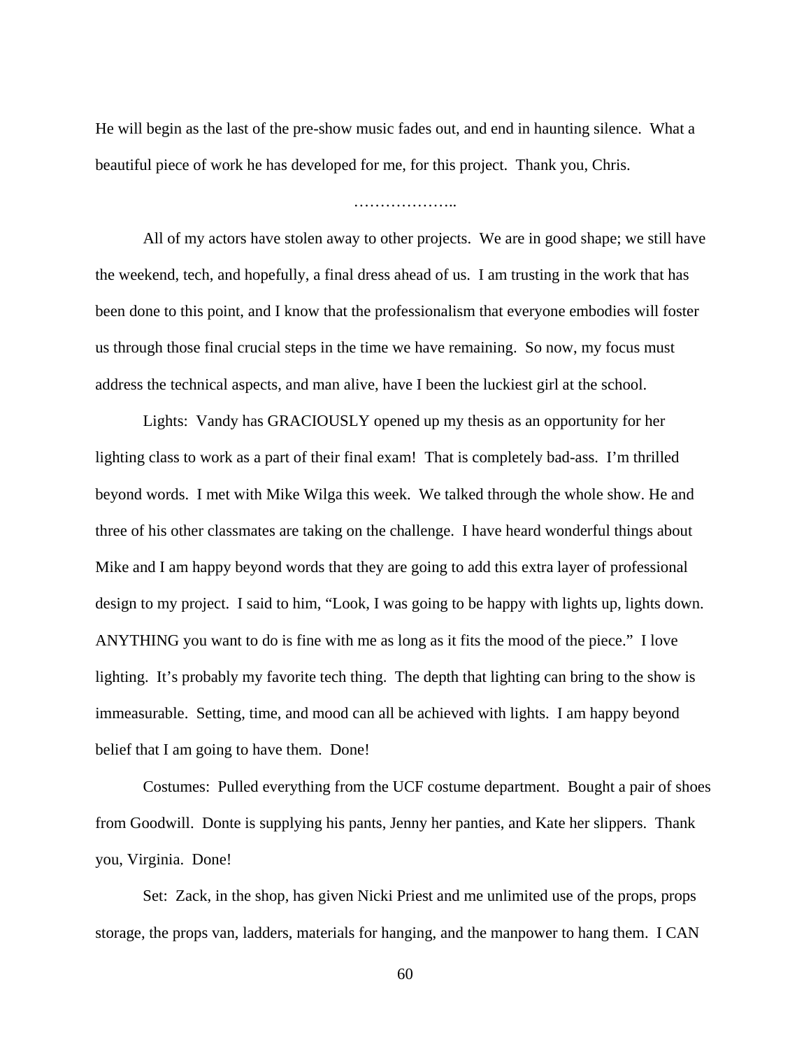He will begin as the last of the pre-show music fades out, and end in haunting silence. What a beautiful piece of work he has developed for me, for this project. Thank you, Chris.

………………..

All of my actors have stolen away to other projects. We are in good shape; we still have the weekend, tech, and hopefully, a final dress ahead of us. I am trusting in the work that has been done to this point, and I know that the professionalism that everyone embodies will foster us through those final crucial steps in the time we have remaining. So now, my focus must address the technical aspects, and man alive, have I been the luckiest girl at the school.

Lights: Vandy has GRACIOUSLY opened up my thesis as an opportunity for her lighting class to work as a part of their final exam! That is completely bad-ass. I'm thrilled beyond words. I met with Mike Wilga this week. We talked through the whole show. He and three of his other classmates are taking on the challenge. I have heard wonderful things about Mike and I am happy beyond words that they are going to add this extra layer of professional design to my project. I said to him, "Look, I was going to be happy with lights up, lights down. ANYTHING you want to do is fine with me as long as it fits the mood of the piece." I love lighting. It's probably my favorite tech thing. The depth that lighting can bring to the show is immeasurable. Setting, time, and mood can all be achieved with lights. I am happy beyond belief that I am going to have them. Done!

Costumes: Pulled everything from the UCF costume department. Bought a pair of shoes from Goodwill. Donte is supplying his pants, Jenny her panties, and Kate her slippers. Thank you, Virginia. Done!

Set: Zack, in the shop, has given Nicki Priest and me unlimited use of the props, props storage, the props van, ladders, materials for hanging, and the manpower to hang them. I CAN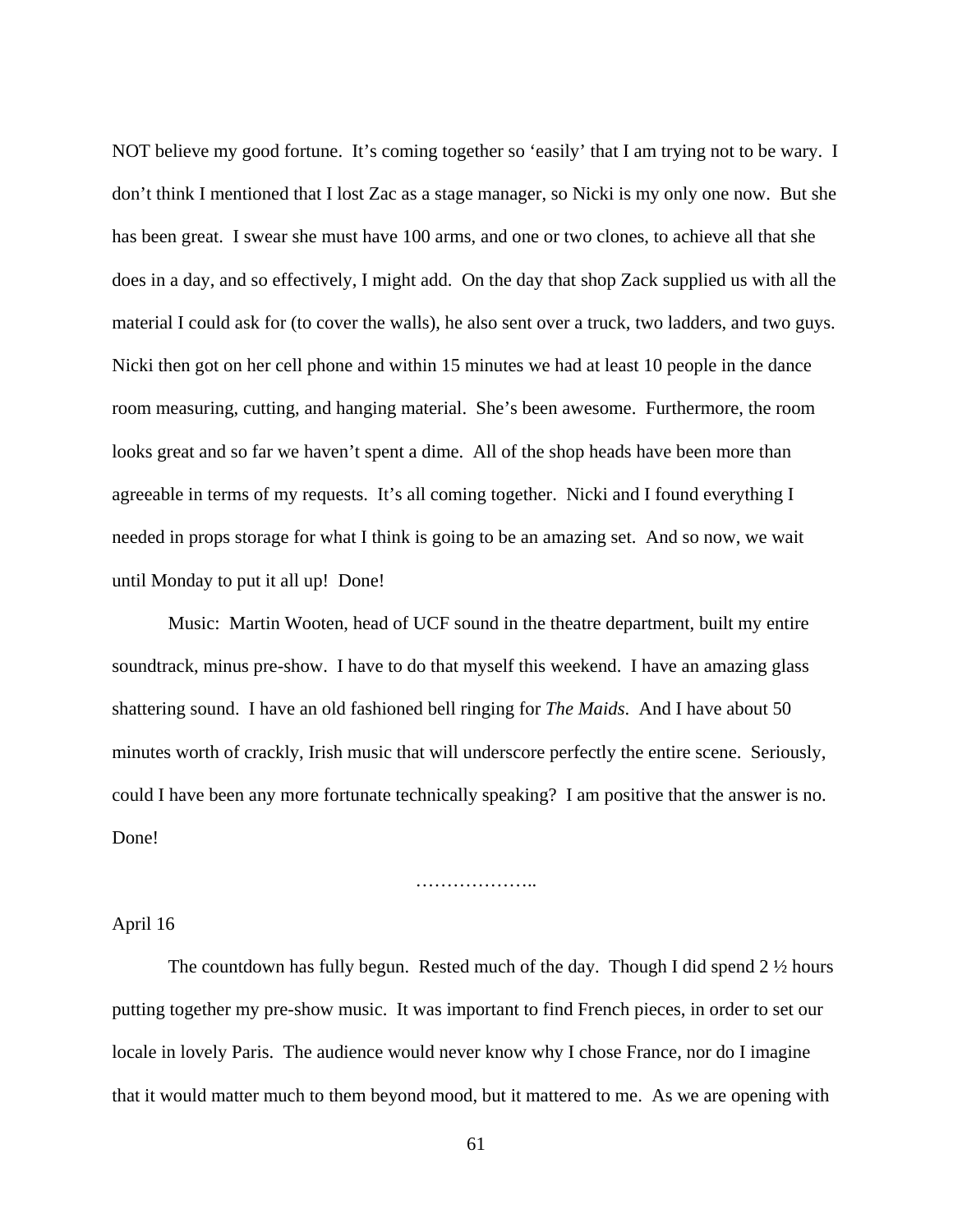NOT believe my good fortune. It's coming together so 'easily' that I am trying not to be wary. I don't think I mentioned that I lost Zac as a stage manager, so Nicki is my only one now. But she has been great. I swear she must have 100 arms, and one or two clones, to achieve all that she does in a day, and so effectively, I might add. On the day that shop Zack supplied us with all the material I could ask for (to cover the walls), he also sent over a truck, two ladders, and two guys. Nicki then got on her cell phone and within 15 minutes we had at least 10 people in the dance room measuring, cutting, and hanging material. She's been awesome. Furthermore, the room looks great and so far we haven't spent a dime. All of the shop heads have been more than agreeable in terms of my requests. It's all coming together. Nicki and I found everything I needed in props storage for what I think is going to be an amazing set. And so now, we wait until Monday to put it all up! Done!

Music: Martin Wooten, head of UCF sound in the theatre department, built my entire soundtrack, minus pre-show. I have to do that myself this weekend. I have an amazing glass shattering sound. I have an old fashioned bell ringing for *The Maids*. And I have about 50 minutes worth of crackly, Irish music that will underscore perfectly the entire scene. Seriously, could I have been any more fortunate technically speaking? I am positive that the answer is no. Done!

………………..

April 16

The countdown has fully begun. Rested much of the day. Though I did spend 2 ½ hours putting together my pre-show music. It was important to find French pieces, in order to set our locale in lovely Paris. The audience would never know why I chose France, nor do I imagine that it would matter much to them beyond mood, but it mattered to me. As we are opening with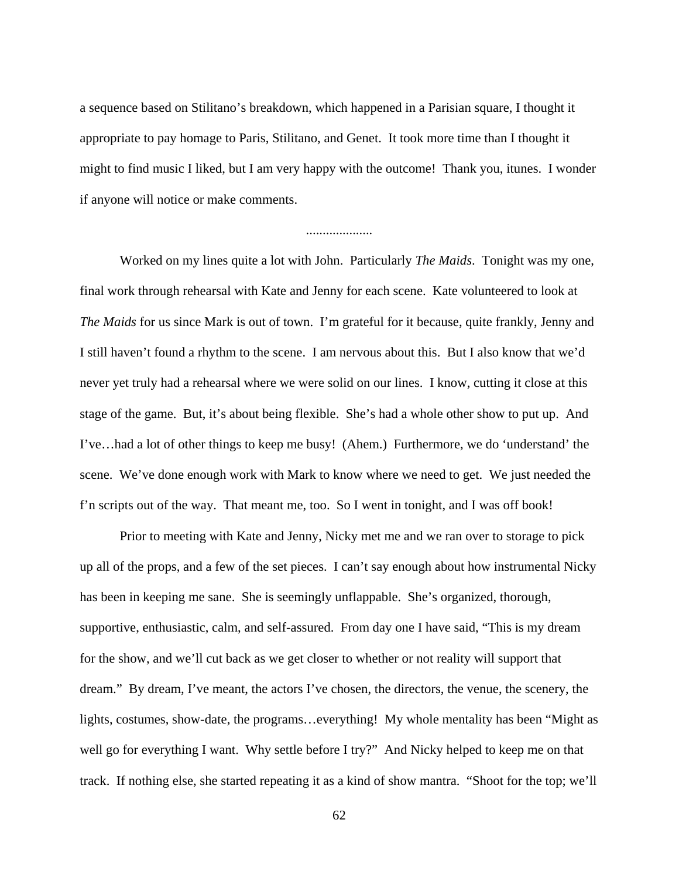a sequence based on Stilitano's breakdown, which happened in a Parisian square, I thought it appropriate to pay homage to Paris, Stilitano, and Genet. It took more time than I thought it might to find music I liked, but I am very happy with the outcome! Thank you, itunes. I wonder if anyone will notice or make comments.

...................

Worked on my lines quite a lot with John. Particularly *The Maids*. Tonight was my one, final work through rehearsal with Kate and Jenny for each scene. Kate volunteered to look at *The Maids* for us since Mark is out of town. I'm grateful for it because, quite frankly, Jenny and I still haven't found a rhythm to the scene. I am nervous about this. But I also know that we'd never yet truly had a rehearsal where we were solid on our lines. I know, cutting it close at this stage of the game. But, it's about being flexible. She's had a whole other show to put up. And I've…had a lot of other things to keep me busy! (Ahem.) Furthermore, we do 'understand' the scene. We've done enough work with Mark to know where we need to get. We just needed the f'n scripts out of the way. That meant me, too. So I went in tonight, and I was off book!

Prior to meeting with Kate and Jenny, Nicky met me and we ran over to storage to pick up all of the props, and a few of the set pieces. I can't say enough about how instrumental Nicky has been in keeping me sane. She is seemingly unflappable. She's organized, thorough, supportive, enthusiastic, calm, and self-assured. From day one I have said, "This is my dream for the show, and we'll cut back as we get closer to whether or not reality will support that dream." By dream, I've meant, the actors I've chosen, the directors, the venue, the scenery, the lights, costumes, show-date, the programs…everything! My whole mentality has been "Might as well go for everything I want. Why settle before I try?" And Nicky helped to keep me on that track. If nothing else, she started repeating it as a kind of show mantra. "Shoot for the top; we'll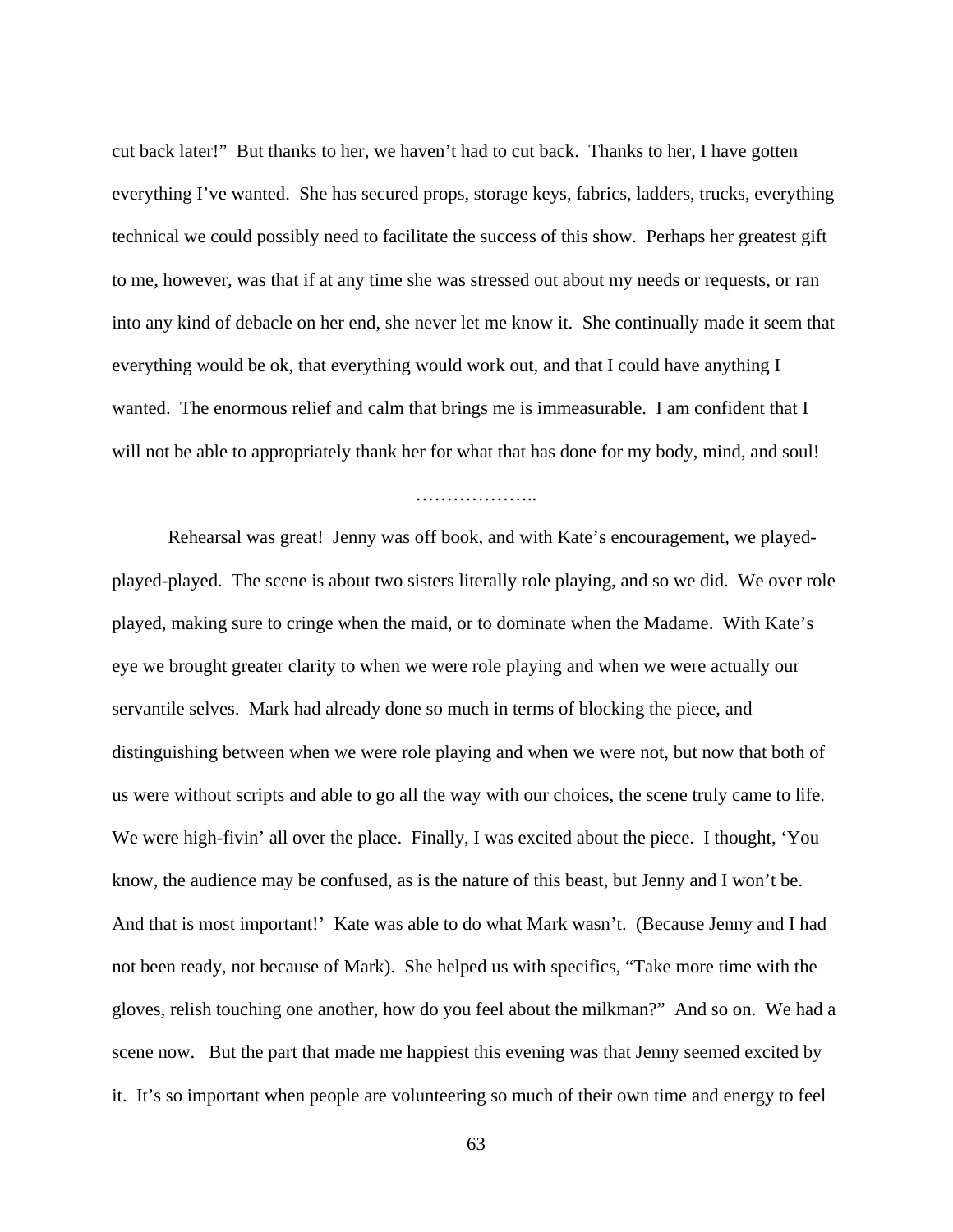cut back later!" But thanks to her, we haven't had to cut back. Thanks to her, I have gotten everything I've wanted. She has secured props, storage keys, fabrics, ladders, trucks, everything technical we could possibly need to facilitate the success of this show. Perhaps her greatest gift to me, however, was that if at any time she was stressed out about my needs or requests, or ran into any kind of debacle on her end, she never let me know it. She continually made it seem that everything would be ok, that everything would work out, and that I could have anything I wanted. The enormous relief and calm that brings me is immeasurable. I am confident that I will not be able to appropriately thank her for what that has done for my body, mind, and soul!

………………..

Rehearsal was great! Jenny was off book, and with Kate's encouragement, we played-played-played. The scene is about two sisters literally role playing, and so we did. We over role played, making sure to cringe when the maid, or to dominate when the Madame. With Kate's eye we brought greater clarity to when we were role playing and when we were actually our servantile selves. Mark had already done so much in terms of blocking the piece, and distinguishing between when we were role playing and when we were not, but now that both of us were without scripts and able to go all the way with our choices, the scene truly came to life. We were high-fivin' all over the place. Finally, I was excited about the piece. I thought, 'You know, the audience may be confused, as is the nature of this beast, but Jenny and I won't be. And that is most important!' Kate was able to do what Mark wasn't. (Because Jenny and I had not been ready, not because of Mark). She helped us with specifics, "Take more time with the gloves, relish touching one another, how do you feel about the milkman?" And so on. We had a scene now. But the part that made me happiest this evening was that Jenny seemed excited by it. It's so important when people are volunteering so much of their own time and energy to feel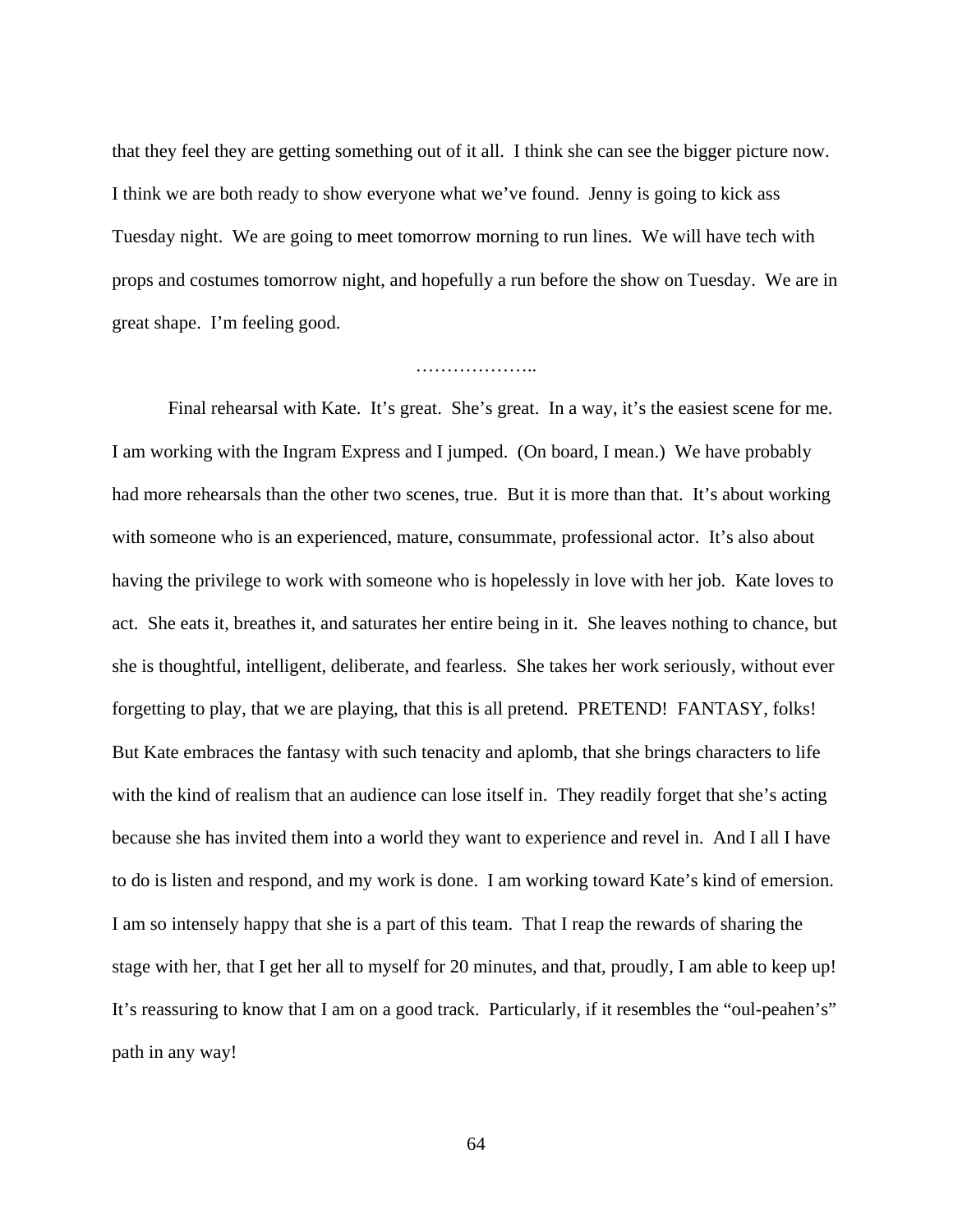that they feel they are getting something out of it all. I think she can see the bigger picture now. I think we are both ready to show everyone what we've found. Jenny is going to kick ass Tuesday night. We are going to meet tomorrow morning to run lines. We will have tech with props and costumes tomorrow night, and hopefully a run before the show on Tuesday. We are in great shape. I'm feeling good.

………………..

Final rehearsal with Kate. It's great. She's great. In a way, it's the easiest scene for me. I am working with the Ingram Express and I jumped. (On board, I mean.) We have probably had more rehearsals than the other two scenes, true. But it is more than that. It's about working with someone who is an experienced, mature, consummate, professional actor. It's also about having the privilege to work with someone who is hopelessly in love with her job. Kate loves to act. She eats it, breathes it, and saturates her entire being in it. She leaves nothing to chance, but she is thoughtful, intelligent, deliberate, and fearless. She takes her work seriously, without ever forgetting to play, that we are playing, that this is all pretend. PRETEND! FANTASY, folks! But Kate embraces the fantasy with such tenacity and aplomb, that she brings characters to life with the kind of realism that an audience can lose itself in. They readily forget that she's acting because she has invited them into a world they want to experience and revel in. And I all I have to do is listen and respond, and my work is done. I am working toward Kate's kind of emersion. I am so intensely happy that she is a part of this team. That I reap the rewards of sharing the stage with her, that I get her all to myself for 20 minutes, and that, proudly, I am able to keep up! It's reassuring to know that I am on a good track. Particularly, if it resembles the "oul-peahen's" path in any way!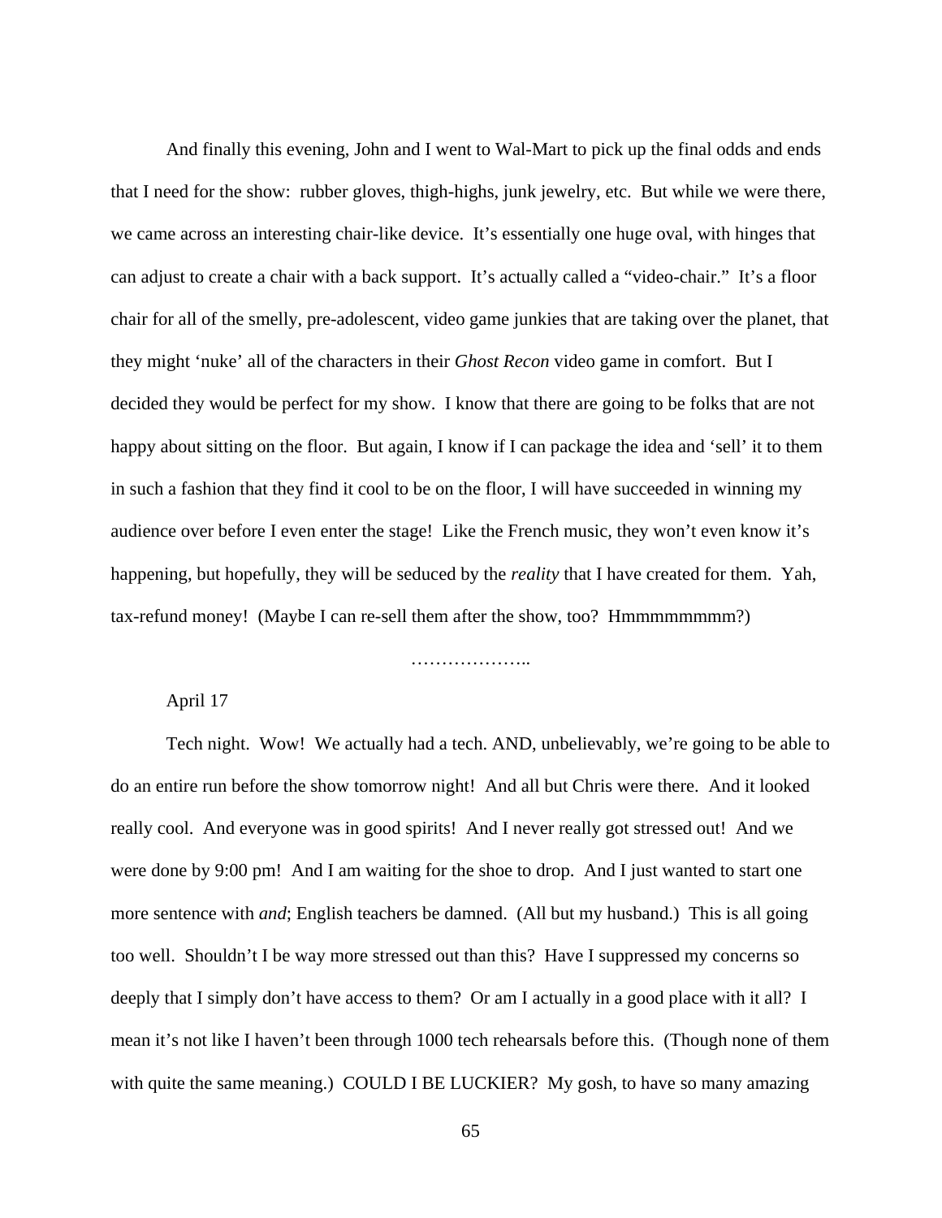And finally this evening, John and I went to Wal-Mart to pick up the final odds and ends that I need for the show: rubber gloves, thigh-highs, junk jewelry, etc. But while we were there, we came across an interesting chair-like device. It's essentially one huge oval, with hinges that can adjust to create a chair with a back support. It's actually called a "video-chair." It's a floor chair for all of the smelly, pre-adolescent, video game junkies that are taking over the planet, that they might 'nuke' all of the characters in their *Ghost Recon* video game in comfort. But I decided they would be perfect for my show. I know that there are going to be folks that are not happy about sitting on the floor. But again, I know if I can package the idea and 'sell' it to them in such a fashion that they find it cool to be on the floor, I will have succeeded in winning my audience over before I even enter the stage! Like the French music, they won't even know it's happening, but hopefully, they will be seduced by the *reality* that I have created for them. Yah, tax-refund money! (Maybe I can re-sell them after the show, too? Hmmmmmmmm?)

………………..

April 17

Tech night. Wow! We actually had a tech. AND, unbelievably, we're going to be able to do an entire run before the show tomorrow night! And all but Chris were there. And it looked really cool. And everyone was in good spirits! And I never really got stressed out! And we were done by 9:00 pm! And I am waiting for the shoe to drop. And I just wanted to start one more sentence with *and*; English teachers be damned. (All but my husband.) This is all going too well. Shouldn't I be way more stressed out than this? Have I suppressed my concerns so deeply that I simply don't have access to them? Or am I actually in a good place with it all? I mean it's not like I haven't been through 1000 tech rehearsals before this. (Though none of them with quite the same meaning.) COULD I BE LUCKIER? My gosh, to have so many amazing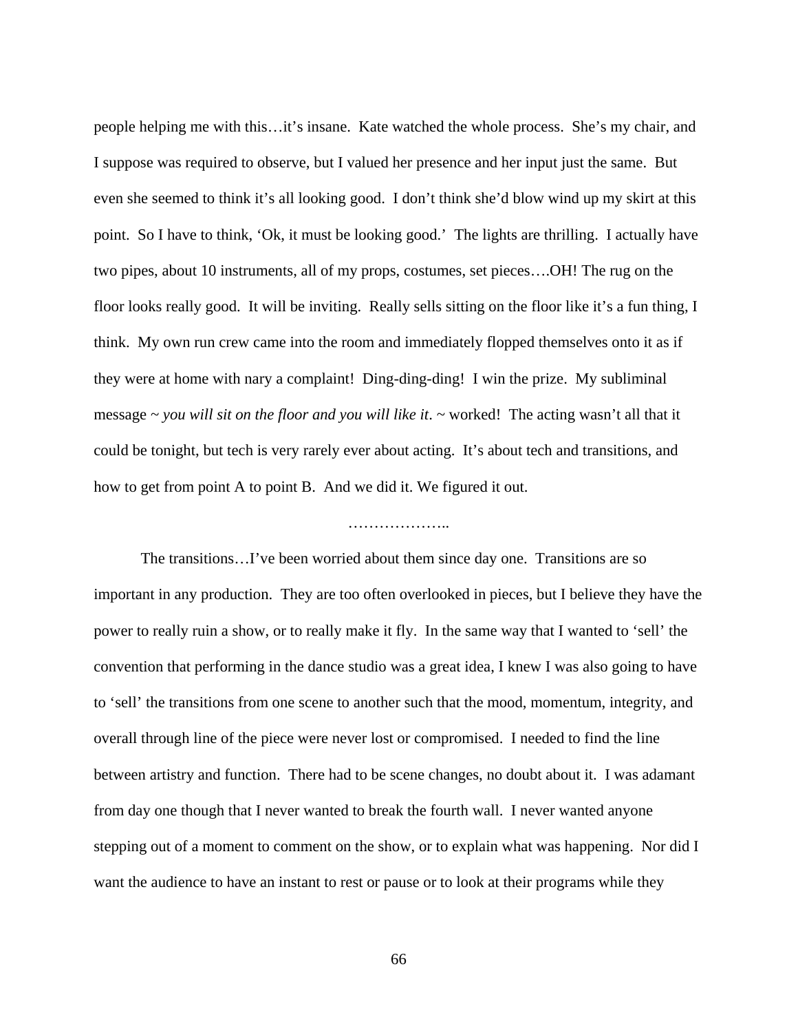people helping me with this…it's insane. Kate watched the whole process. She's my chair, and I suppose was required to observe, but I valued her presence and her input just the same. But even she seemed to think it's all looking good. I don't think she'd blow wind up my skirt at this point. So I have to think, 'Ok, it must be looking good.' The lights are thrilling. I actually have two pipes, about 10 instruments, all of my props, costumes, set pieces….OH! The rug on the floor looks really good. It will be inviting. Really sells sitting on the floor like it's a fun thing, I think. My own run crew came into the room and immediately flopped themselves onto it as if they were at home with nary a complaint! Ding-ding-ding! I win the prize. My subliminal message ~ *you will sit on the floor and you will like it*. ~ worked! The acting wasn't all that it could be tonight, but tech is very rarely ever about acting. It's about tech and transitions, and how to get from point A to point B. And we did it. We figured it out.

………………..

The transitions…I've been worried about them since day one. Transitions are so important in any production. They are too often overlooked in pieces, but I believe they have the power to really ruin a show, or to really make it fly. In the same way that I wanted to 'sell' the convention that performing in the dance studio was a great idea, I knew I was also going to have to 'sell' the transitions from one scene to another such that the mood, momentum, integrity, and overall through line of the piece were never lost or compromised. I needed to find the line between artistry and function. There had to be scene changes, no doubt about it. I was adamant from day one though that I never wanted to break the fourth wall. I never wanted anyone stepping out of a moment to comment on the show, or to explain what was happening. Nor did I want the audience to have an instant to rest or pause or to look at their programs while they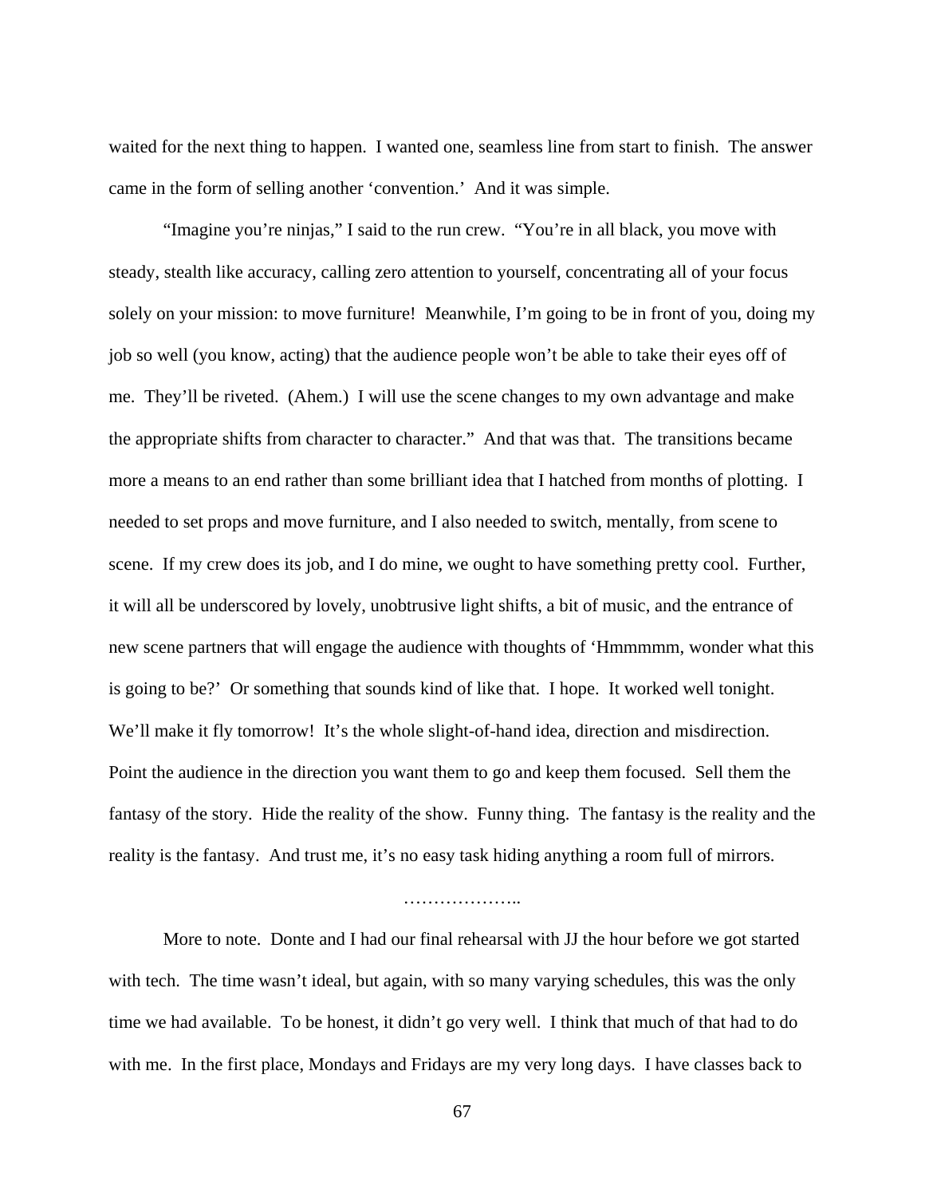waited for the next thing to happen. I wanted one, seamless line from start to finish. The answer came in the form of selling another 'convention.' And it was simple.

"Imagine you're ninjas," I said to the run crew. "You're in all black, you move with steady, stealth like accuracy, calling zero attention to yourself, concentrating all of your focus solely on your mission: to move furniture! Meanwhile, I'm going to be in front of you, doing my job so well (you know, acting) that the audience people won't be able to take their eyes off of me. They'll be riveted. (Ahem.) I will use the scene changes to my own advantage and make the appropriate shifts from character to character." And that was that. The transitions became more a means to an end rather than some brilliant idea that I hatched from months of plotting. I needed to set props and move furniture, and I also needed to switch, mentally, from scene to scene. If my crew does its job, and I do mine, we ought to have something pretty cool. Further, it will all be underscored by lovely, unobtrusive light shifts, a bit of music, and the entrance of new scene partners that will engage the audience with thoughts of 'Hmmmmm, wonder what this is going to be?' Or something that sounds kind of like that. I hope. It worked well tonight. We'll make it fly tomorrow! It's the whole slight-of-hand idea, direction and misdirection. Point the audience in the direction you want them to go and keep them focused. Sell them the fantasy of the story. Hide the reality of the show. Funny thing. The fantasy is the reality and the reality is the fantasy. And trust me, it's no easy task hiding anything a room full of mirrors.

………………..

More to note. Donte and I had our final rehearsal with JJ the hour before we got started with tech. The time wasn't ideal, but again, with so many varying schedules, this was the only time we had available. To be honest, it didn't go very well. I think that much of that had to do with me. In the first place, Mondays and Fridays are my very long days. I have classes back to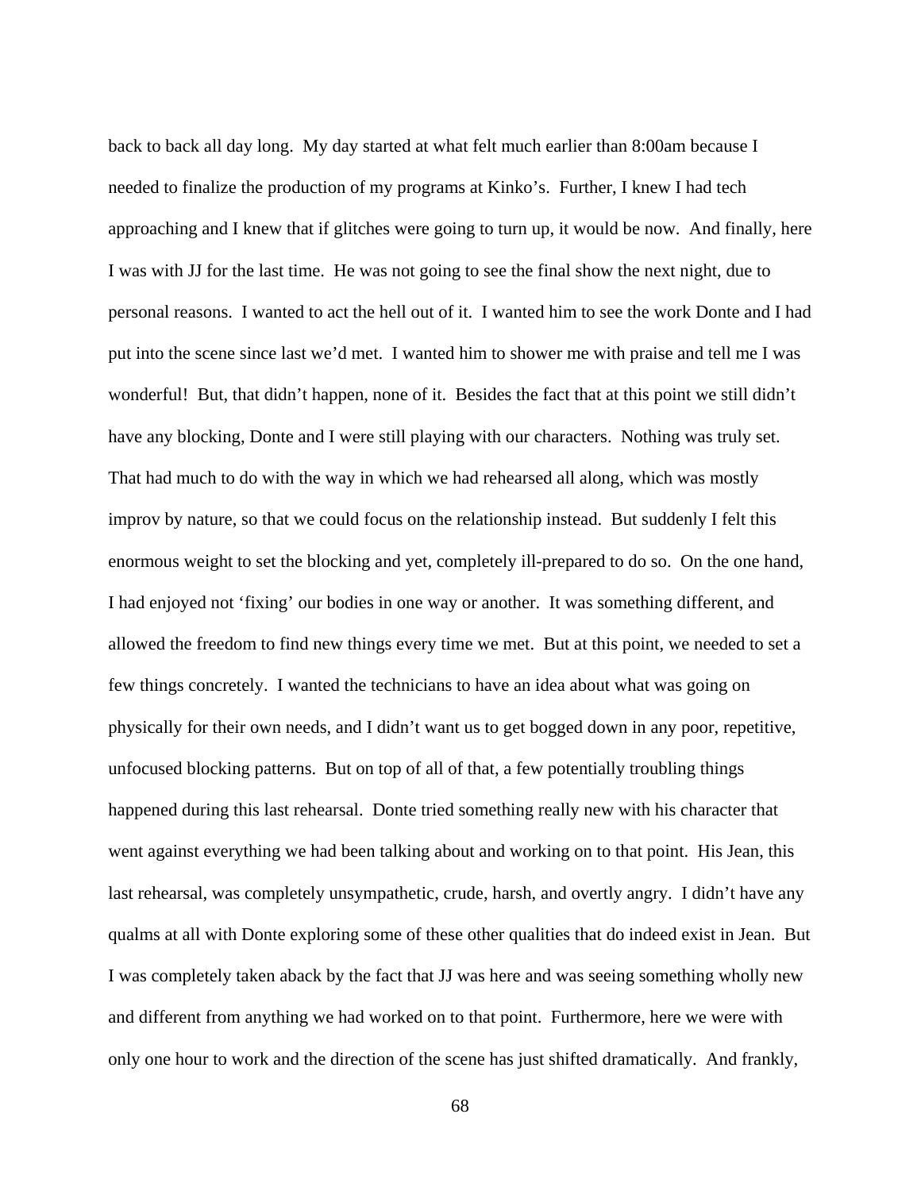back to back all day long. My day started at what felt much earlier than 8:00am because I needed to finalize the production of my programs at Kinko's. Further, I knew I had tech approaching and I knew that if glitches were going to turn up, it would be now. And finally, here I was with JJ for the last time. He was not going to see the final show the next night, due to personal reasons. I wanted to act the hell out of it. I wanted him to see the work Donte and I had put into the scene since last we'd met. I wanted him to shower me with praise and tell me I was wonderful! But, that didn't happen, none of it. Besides the fact that at this point we still didn't have any blocking, Donte and I were still playing with our characters. Nothing was truly set. That had much to do with the way in which we had rehearsed all along, which was mostly improv by nature, so that we could focus on the relationship instead. But suddenly I felt this enormous weight to set the blocking and yet, completely ill-prepared to do so. On the one hand, I had enjoyed not 'fixing' our bodies in one way or another. It was something different, and allowed the freedom to find new things every time we met. But at this point, we needed to set a few things concretely. I wanted the technicians to have an idea about what was going on physically for their own needs, and I didn't want us to get bogged down in any poor, repetitive, unfocused blocking patterns. But on top of all of that, a few potentially troubling things happened during this last rehearsal. Donte tried something really new with his character that went against everything we had been talking about and working on to that point. His Jean, this last rehearsal, was completely unsympathetic, crude, harsh, and overtly angry. I didn't have any qualms at all with Donte exploring some of these other qualities that do indeed exist in Jean. But I was completely taken aback by the fact that JJ was here and was seeing something wholly new and different from anything we had worked on to that point. Furthermore, here we were with only one hour to work and the direction of the scene has just shifted dramatically. And frankly,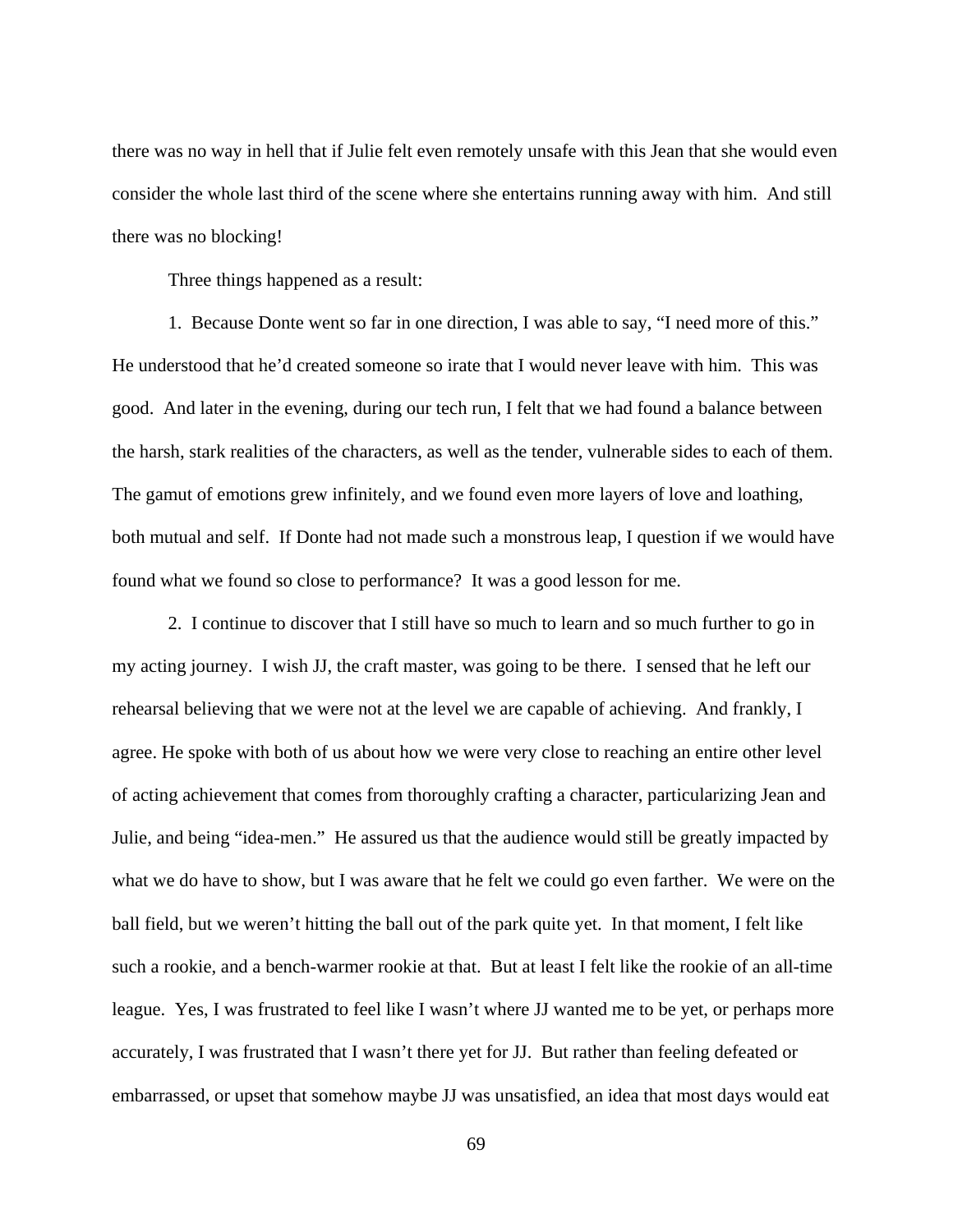there was no way in hell that if Julie felt even remotely unsafe with this Jean that she would even consider the whole last third of the scene where she entertains running away with him. And still there was no blocking!

Three things happened as a result:

1. Because Donte went so far in one direction, I was able to say, "I need more of this." He understood that he'd created someone so irate that I would never leave with him. This was good. And later in the evening, during our tech run, I felt that we had found a balance between the harsh, stark realities of the characters, as well as the tender, vulnerable sides to each of them. The gamut of emotions grew infinitely, and we found even more layers of love and loathing, both mutual and self. If Donte had not made such a monstrous leap, I question if we would have found what we found so close to performance? It was a good lesson for me.

2. I continue to discover that I still have so much to learn and so much further to go in my acting journey. I wish JJ, the craft master, was going to be there. I sensed that he left our rehearsal believing that we were not at the level we are capable of achieving. And frankly, I agree. He spoke with both of us about how we were very close to reaching an entire other level of acting achievement that comes from thoroughly crafting a character, particularizing Jean and Julie, and being "idea-men." He assured us that the audience would still be greatly impacted by what we do have to show, but I was aware that he felt we could go even farther. We were on the ball field, but we weren't hitting the ball out of the park quite yet. In that moment, I felt like such a rookie, and a bench-warmer rookie at that. But at least I felt like the rookie of an all-time league. Yes, I was frustrated to feel like I wasn't where JJ wanted me to be yet, or perhaps more accurately, I was frustrated that I wasn't there yet for JJ. But rather than feeling defeated or embarrassed, or upset that somehow maybe JJ was unsatisfied, an idea that most days would eat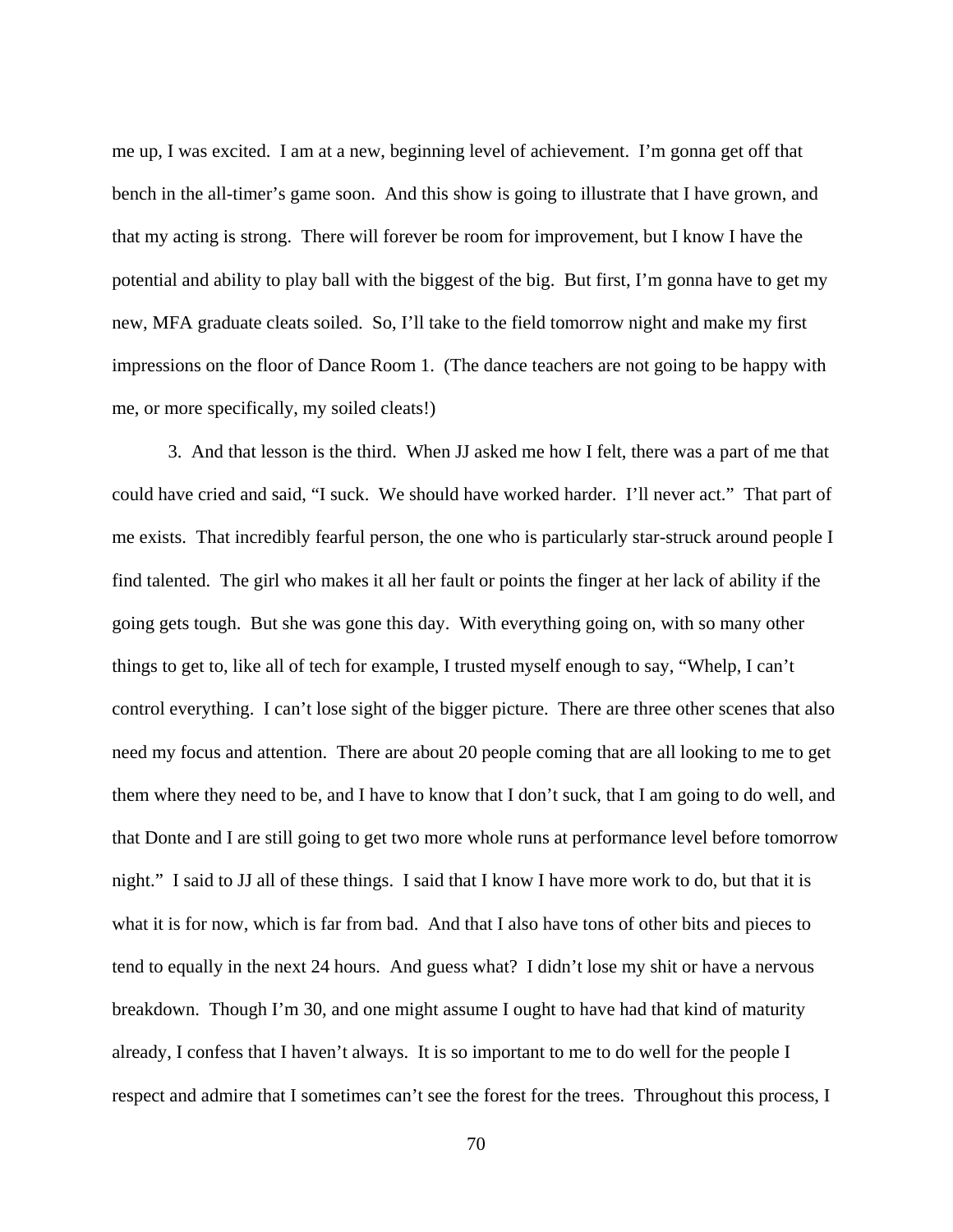me up, I was excited. I am at a new, beginning level of achievement. I'm gonna get off that bench in the all-timer's game soon. And this show is going to illustrate that I have grown, and that my acting is strong. There will forever be room for improvement, but I know I have the potential and ability to play ball with the biggest of the big. But first, I'm gonna have to get my new, MFA graduate cleats soiled. So, I'll take to the field tomorrow night and make my first impressions on the floor of Dance Room 1. (The dance teachers are not going to be happy with me, or more specifically, my soiled cleats!)

3. And that lesson is the third. When JJ asked me how I felt, there was a part of me that could have cried and said, "I suck. We should have worked harder. I'll never act." That part of me exists. That incredibly fearful person, the one who is particularly star-struck around people I find talented. The girl who makes it all her fault or points the finger at her lack of ability if the going gets tough. But she was gone this day. With everything going on, with so many other things to get to, like all of tech for example, I trusted myself enough to say, "Whelp, I can't control everything. I can't lose sight of the bigger picture. There are three other scenes that also need my focus and attention. There are about 20 people coming that are all looking to me to get them where they need to be, and I have to know that I don't suck, that I am going to do well, and that Donte and I are still going to get two more whole runs at performance level before tomorrow night." I said to JJ all of these things. I said that I know I have more work to do, but that it is what it is for now, which is far from bad. And that I also have tons of other bits and pieces to tend to equally in the next 24 hours. And guess what? I didn't lose my shit or have a nervous breakdown. Though I'm 30, and one might assume I ought to have had that kind of maturity already, I confess that I haven't always. It is so important to me to do well for the people I respect and admire that I sometimes can't see the forest for the trees. Throughout this process, I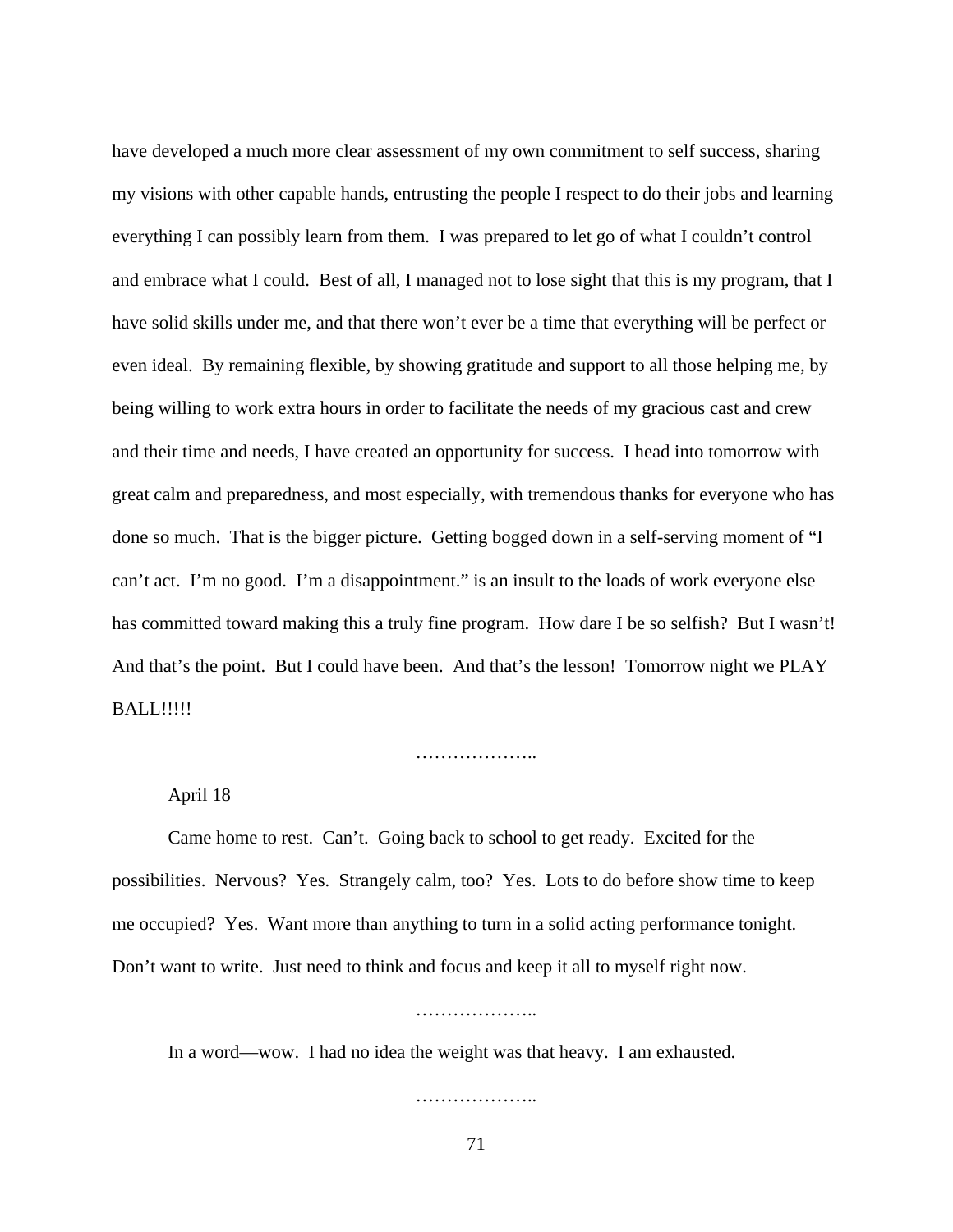have developed a much more clear assessment of my own commitment to self success, sharing my visions with other capable hands, entrusting the people I respect to do their jobs and learning everything I can possibly learn from them. I was prepared to let go of what I couldn't control and embrace what I could. Best of all, I managed not to lose sight that this is my program, that I have solid skills under me, and that there won't ever be a time that everything will be perfect or even ideal. By remaining flexible, by showing gratitude and support to all those helping me, by being willing to work extra hours in order to facilitate the needs of my gracious cast and crew and their time and needs, I have created an opportunity for success. I head into tomorrow with great calm and preparedness, and most especially, with tremendous thanks for everyone who has done so much. That is the bigger picture. Getting bogged down in a self-serving moment of "I can't act. I'm no good. I'm a disappointment." is an insult to the loads of work everyone else has committed toward making this a truly fine program. How dare I be so selfish? But I wasn't! And that's the point. But I could have been. And that's the lesson! Tomorrow night we PLAY BALL!!!!!

………………..

April 18

Came home to rest. Can't. Going back to school to get ready. Excited for the possibilities. Nervous? Yes. Strangely calm, too? Yes. Lots to do before show time to keep me occupied? Yes. Want more than anything to turn in a solid acting performance tonight. Don't want to write. Just need to think and focus and keep it all to myself right now.

………………..

In a word—wow. I had no idea the weight was that heavy. I am exhausted.

………………..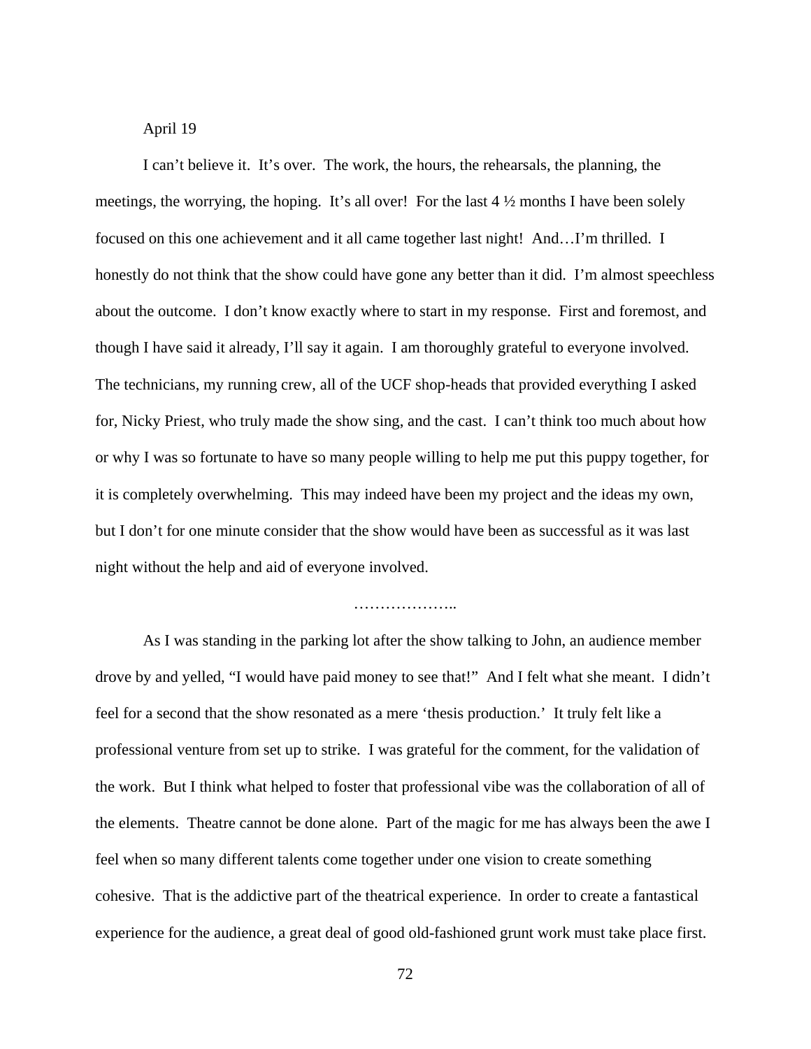April 19

I can't believe it. It's over. The work, the hours, the rehearsals, the planning, the meetings, the worrying, the hoping. It's all over! For the last 4 ½ months I have been solely focused on this one achievement and it all came together last night! And…I'm thrilled. I honestly do not think that the show could have gone any better than it did. I'm almost speechless about the outcome. I don't know exactly where to start in my response. First and foremost, and though I have said it already, I'll say it again. I am thoroughly grateful to everyone involved. The technicians, my running crew, all of the UCF shop-heads that provided everything I asked for, Nicky Priest, who truly made the show sing, and the cast. I can't think too much about how or why I was so fortunate to have so many people willing to help me put this puppy together, for it is completely overwhelming. This may indeed have been my project and the ideas my own, but I don't for one minute consider that the show would have been as successful as it was last night without the help and aid of everyone involved.

………………..

As I was standing in the parking lot after the show talking to John, an audience member drove by and yelled, "I would have paid money to see that!" And I felt what she meant. I didn't feel for a second that the show resonated as a mere 'thesis production.' It truly felt like a professional venture from set up to strike. I was grateful for the comment, for the validation of the work. But I think what helped to foster that professional vibe was the collaboration of all of the elements. Theatre cannot be done alone. Part of the magic for me has always been the awe I feel when so many different talents come together under one vision to create something cohesive. That is the addictive part of the theatrical experience. In order to create a fantastical experience for the audience, a great deal of good old-fashioned grunt work must take place first.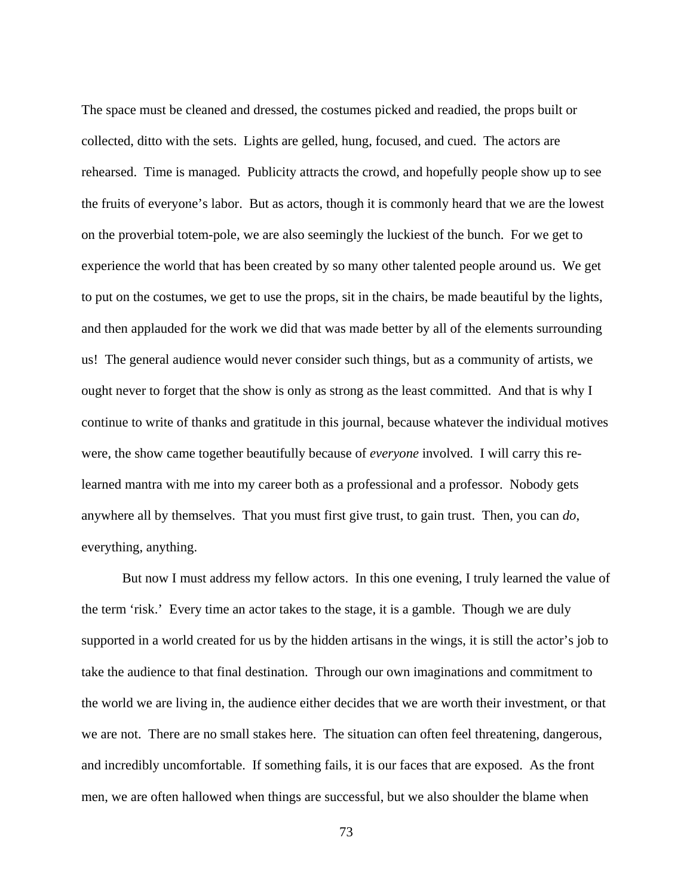The space must be cleaned and dressed, the costumes picked and readied, the props built or collected, ditto with the sets. Lights are gelled, hung, focused, and cued. The actors are rehearsed. Time is managed. Publicity attracts the crowd, and hopefully people show up to see the fruits of everyone's labor. But as actors, though it is commonly heard that we are the lowest on the proverbial totem-pole, we are also seemingly the luckiest of the bunch. For we get to experience the world that has been created by so many other talented people around us. We get to put on the costumes, we get to use the props, sit in the chairs, be made beautiful by the lights, and then applauded for the work we did that was made better by all of the elements surrounding us! The general audience would never consider such things, but as a community of artists, we ought never to forget that the show is only as strong as the least committed. And that is why I continue to write of thanks and gratitude in this journal, because whatever the individual motives were, the show came together beautifully because of *everyone* involved. I will carry this re-learned mantra with me into my career both as a professional and a professor. Nobody gets anywhere all by themselves. That you must first give trust, to gain trust. Then, you can *do*, everything, anything.

But now I must address my fellow actors. In this one evening, I truly learned the value of the term 'risk.' Every time an actor takes to the stage, it is a gamble. Though we are duly supported in a world created for us by the hidden artisans in the wings, it is still the actor's job to take the audience to that final destination. Through our own imaginations and commitment to the world we are living in, the audience either decides that we are worth their investment, or that we are not. There are no small stakes here. The situation can often feel threatening, dangerous, and incredibly uncomfortable. If something fails, it is our faces that are exposed. As the front men, we are often hallowed when things are successful, but we also shoulder the blame when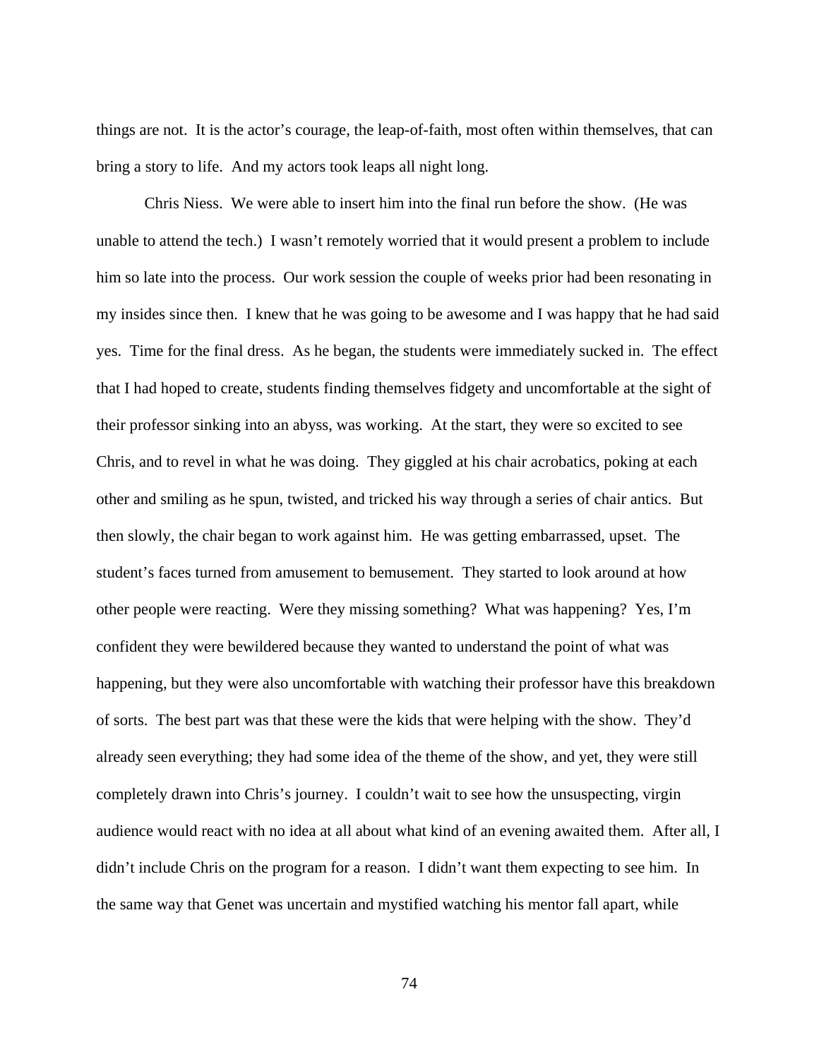things are not. It is the actor's courage, the leap-of-faith, most often within themselves, that can bring a story to life. And my actors took leaps all night long.

Chris Niess. We were able to insert him into the final run before the show. (He was unable to attend the tech.) I wasn't remotely worried that it would present a problem to include him so late into the process. Our work session the couple of weeks prior had been resonating in my insides since then. I knew that he was going to be awesome and I was happy that he had said yes. Time for the final dress. As he began, the students were immediately sucked in. The effect that I had hoped to create, students finding themselves fidgety and uncomfortable at the sight of their professor sinking into an abyss, was working. At the start, they were so excited to see Chris, and to revel in what he was doing. They giggled at his chair acrobatics, poking at each other and smiling as he spun, twisted, and tricked his way through a series of chair antics. But then slowly, the chair began to work against him. He was getting embarrassed, upset. The student's faces turned from amusement to bemusement. They started to look around at how other people were reacting. Were they missing something? What was happening? Yes, I'm confident they were bewildered because they wanted to understand the point of what was happening, but they were also uncomfortable with watching their professor have this breakdown of sorts. The best part was that these were the kids that were helping with the show. They'd already seen everything; they had some idea of the theme of the show, and yet, they were still completely drawn into Chris's journey. I couldn't wait to see how the unsuspecting, virgin audience would react with no idea at all about what kind of an evening awaited them. After all, I didn't include Chris on the program for a reason. I didn't want them expecting to see him. In the same way that Genet was uncertain and mystified watching his mentor fall apart, while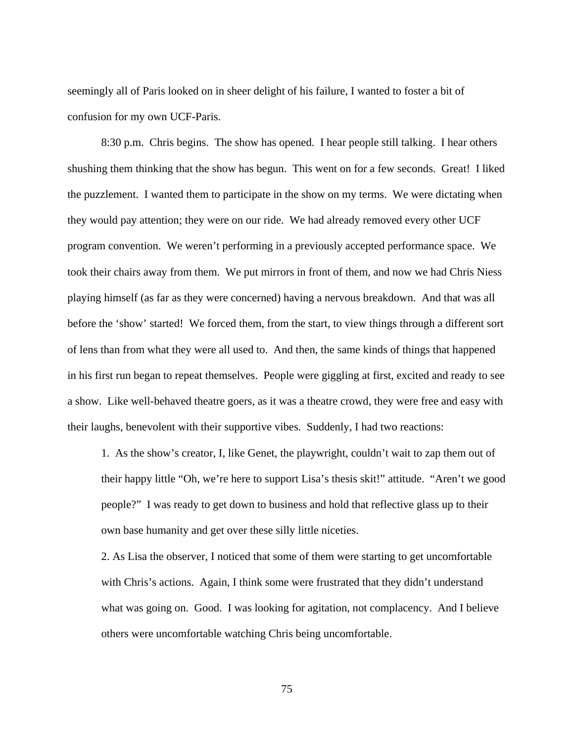seemingly all of Paris looked on in sheer delight of his failure, I wanted to foster a bit of confusion for my own UCF-Paris.

8:30 p.m. Chris begins. The show has opened. I hear people still talking. I hear others shushing them thinking that the show has begun. This went on for a few seconds. Great! I liked the puzzlement. I wanted them to participate in the show on my terms. We were dictating when they would pay attention; they were on our ride. We had already removed every other UCF program convention. We weren't performing in a previously accepted performance space. We took their chairs away from them. We put mirrors in front of them, and now we had Chris Niess playing himself (as far as they were concerned) having a nervous breakdown. And that was all before the 'show' started! We forced them, from the start, to view things through a different sort of lens than from what they were all used to. And then, the same kinds of things that happened in his first run began to repeat themselves. People were giggling at first, excited and ready to see a show. Like well-behaved theatre goers, as it was a theatre crowd, they were free and easy with their laughs, benevolent with their supportive vibes. Suddenly, I had two reactions:

1. As the show's creator, I, like Genet, the playwright, couldn't wait to zap them out of their happy little "Oh, we're here to support Lisa's thesis skit!" attitude. "Aren't we good people?" I was ready to get down to business and hold that reflective glass up to their own base humanity and get over these silly little niceties.
2. As Lisa the observer, I noticed that some of them were starting to get uncomfortable with Chris's actions. Again, I think some were frustrated that they didn't understand what was going on. Good. I was looking for agitation, not complacency. And I believe others were uncomfortable watching Chris being uncomfortable.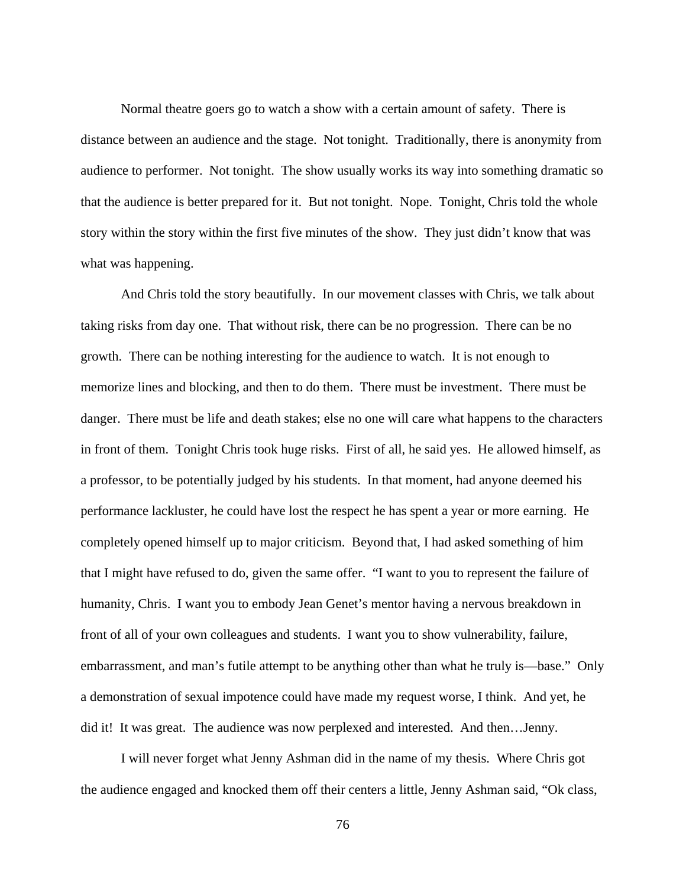Normal theatre goers go to watch a show with a certain amount of safety. There is distance between an audience and the stage. Not tonight. Traditionally, there is anonymity from audience to performer. Not tonight. The show usually works its way into something dramatic so that the audience is better prepared for it. But not tonight. Nope. Tonight, Chris told the whole story within the story within the first five minutes of the show. They just didn't know that was what was happening.

And Chris told the story beautifully. In our movement classes with Chris, we talk about taking risks from day one. That without risk, there can be no progression. There can be no growth. There can be nothing interesting for the audience to watch. It is not enough to memorize lines and blocking, and then to do them. There must be investment. There must be danger. There must be life and death stakes; else no one will care what happens to the characters in front of them. Tonight Chris took huge risks. First of all, he said yes. He allowed himself, as a professor, to be potentially judged by his students. In that moment, had anyone deemed his performance lackluster, he could have lost the respect he has spent a year or more earning. He completely opened himself up to major criticism. Beyond that, I had asked something of him that I might have refused to do, given the same offer. "I want to you to represent the failure of humanity, Chris. I want you to embody Jean Genet's mentor having a nervous breakdown in front of all of your own colleagues and students. I want you to show vulnerability, failure, embarrassment, and man's futile attempt to be anything other than what he truly is—base." Only a demonstration of sexual impotence could have made my request worse, I think. And yet, he did it! It was great. The audience was now perplexed and interested. And then…Jenny.

I will never forget what Jenny Ashman did in the name of my thesis. Where Chris got the audience engaged and knocked them off their centers a little, Jenny Ashman said, "Ok class,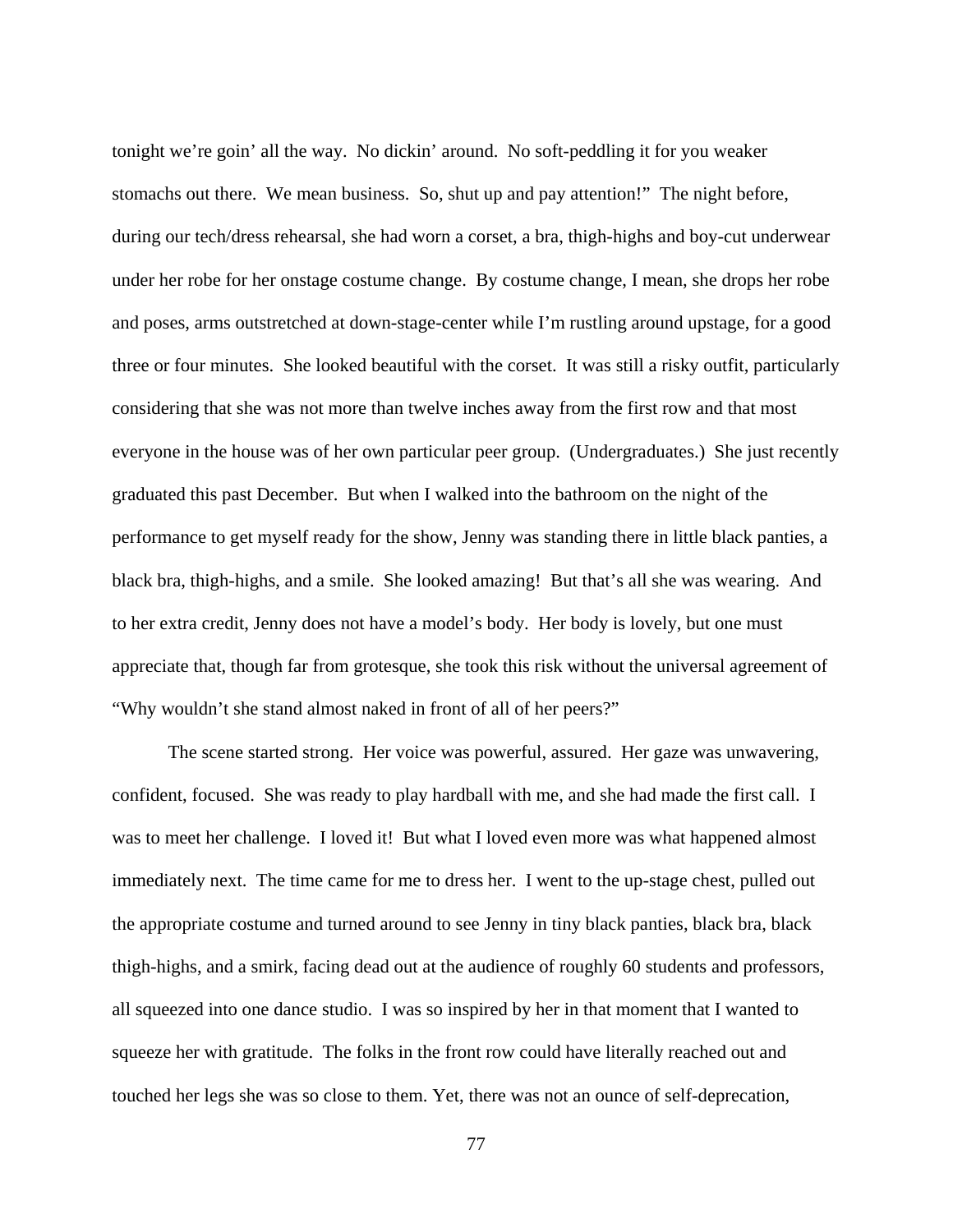tonight we're goin' all the way. No dickin' around. No soft-peddling it for you weaker stomachs out there. We mean business. So, shut up and pay attention!" The night before, during our tech/dress rehearsal, she had worn a corset, a bra, thigh-highs and boy-cut underwear under her robe for her onstage costume change. By costume change, I mean, she drops her robe and poses, arms outstretched at down-stage-center while I'm rustling around upstage, for a good three or four minutes. She looked beautiful with the corset. It was still a risky outfit, particularly considering that she was not more than twelve inches away from the first row and that most everyone in the house was of her own particular peer group. (Undergraduates.) She just recently graduated this past December. But when I walked into the bathroom on the night of the performance to get myself ready for the show, Jenny was standing there in little black panties, a black bra, thigh-highs, and a smile. She looked amazing! But that's all she was wearing. And to her extra credit, Jenny does not have a model's body. Her body is lovely, but one must appreciate that, though far from grotesque, she took this risk without the universal agreement of "Why wouldn't she stand almost naked in front of all of her peers?"

The scene started strong. Her voice was powerful, assured. Her gaze was unwavering, confident, focused. She was ready to play hardball with me, and she had made the first call. I was to meet her challenge. I loved it! But what I loved even more was what happened almost immediately next. The time came for me to dress her. I went to the up-stage chest, pulled out the appropriate costume and turned around to see Jenny in tiny black panties, black bra, black thigh-highs, and a smirk, facing dead out at the audience of roughly 60 students and professors, all squeezed into one dance studio. I was so inspired by her in that moment that I wanted to squeeze her with gratitude. The folks in the front row could have literally reached out and touched her legs she was so close to them. Yet, there was not an ounce of self-deprecation,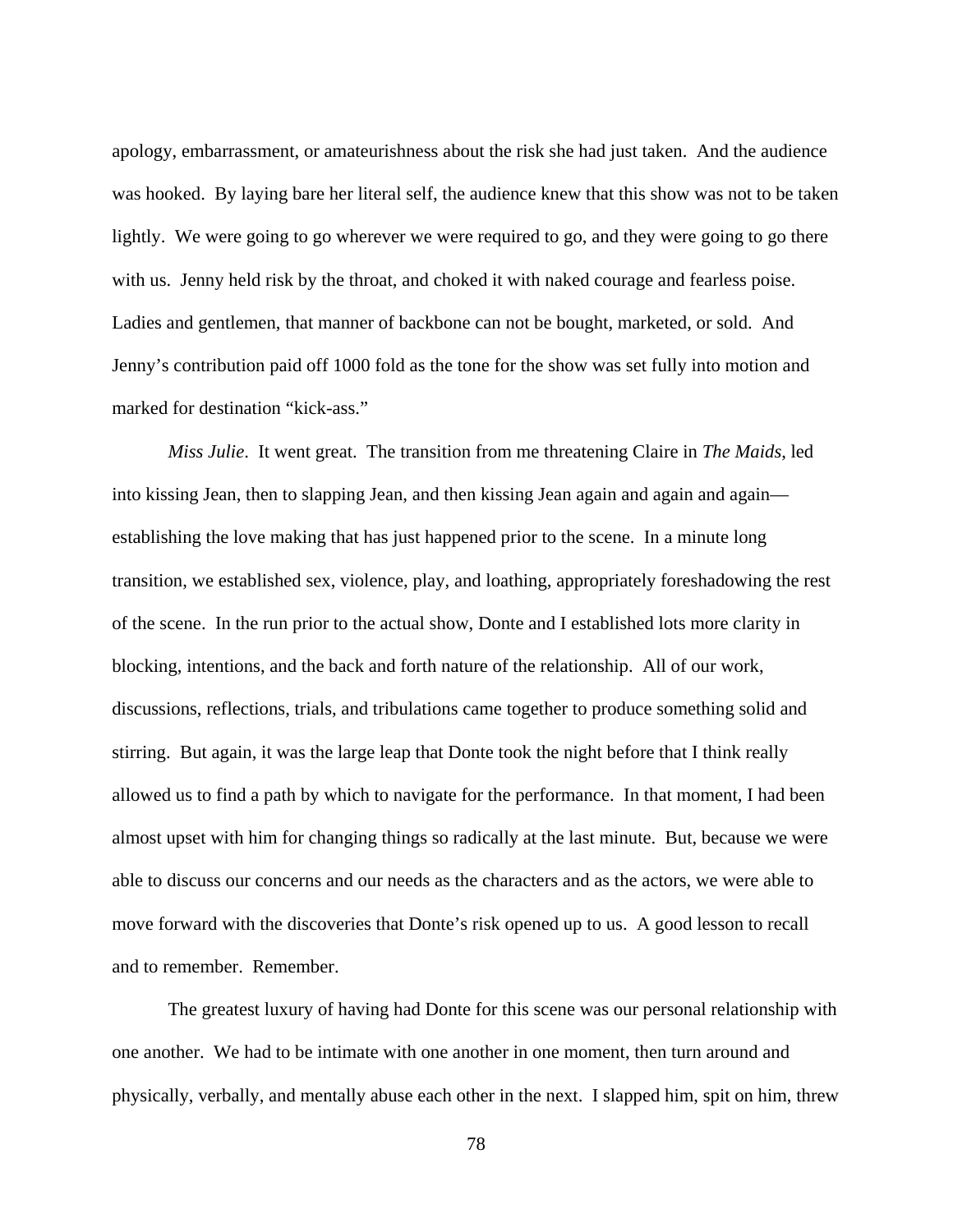apology, embarrassment, or amateurishness about the risk she had just taken. And the audience was hooked. By laying bare her literal self, the audience knew that this show was not to be taken lightly. We were going to go wherever we were required to go, and they were going to go there with us. Jenny held risk by the throat, and choked it with naked courage and fearless poise. Ladies and gentlemen, that manner of backbone can not be bought, marketed, or sold. And Jenny's contribution paid off 1000 fold as the tone for the show was set fully into motion and marked for destination "kick-ass."

*Miss Julie*. It went great. The transition from me threatening Claire in *The Maids*, led into kissing Jean, then to slapping Jean, and then kissing Jean again and again and again—establishing the love making that has just happened prior to the scene. In a minute long transition, we established sex, violence, play, and loathing, appropriately foreshadowing the rest of the scene. In the run prior to the actual show, Donte and I established lots more clarity in blocking, intentions, and the back and forth nature of the relationship. All of our work, discussions, reflections, trials, and tribulations came together to produce something solid and stirring. But again, it was the large leap that Donte took the night before that I think really allowed us to find a path by which to navigate for the performance. In that moment, I had been almost upset with him for changing things so radically at the last minute. But, because we were able to discuss our concerns and our needs as the characters and as the actors, we were able to move forward with the discoveries that Donte's risk opened up to us. A good lesson to recall and to remember. Remember.

The greatest luxury of having had Donte for this scene was our personal relationship with one another. We had to be intimate with one another in one moment, then turn around and physically, verbally, and mentally abuse each other in the next. I slapped him, spit on him, threw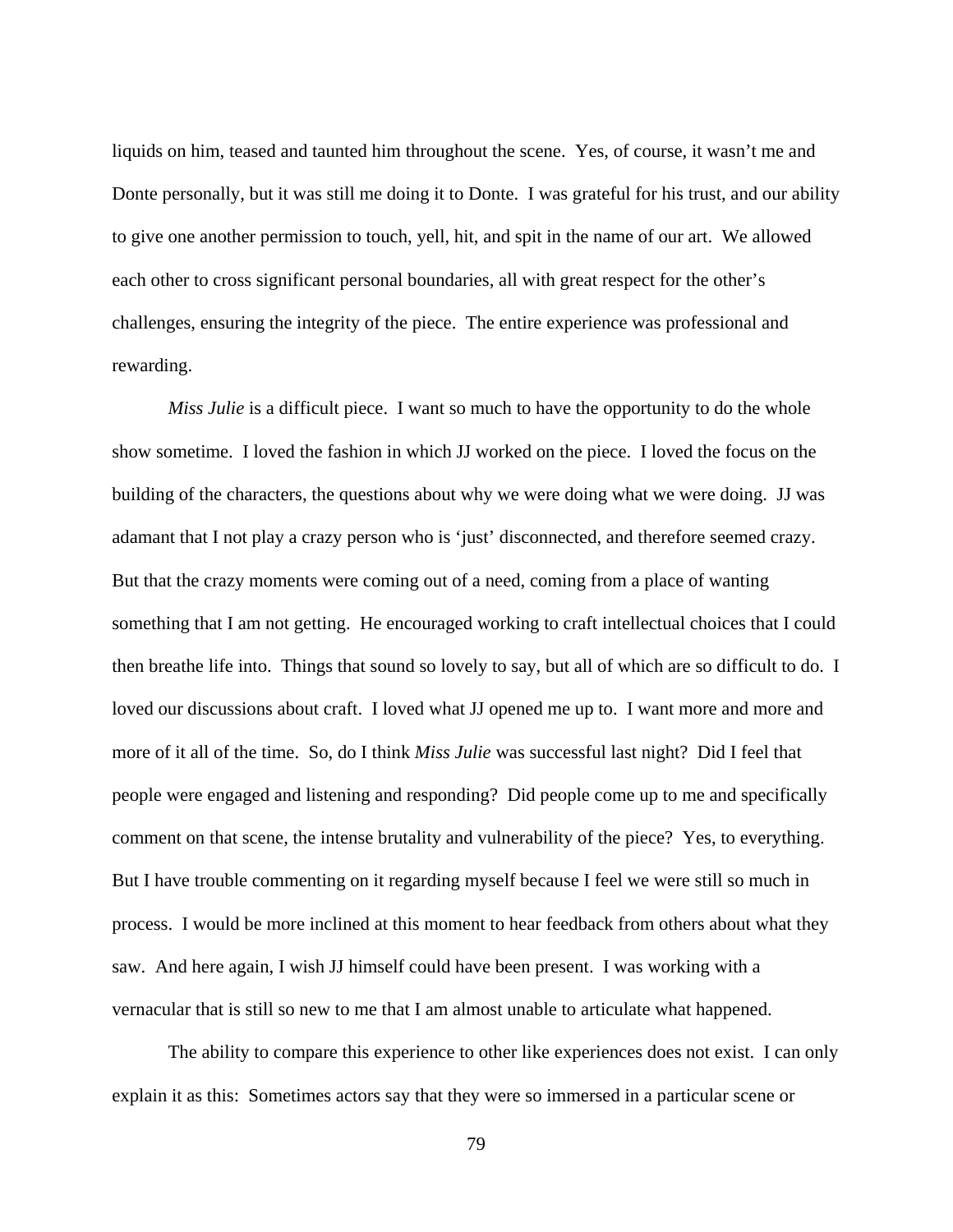liquids on him, teased and taunted him throughout the scene. Yes, of course, it wasn't me and Donte personally, but it was still me doing it to Donte. I was grateful for his trust, and our ability to give one another permission to touch, yell, hit, and spit in the name of our art. We allowed each other to cross significant personal boundaries, all with great respect for the other's challenges, ensuring the integrity of the piece. The entire experience was professional and rewarding.

*Miss Julie* is a difficult piece. I want so much to have the opportunity to do the whole show sometime. I loved the fashion in which JJ worked on the piece. I loved the focus on the building of the characters, the questions about why we were doing what we were doing. JJ was adamant that I not play a crazy person who is 'just' disconnected, and therefore seemed crazy. But that the crazy moments were coming out of a need, coming from a place of wanting something that I am not getting. He encouraged working to craft intellectual choices that I could then breathe life into. Things that sound so lovely to say, but all of which are so difficult to do. I loved our discussions about craft. I loved what JJ opened me up to. I want more and more and more of it all of the time. So, do I think *Miss Julie* was successful last night? Did I feel that people were engaged and listening and responding? Did people come up to me and specifically comment on that scene, the intense brutality and vulnerability of the piece? Yes, to everything. But I have trouble commenting on it regarding myself because I feel we were still so much in process. I would be more inclined at this moment to hear feedback from others about what they saw. And here again, I wish JJ himself could have been present. I was working with a vernacular that is still so new to me that I am almost unable to articulate what happened.

The ability to compare this experience to other like experiences does not exist. I can only explain it as this: Sometimes actors say that they were so immersed in a particular scene or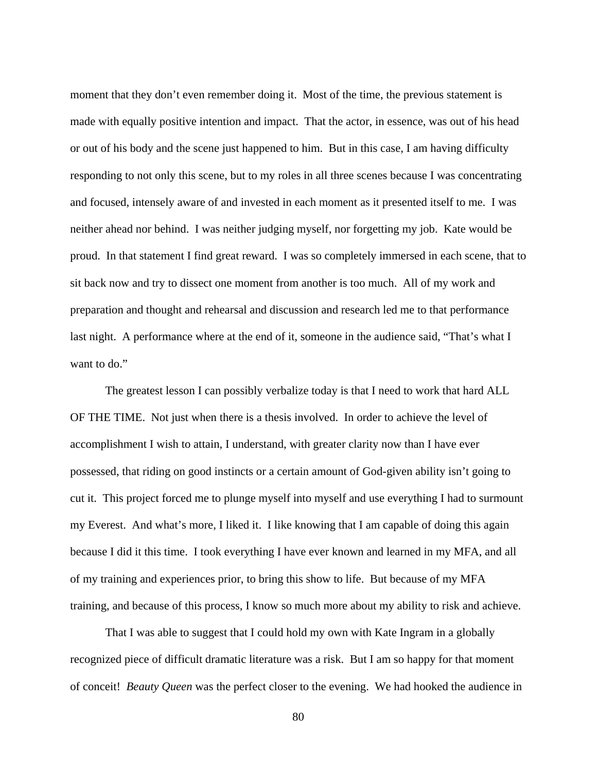moment that they don't even remember doing it. Most of the time, the previous statement is made with equally positive intention and impact. That the actor, in essence, was out of his head or out of his body and the scene just happened to him. But in this case, I am having difficulty responding to not only this scene, but to my roles in all three scenes because I was concentrating and focused, intensely aware of and invested in each moment as it presented itself to me. I was neither ahead nor behind. I was neither judging myself, nor forgetting my job. Kate would be proud. In that statement I find great reward. I was so completely immersed in each scene, that to sit back now and try to dissect one moment from another is too much. All of my work and preparation and thought and rehearsal and discussion and research led me to that performance last night. A performance where at the end of it, someone in the audience said, "That's what I want to do."

The greatest lesson I can possibly verbalize today is that I need to work that hard ALL OF THE TIME. Not just when there is a thesis involved. In order to achieve the level of accomplishment I wish to attain, I understand, with greater clarity now than I have ever possessed, that riding on good instincts or a certain amount of God-given ability isn't going to cut it. This project forced me to plunge myself into myself and use everything I had to surmount my Everest. And what's more, I liked it. I like knowing that I am capable of doing this again because I did it this time. I took everything I have ever known and learned in my MFA, and all of my training and experiences prior, to bring this show to life. But because of my MFA training, and because of this process, I know so much more about my ability to risk and achieve.

That I was able to suggest that I could hold my own with Kate Ingram in a globally recognized piece of difficult dramatic literature was a risk. But I am so happy for that moment of conceit! *Beauty Queen* was the perfect closer to the evening. We had hooked the audience in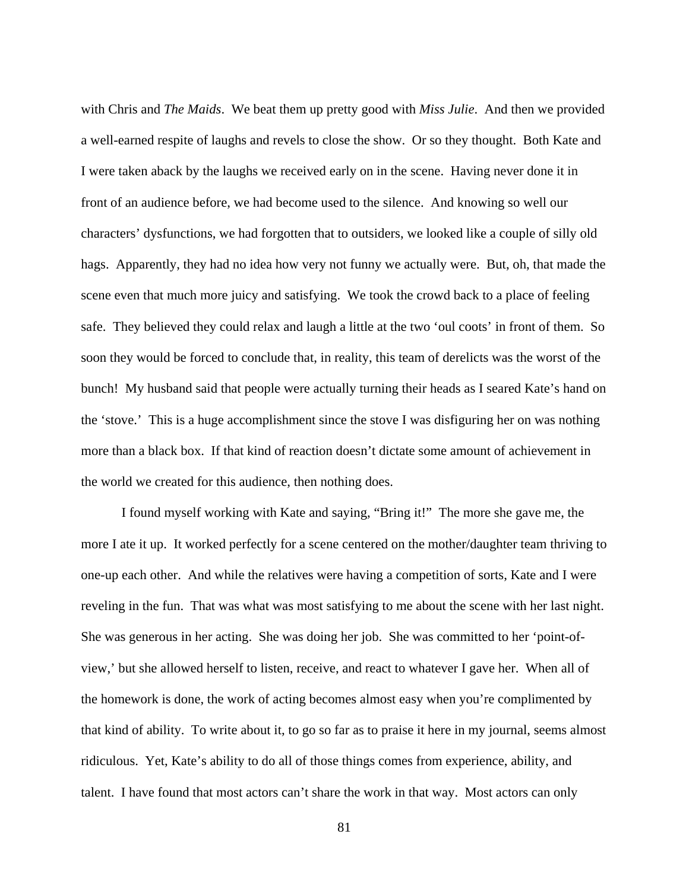with Chris and *The Maids*. We beat them up pretty good with *Miss Julie*. And then we provided a well-earned respite of laughs and revels to close the show. Or so they thought. Both Kate and I were taken aback by the laughs we received early on in the scene. Having never done it in front of an audience before, we had become used to the silence. And knowing so well our characters' dysfunctions, we had forgotten that to outsiders, we looked like a couple of silly old hags. Apparently, they had no idea how very not funny we actually were. But, oh, that made the scene even that much more juicy and satisfying. We took the crowd back to a place of feeling safe. They believed they could relax and laugh a little at the two 'oul coots' in front of them. So soon they would be forced to conclude that, in reality, this team of derelicts was the worst of the bunch! My husband said that people were actually turning their heads as I seared Kate's hand on the 'stove.' This is a huge accomplishment since the stove I was disfiguring her on was nothing more than a black box. If that kind of reaction doesn't dictate some amount of achievement in the world we created for this audience, then nothing does.

I found myself working with Kate and saying, "Bring it!" The more she gave me, the more I ate it up. It worked perfectly for a scene centered on the mother/daughter team thriving to one-up each other. And while the relatives were having a competition of sorts, Kate and I were reveling in the fun. That was what was most satisfying to me about the scene with her last night. She was generous in her acting. She was doing her job. She was committed to her 'point-of-view,' but she allowed herself to listen, receive, and react to whatever I gave her. When all of the homework is done, the work of acting becomes almost easy when you're complimented by that kind of ability. To write about it, to go so far as to praise it here in my journal, seems almost ridiculous. Yet, Kate's ability to do all of those things comes from experience, ability, and talent. I have found that most actors can't share the work in that way. Most actors can only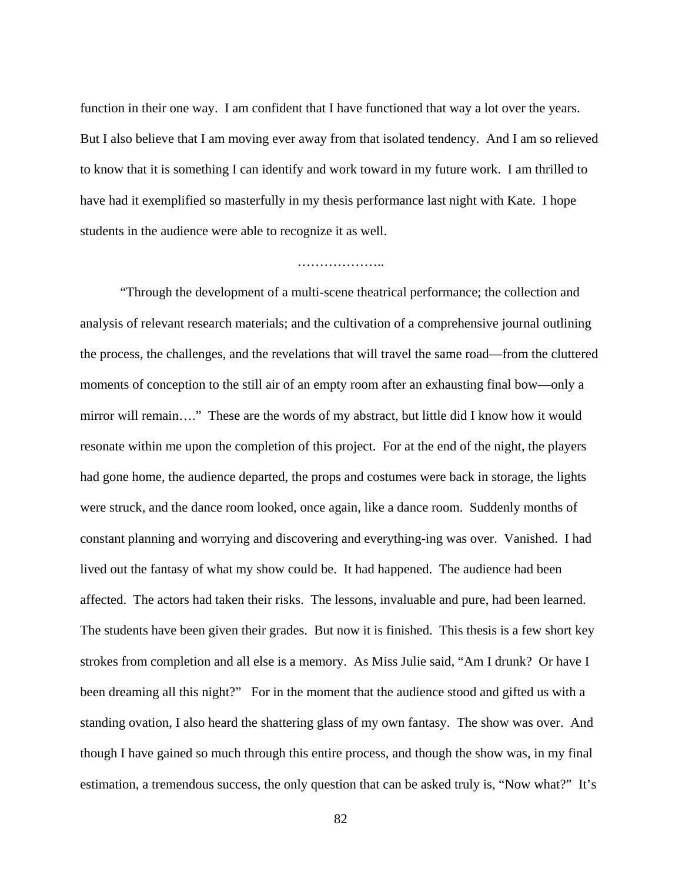function in their one way. I am confident that I have functioned that way a lot over the years. But I also believe that I am moving ever away from that isolated tendency. And I am so relieved to know that it is something I can identify and work toward in my future work. I am thrilled to have had it exemplified so masterfully in my thesis performance last night with Kate. I hope students in the audience were able to recognize it as well.

………………..

"Through the development of a multi-scene theatrical performance; the collection and analysis of relevant research materials; and the cultivation of a comprehensive journal outlining the process, the challenges, and the revelations that will travel the same road—from the cluttered moments of conception to the still air of an empty room after an exhausting final bow—only a mirror will remain…." These are the words of my abstract, but little did I know how it would resonate within me upon the completion of this project. For at the end of the night, the players had gone home, the audience departed, the props and costumes were back in storage, the lights were struck, and the dance room looked, once again, like a dance room. Suddenly months of constant planning and worrying and discovering and everything-ing was over. Vanished. I had lived out the fantasy of what my show could be. It had happened. The audience had been affected. The actors had taken their risks. The lessons, invaluable and pure, had been learned. The students have been given their grades. But now it is finished. This thesis is a few short key strokes from completion and all else is a memory. As Miss Julie said, "Am I drunk? Or have I been dreaming all this night?" For in the moment that the audience stood and gifted us with a standing ovation, I also heard the shattering glass of my own fantasy. The show was over. And though I have gained so much through this entire process, and though the show was, in my final estimation, a tremendous success, the only question that can be asked truly is, "Now what?" It's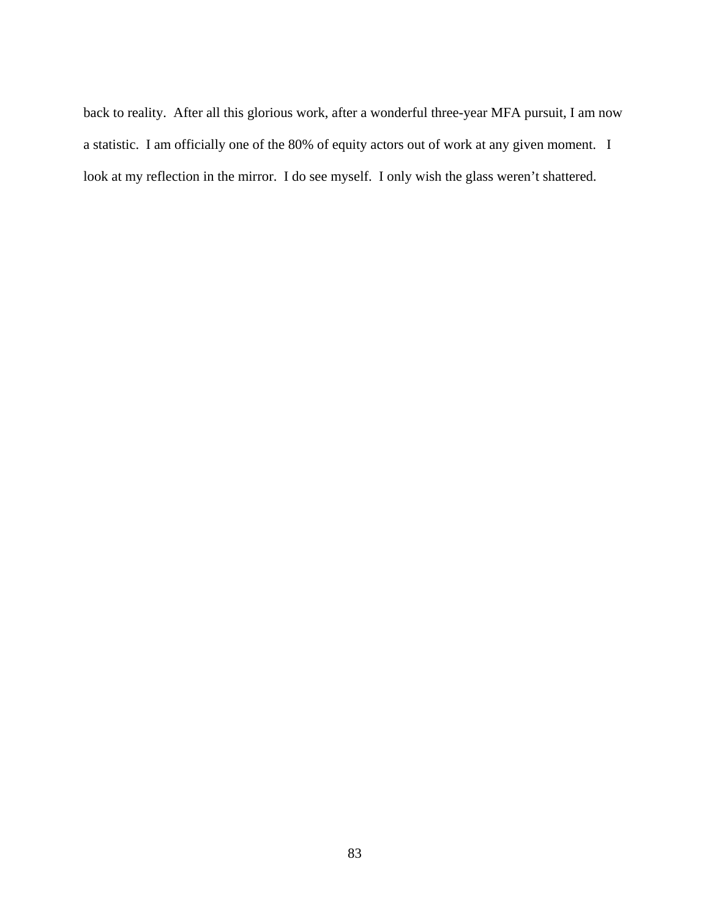back to reality. After all this glorious work, after a wonderful three-year MFA pursuit, I am now a statistic. I am officially one of the 80% of equity actors out of work at any given moment. I look at my reflection in the mirror. I do see myself. I only wish the glass weren't shattered.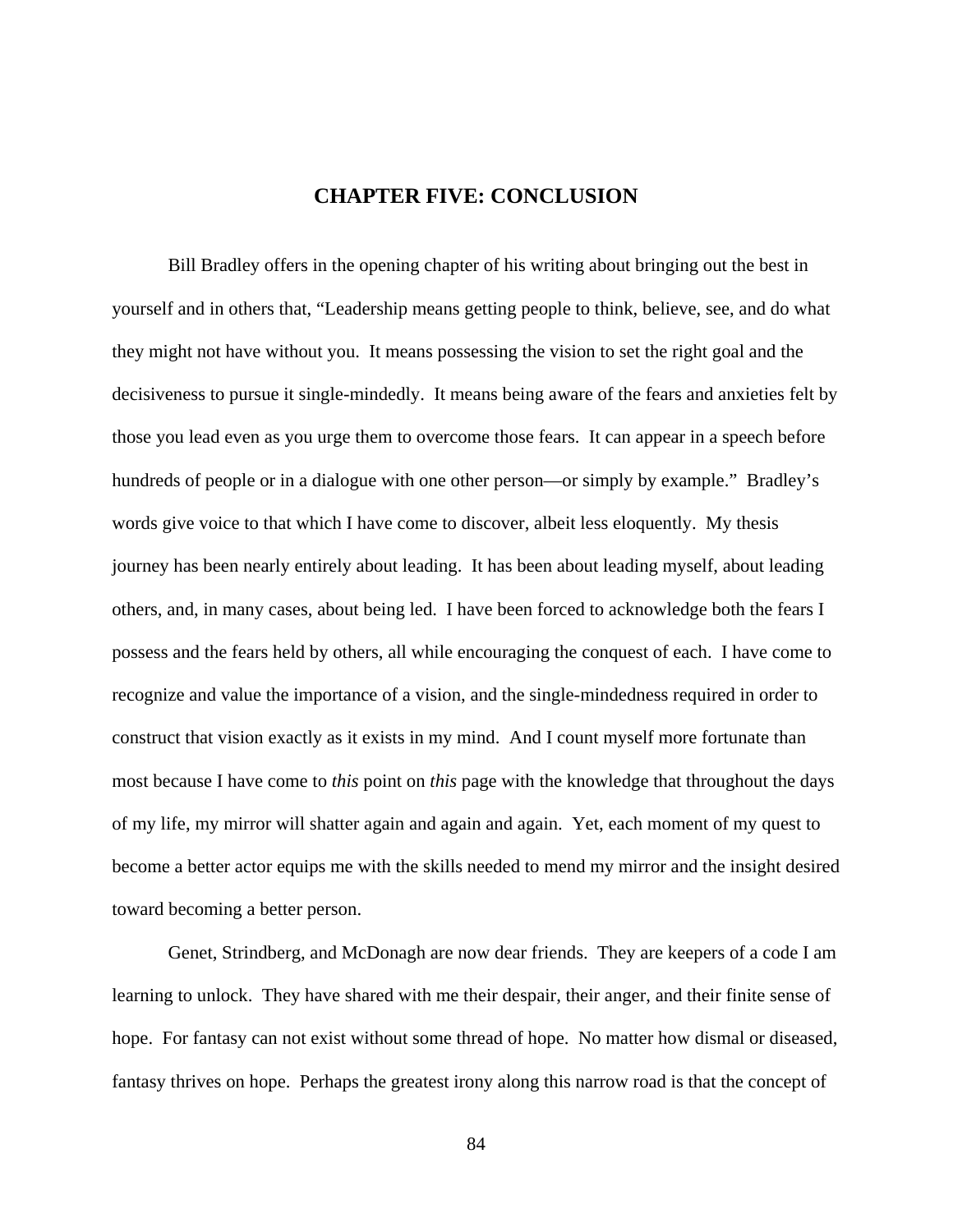# CHAPTER FIVE: CONCLUSION

Bill Bradley offers in the opening chapter of his writing about bringing out the best in yourself and in others that, "Leadership means getting people to think, believe, see, and do what they might not have without you. It means possessing the vision to set the right goal and the decisiveness to pursue it single-mindedly. It means being aware of the fears and anxieties felt by those you lead even as you urge them to overcome those fears. It can appear in a speech before hundreds of people or in a dialogue with one other person—or simply by example." Bradley's words give voice to that which I have come to discover, albeit less eloquently. My thesis journey has been nearly entirely about leading. It has been about leading myself, about leading others, and, in many cases, about being led. I have been forced to acknowledge both the fears I possess and the fears held by others, all while encouraging the conquest of each. I have come to recognize and value the importance of a vision, and the single-mindedness required in order to construct that vision exactly as it exists in my mind. And I count myself more fortunate than most because I have come to *this* point on *this* page with the knowledge that throughout the days of my life, my mirror will shatter again and again and again. Yet, each moment of my quest to become a better actor equips me with the skills needed to mend my mirror and the insight desired toward becoming a better person.

Genet, Strindberg, and McDonagh are now dear friends. They are keepers of a code I am learning to unlock. They have shared with me their despair, their anger, and their finite sense of hope. For fantasy can not exist without some thread of hope. No matter how dismal or diseased, fantasy thrives on hope. Perhaps the greatest irony along this narrow road is that the concept of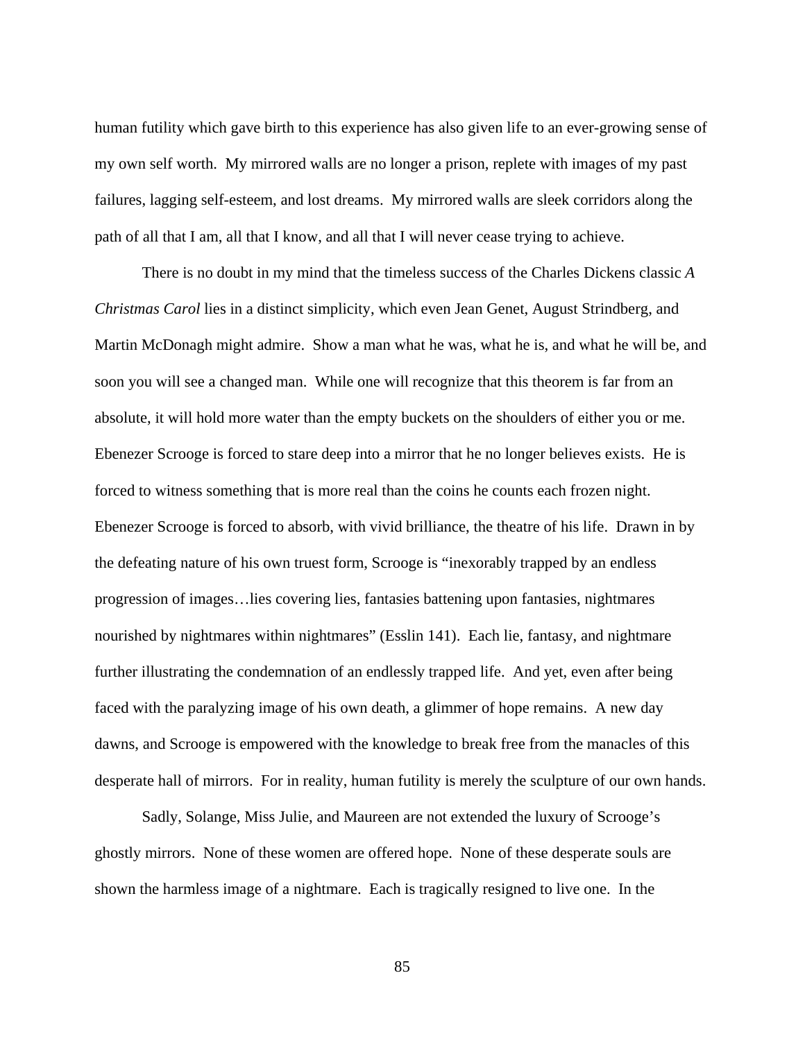human futility which gave birth to this experience has also given life to an ever-growing sense of my own self worth. My mirrored walls are no longer a prison, replete with images of my past failures, lagging self-esteem, and lost dreams. My mirrored walls are sleek corridors along the path of all that I am, all that I know, and all that I will never cease trying to achieve.

There is no doubt in my mind that the timeless success of the Charles Dickens classic *A Christmas Carol* lies in a distinct simplicity, which even Jean Genet, August Strindberg, and Martin McDonagh might admire. Show a man what he was, what he is, and what he will be, and soon you will see a changed man. While one will recognize that this theorem is far from an absolute, it will hold more water than the empty buckets on the shoulders of either you or me. Ebenezer Scrooge is forced to stare deep into a mirror that he no longer believes exists. He is forced to witness something that is more real than the coins he counts each frozen night. Ebenezer Scrooge is forced to absorb, with vivid brilliance, the theatre of his life. Drawn in by the defeating nature of his own truest form, Scrooge is "inexorably trapped by an endless progression of images…lies covering lies, fantasies battening upon fantasies, nightmares nourished by nightmares within nightmares" (Esslin 141). Each lie, fantasy, and nightmare further illustrating the condemnation of an endlessly trapped life. And yet, even after being faced with the paralyzing image of his own death, a glimmer of hope remains. A new day dawns, and Scrooge is empowered with the knowledge to break free from the manacles of this desperate hall of mirrors. For in reality, human futility is merely the sculpture of our own hands.

Sadly, Solange, Miss Julie, and Maureen are not extended the luxury of Scrooge's ghostly mirrors. None of these women are offered hope. None of these desperate souls are shown the harmless image of a nightmare. Each is tragically resigned to live one. In the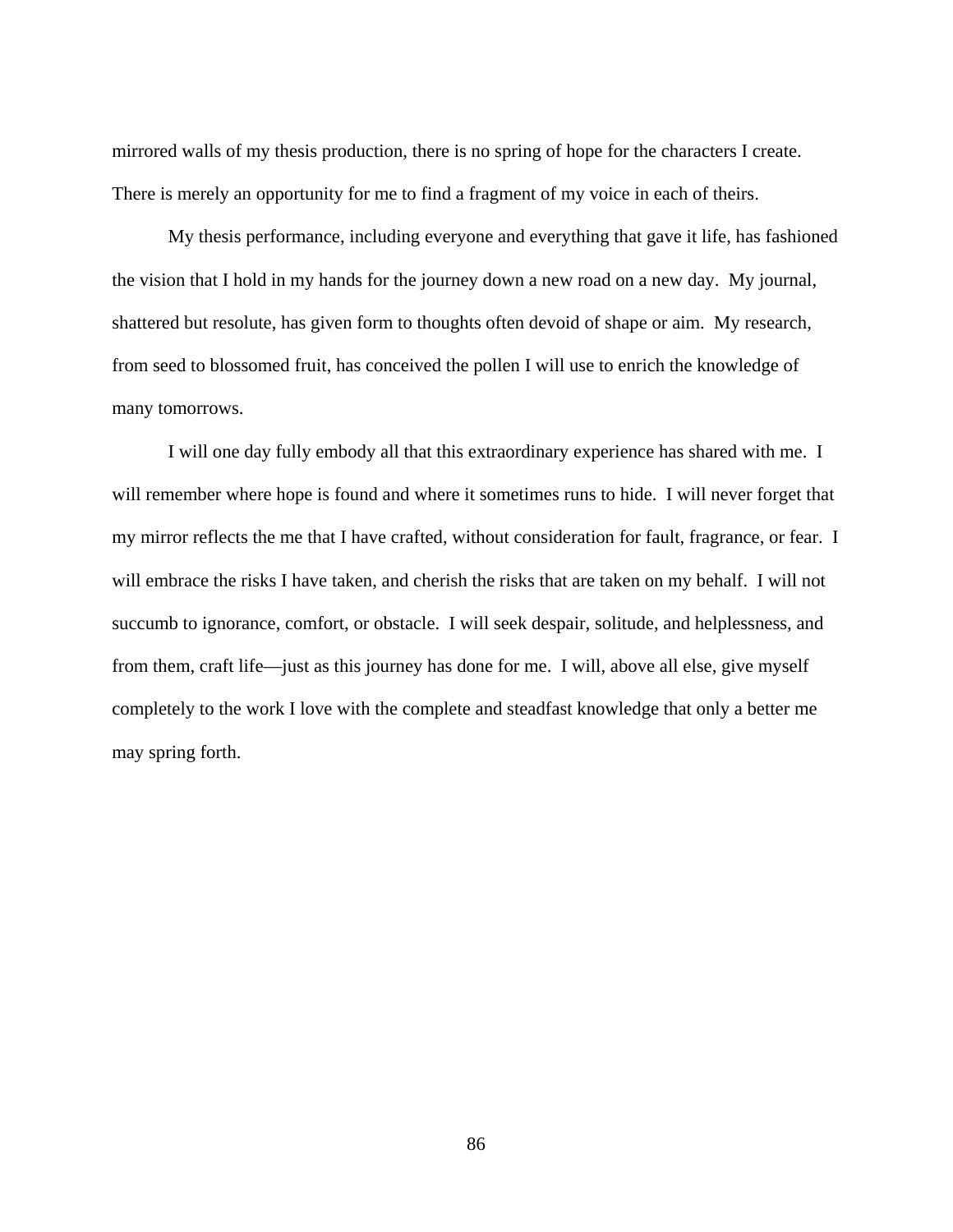mirrored walls of my thesis production, there is no spring of hope for the characters I create. There is merely an opportunity for me to find a fragment of my voice in each of theirs.

My thesis performance, including everyone and everything that gave it life, has fashioned the vision that I hold in my hands for the journey down a new road on a new day. My journal, shattered but resolute, has given form to thoughts often devoid of shape or aim. My research, from seed to blossomed fruit, has conceived the pollen I will use to enrich the knowledge of many tomorrows.

I will one day fully embody all that this extraordinary experience has shared with me. I will remember where hope is found and where it sometimes runs to hide. I will never forget that my mirror reflects the me that I have crafted, without consideration for fault, fragrance, or fear. I will embrace the risks I have taken, and cherish the risks that are taken on my behalf. I will not succumb to ignorance, comfort, or obstacle. I will seek despair, solitude, and helplessness, and from them, craft life—just as this journey has done for me. I will, above all else, give myself completely to the work I love with the complete and steadfast knowledge that only a better me may spring forth.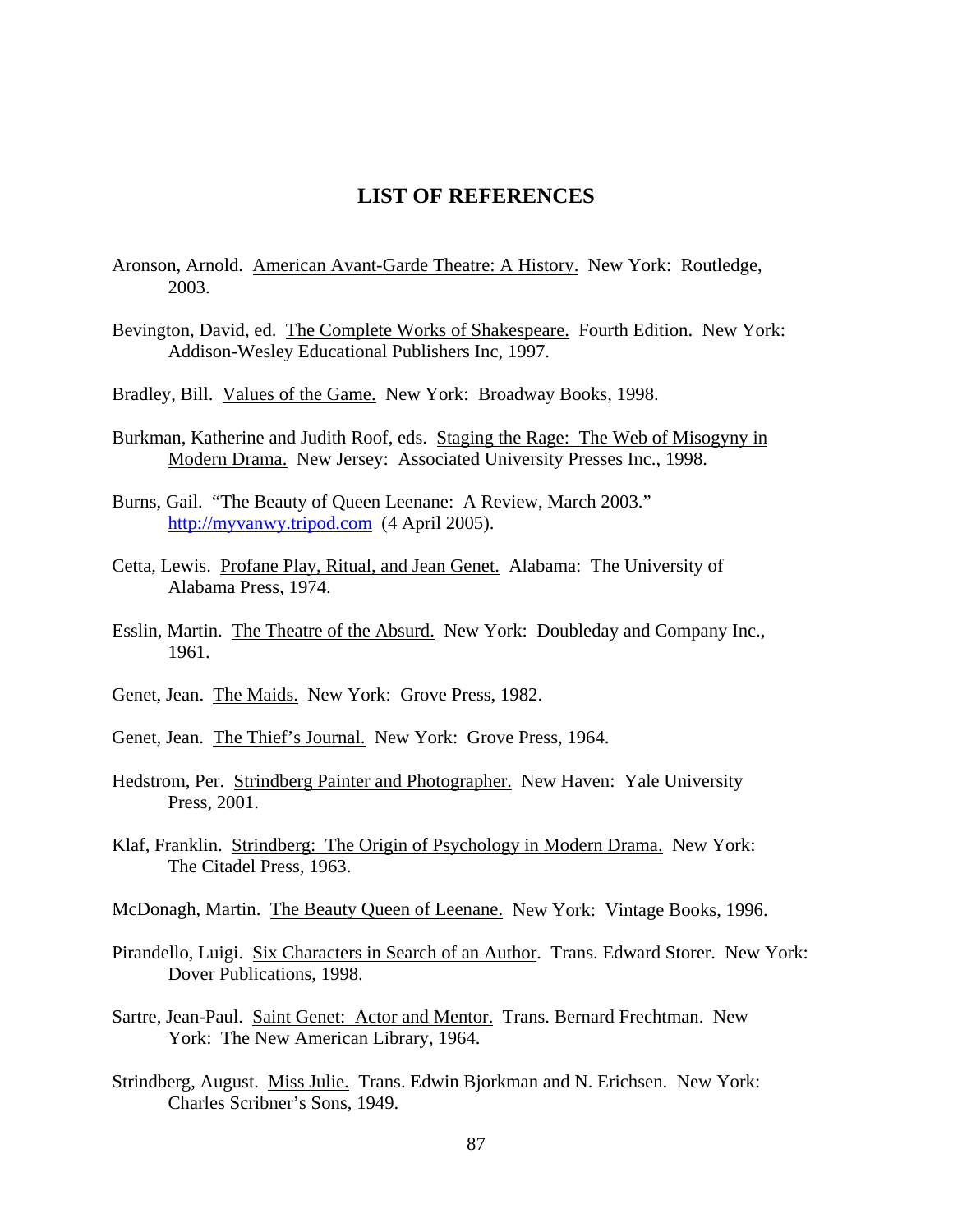# LIST OF REFERENCES

Aronson, Arnold. American Avant-Garde Theatre: A History. New York: Routledge, 2003.

Bevington, David, ed. The Complete Works of Shakespeare. Fourth Edition. New York: Addison-Wesley Educational Publishers Inc, 1997.

Bradley, Bill. Values of the Game. New York: Broadway Books, 1998.

Burkman, Katherine and Judith Roof, eds. Staging the Rage: The Web of Misogyny in Modern Drama. New Jersey: Associated University Presses Inc., 1998.

Burns, Gail. "The Beauty of Queen Leenane: A Review, March 2003." http://myvanwy.tripod.com (4 April 2005).

Cetta, Lewis. Profane Play, Ritual, and Jean Genet. Alabama: The University of Alabama Press, 1974.

Esslin, Martin. The Theatre of the Absurd. New York: Doubleday and Company Inc., 1961.

Genet, Jean. The Maids. New York: Grove Press, 1982.

Genet, Jean. The Thief's Journal. New York: Grove Press, 1964.

Hedstrom, Per. Strindberg Painter and Photographer. New Haven: Yale University Press, 2001.

Klaf, Franklin. Strindberg: The Origin of Psychology in Modern Drama. New York: The Citadel Press, 1963.

McDonagh, Martin. The Beauty Queen of Leenane. New York: Vintage Books, 1996.

Pirandello, Luigi. Six Characters in Search of an Author. Trans. Edward Storer. New York: Dover Publications, 1998.

Sartre, Jean-Paul. Saint Genet: Actor and Mentor. Trans. Bernard Frechtman. New York: The New American Library, 1964.

Strindberg, August. Miss Julie. Trans. Edwin Bjorkman and N. Erichsen. New York: Charles Scribner's Sons, 1949.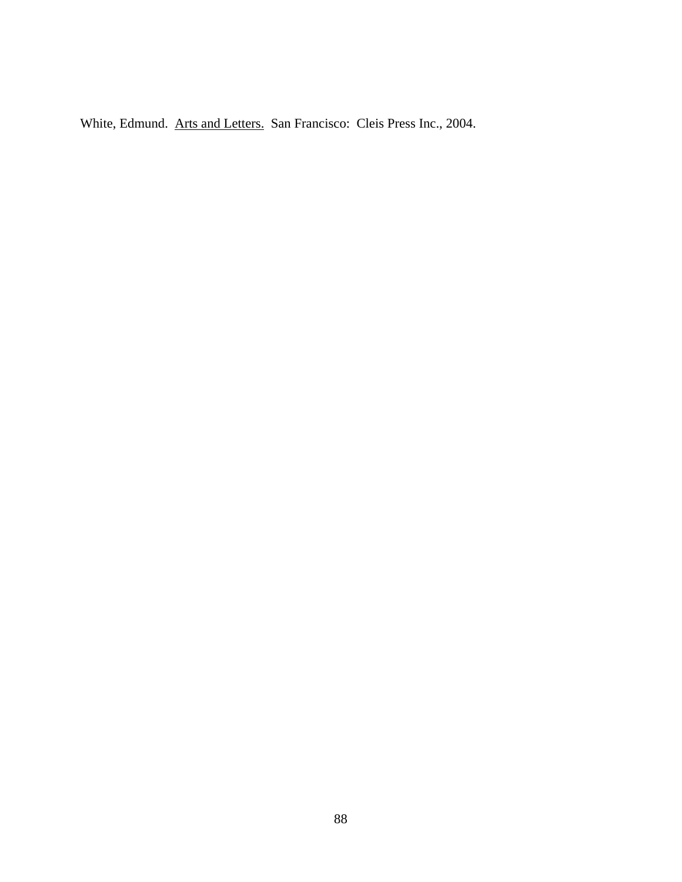White, Edmund. <u>Arts and Letters.</u> San Francisco: Cleis Press Inc., 2004.